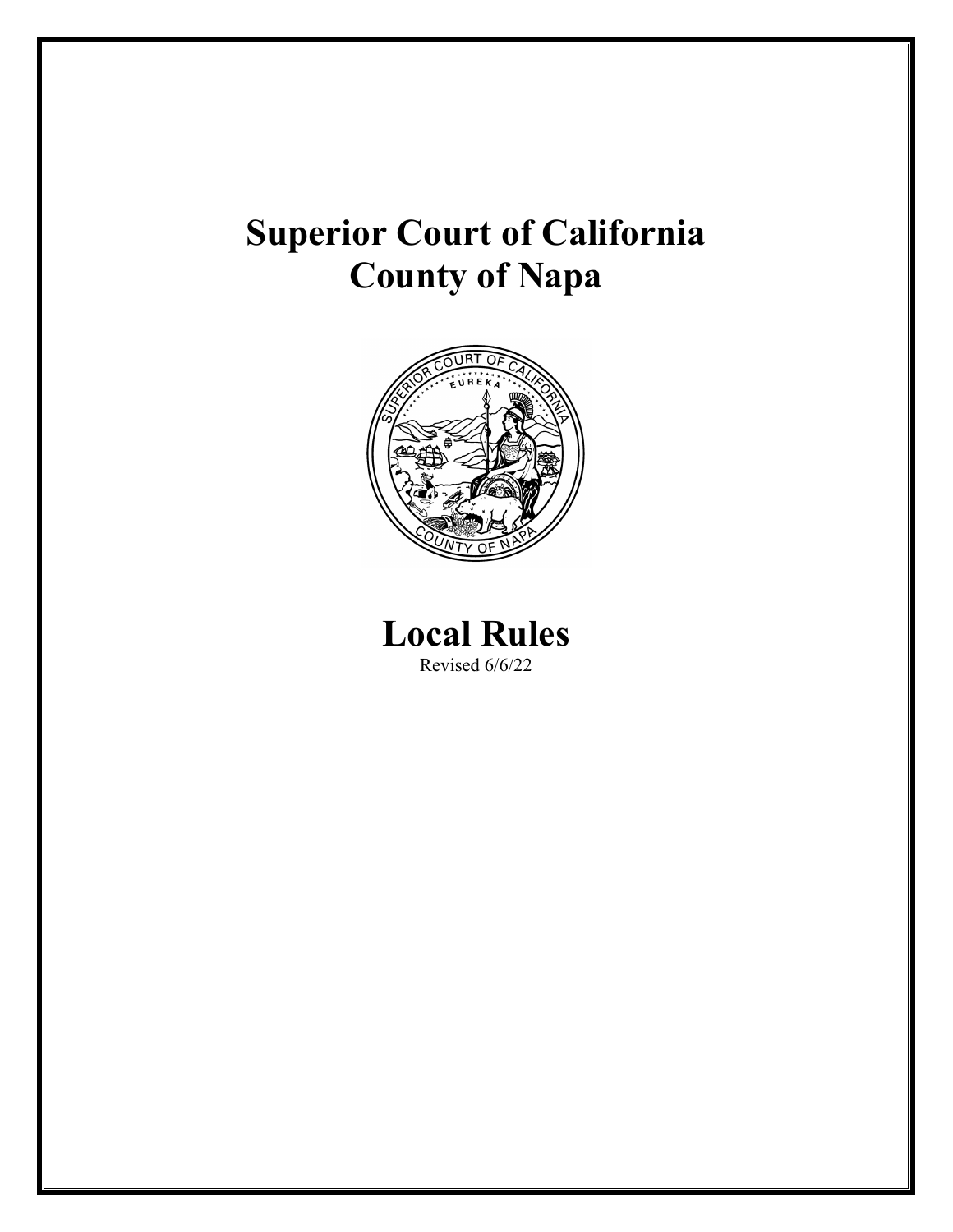# Superior Court of California
# County of Napa

# Local Rules

Revised 6/6/22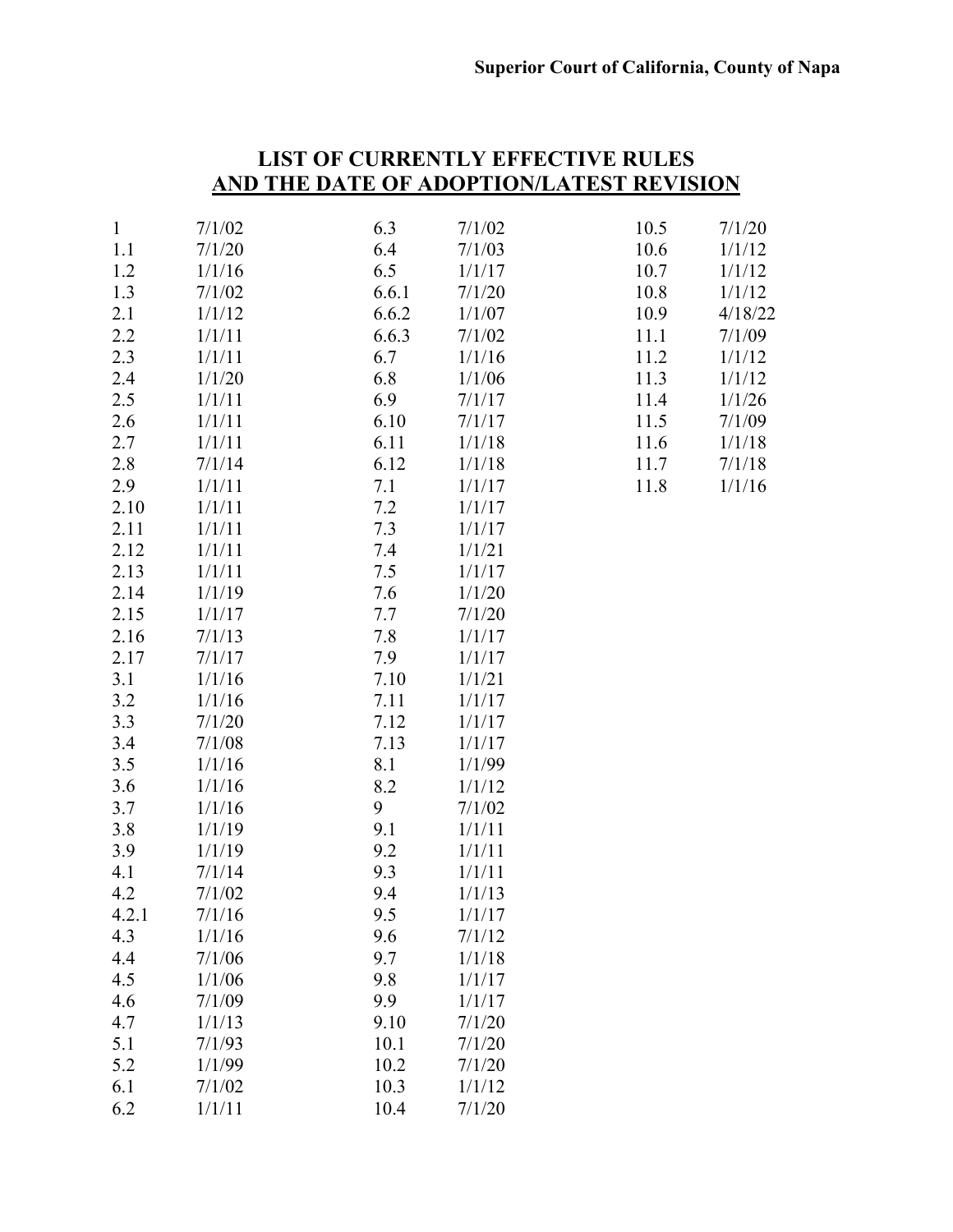# LIST OF CURRENTLY EFFECTIVE RULES AND THE DATE OF ADOPTION/LATEST REVISION

| Rule | Date |
|---|---|
| 1 | 7/1/02 |
| 1.1 | 7/1/20 |
| 1.2 | 1/1/16 |
| 1.3 | 7/1/02 |
| 2.1 | 1/1/12 |
| 2.2 | 1/1/11 |
| 2.3 | 1/1/11 |
| 2.4 | 1/1/20 |
| 2.5 | 1/1/11 |
| 2.6 | 1/1/11 |
| 2.7 | 1/1/11 |
| 2.8 | 7/1/14 |
| 2.9 | 1/1/11 |
| 2.10 | 1/1/11 |
| 2.11 | 1/1/11 |
| 2.12 | 1/1/11 |
| 2.13 | 1/1/11 |
| 2.14 | 1/1/19 |
| 2.15 | 1/1/17 |
| 2.16 | 7/1/13 |
| 2.17 | 7/1/17 |
| 3.1 | 1/1/16 |
| 3.2 | 1/1/16 |
| 3.3 | 7/1/20 |
| 3.4 | 7/1/08 |
| 3.5 | 1/1/16 |
| 3.6 | 1/1/16 |
| 3.7 | 1/1/16 |
| 3.8 | 1/1/19 |
| 3.9 | 1/1/19 |
| 4.1 | 7/1/14 |
| 4.2 | 7/1/02 |
| 4.2.1 | 7/1/16 |
| 4.3 | 1/1/16 |
| 4.4 | 7/1/06 |
| 4.5 | 1/1/06 |
| 4.6 | 7/1/09 |
| 4.7 | 1/1/13 |
| 5.1 | 7/1/93 |
| 5.2 | 1/1/99 |
| 6.1 | 7/1/02 |
| 6.2 | 1/1/11 |
| 6.3 | 7/1/02 |
| 6.4 | 7/1/03 |
| 6.5 | 1/1/17 |
| 6.6.1 | 7/1/20 |
| 6.6.2 | 1/1/07 |
| 6.6.3 | 7/1/02 |
| 6.7 | 1/1/16 |
| 6.8 | 1/1/06 |
| 6.9 | 7/1/17 |
| 6.10 | 7/1/17 |
| 6.11 | 1/1/18 |
| 6.12 | 1/1/18 |
| 7.1 | 1/1/17 |
| 7.2 | 1/1/17 |
| 7.3 | 1/1/17 |
| 7.4 | 1/1/21 |
| 7.5 | 1/1/17 |
| 7.6 | 1/1/20 |
| 7.7 | 7/1/20 |
| 7.8 | 1/1/17 |
| 7.9 | 1/1/17 |
| 7.10 | 1/1/21 |
| 7.11 | 1/1/17 |
| 7.12 | 1/1/17 |
| 7.13 | 1/1/17 |
| 8.1 | 1/1/99 |
| 8.2 | 1/1/12 |
| 9 | 7/1/02 |
| 9.1 | 1/1/11 |
| 9.2 | 1/1/11 |
| 9.3 | 1/1/11 |
| 9.4 | 1/1/13 |
| 9.5 | 1/1/17 |
| 9.6 | 7/1/12 |
| 9.7 | 1/1/18 |
| 9.8 | 1/1/17 |
| 9.9 | 1/1/17 |
| 9.10 | 7/1/20 |
| 10.1 | 7/1/20 |
| 10.2 | 7/1/20 |
| 10.3 | 1/1/12 |
| 10.4 | 7/1/20 |
| 10.5 | 7/1/20 |
| 10.6 | 1/1/12 |
| 10.7 | 1/1/12 |
| 10.8 | 1/1/12 |
| 10.9 | 4/18/22 |
| 11.1 | 7/1/09 |
| 11.2 | 1/1/12 |
| 11.3 | 1/1/12 |
| 11.4 | 1/1/26 |
| 11.5 | 7/1/09 |
| 11.6 | 1/1/18 |
| 11.7 | 7/1/18 |
| 11.8 | 1/1/16 |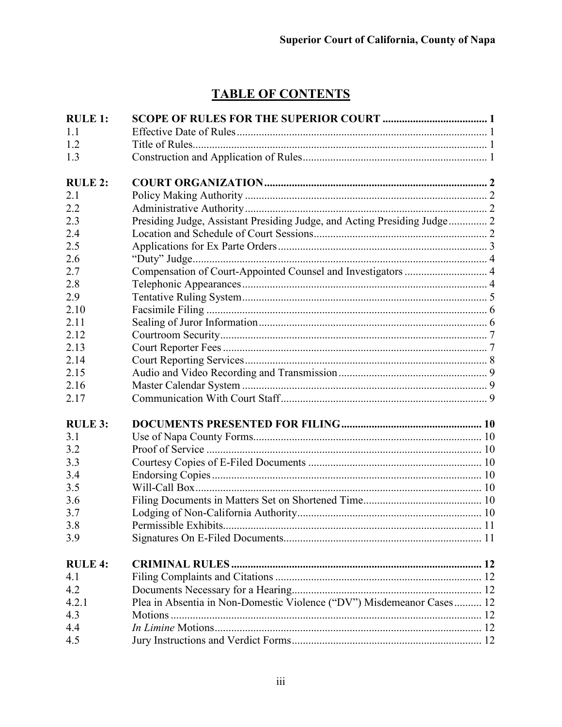# TABLE OF CONTENTS

| | | |
|---|---|---|
| **RULE 1:** | **SCOPE OF RULES FOR THE SUPERIOR COURT** | **1** |
| 1.1 | Effective Date of Rules | 1 |
| 1.2 | Title of Rules | 1 |
| 1.3 | Construction and Application of Rules | 1 |
| **RULE 2:** | **COURT ORGANIZATION** | **2** |
| 2.1 | Policy Making Authority | 2 |
| 2.2 | Administrative Authority | 2 |
| 2.3 | Presiding Judge, Assistant Presiding Judge, and Acting Presiding Judge | 2 |
| 2.4 | Location and Schedule of Court Sessions | 2 |
| 2.5 | Applications for Ex Parte Orders | 3 |
| 2.6 | "Duty" Judge | 4 |
| 2.7 | Compensation of Court-Appointed Counsel and Investigators | 4 |
| 2.8 | Telephonic Appearances | 4 |
| 2.9 | Tentative Ruling System | 5 |
| 2.10 | Facsimile Filing | 6 |
| 2.11 | Sealing of Juror Information | 6 |
| 2.12 | Courtroom Security | 7 |
| 2.13 | Court Reporter Fees | 7 |
| 2.14 | Court Reporting Services | 8 |
| 2.15 | Audio and Video Recording and Transmission | 9 |
| 2.16 | Master Calendar System | 9 |
| 2.17 | Communication With Court Staff | 9 |
| **RULE 3:** | **DOCUMENTS PRESENTED FOR FILING** | **10** |
| 3.1 | Use of Napa County Forms | 10 |
| 3.2 | Proof of Service | 10 |
| 3.3 | Courtesy Copies of E-Filed Documents | 10 |
| 3.4 | Endorsing Copies | 10 |
| 3.5 | Will-Call Box | 10 |
| 3.6 | Filing Documents in Matters Set on Shortened Time | 10 |
| 3.7 | Lodging of Non-California Authority | 10 |
| 3.8 | Permissible Exhibits | 11 |
| 3.9 | Signatures On E-Filed Documents | 11 |
| **RULE 4:** | **CRIMINAL RULES** | **12** |
| 4.1 | Filing Complaints and Citations | 12 |
| 4.2 | Documents Necessary for a Hearing | 12 |
| 4.2.1 | Plea in Absentia in Non-Domestic Violence ("DV") Misdemeanor Cases | 12 |
| 4.3 | Motions | 12 |
| 4.4 | *In Limine* Motions | 12 |
| 4.5 | Jury Instructions and Verdict Forms | 12 |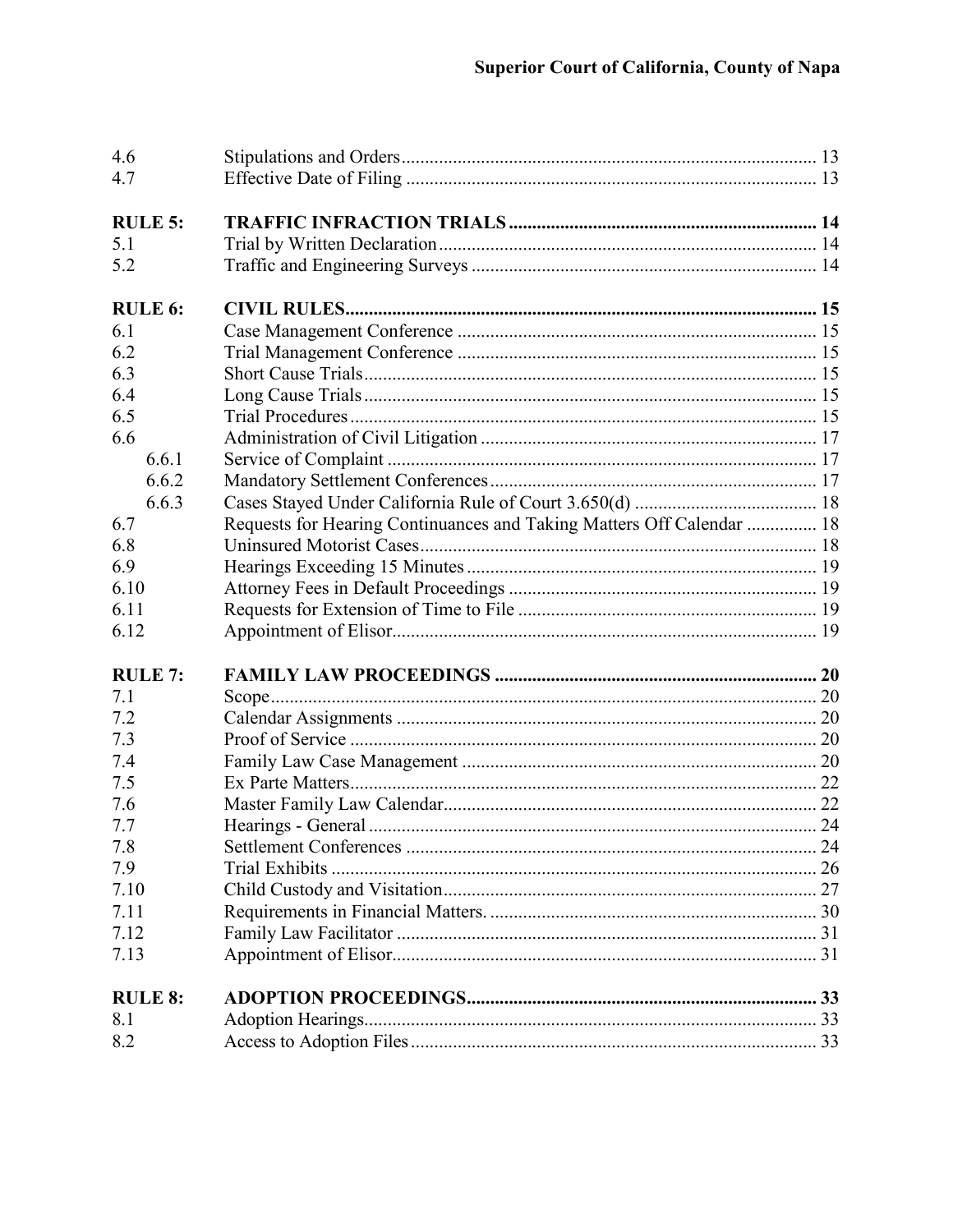| | | |
|---|---|---|
| 4.6 | Stipulations and Orders | 13 |
| 4.7 | Effective Date of Filing | 13 |
| **RULE 5:** | **TRAFFIC INFRACTION TRIALS** | **14** |
| 5.1 | Trial by Written Declaration | 14 |
| 5.2 | Traffic and Engineering Surveys | 14 |
| **RULE 6:** | **CIVIL RULES** | **15** |
| 6.1 | Case Management Conference | 15 |
| 6.2 | Trial Management Conference | 15 |
| 6.3 | Short Cause Trials | 15 |
| 6.4 | Long Cause Trials | 15 |
| 6.5 | Trial Procedures | 15 |
| 6.6 | Administration of Civil Litigation | 17 |
| 6.6.1 | Service of Complaint | 17 |
| 6.6.2 | Mandatory Settlement Conferences | 17 |
| 6.6.3 | Cases Stayed Under California Rule of Court 3.650(d) | 18 |
| 6.7 | Requests for Hearing Continuances and Taking Matters Off Calendar | 18 |
| 6.8 | Uninsured Motorist Cases | 18 |
| 6.9 | Hearings Exceeding 15 Minutes | 19 |
| 6.10 | Attorney Fees in Default Proceedings | 19 |
| 6.11 | Requests for Extension of Time to File | 19 |
| 6.12 | Appointment of Elisor | 19 |
| **RULE 7:** | **FAMILY LAW PROCEEDINGS** | **20** |
| 7.1 | Scope | 20 |
| 7.2 | Calendar Assignments | 20 |
| 7.3 | Proof of Service | 20 |
| 7.4 | Family Law Case Management | 20 |
| 7.5 | Ex Parte Matters | 22 |
| 7.6 | Master Family Law Calendar | 22 |
| 7.7 | Hearings - General | 24 |
| 7.8 | Settlement Conferences | 24 |
| 7.9 | Trial Exhibits | 26 |
| 7.10 | Child Custody and Visitation | 27 |
| 7.11 | Requirements in Financial Matters. | 30 |
| 7.12 | Family Law Facilitator | 31 |
| 7.13 | Appointment of Elisor | 31 |
| **RULE 8:** | **ADOPTION PROCEEDINGS** | **33** |
| 8.1 | Adoption Hearings | 33 |
| 8.2 | Access to Adoption Files | 33 |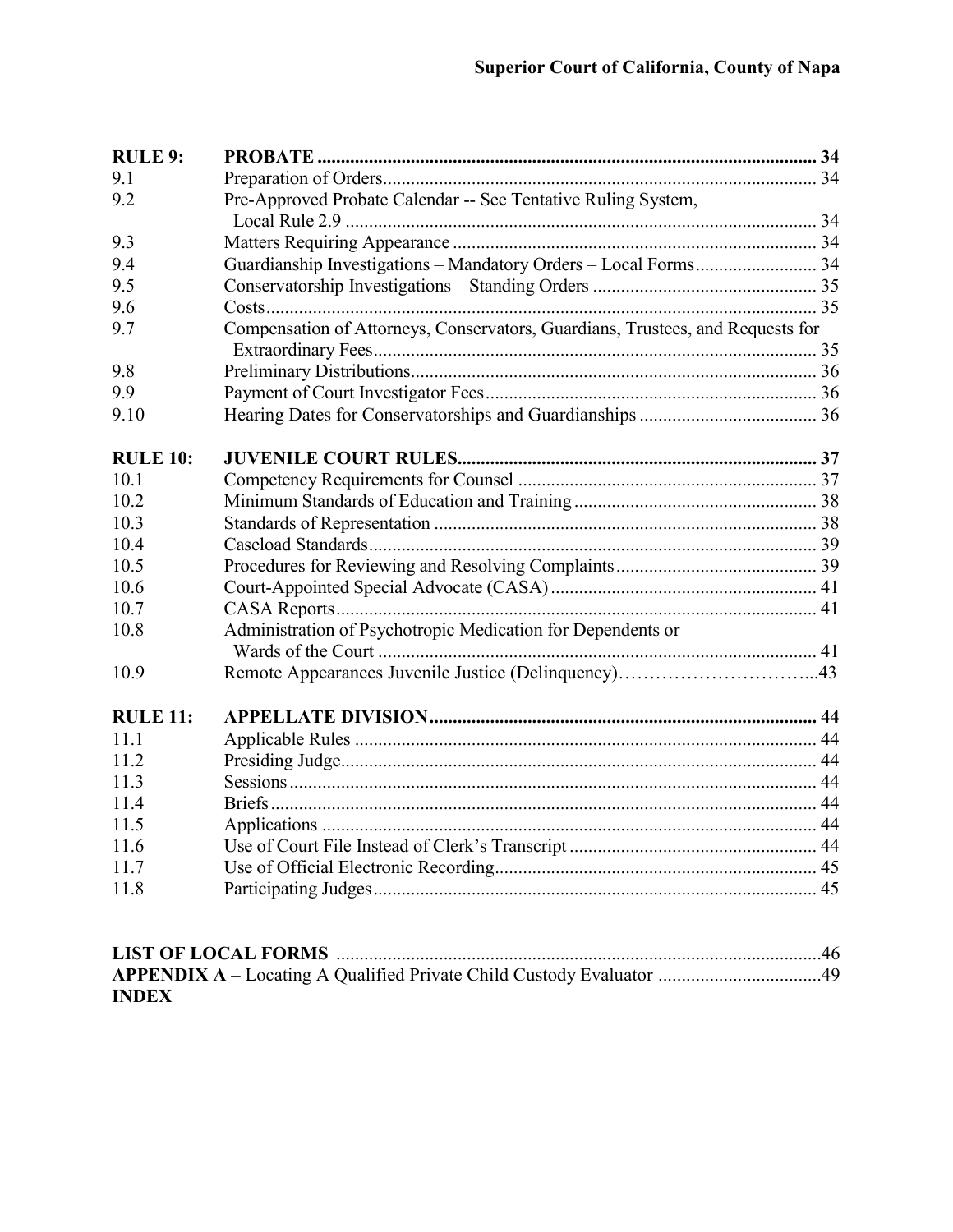| | | |
|---|---|---|
| **RULE 9:** | **PROBATE** | **34** |
| 9.1 | Preparation of Orders | 34 |
| 9.2 | Pre-Approved Probate Calendar -- See Tentative Ruling System, Local Rule 2.9 | 34 |
| 9.3 | Matters Requiring Appearance | 34 |
| 9.4 | Guardianship Investigations – Mandatory Orders – Local Forms | 34 |
| 9.5 | Conservatorship Investigations – Standing Orders | 35 |
| 9.6 | Costs | 35 |
| 9.7 | Compensation of Attorneys, Conservators, Guardians, Trustees, and Requests for Extraordinary Fees | 35 |
| 9.8 | Preliminary Distributions | 36 |
| 9.9 | Payment of Court Investigator Fees | 36 |
| 9.10 | Hearing Dates for Conservatorships and Guardianships | 36 |
| **RULE 10:** | **JUVENILE COURT RULES** | **37** |
| 10.1 | Competency Requirements for Counsel | 37 |
| 10.2 | Minimum Standards of Education and Training | 38 |
| 10.3 | Standards of Representation | 38 |
| 10.4 | Caseload Standards | 39 |
| 10.5 | Procedures for Reviewing and Resolving Complaints | 39 |
| 10.6 | Court-Appointed Special Advocate (CASA) | 41 |
| 10.7 | CASA Reports | 41 |
| 10.8 | Administration of Psychotropic Medication for Dependents or Wards of the Court | 41 |
| 10.9 | Remote Appearances Juvenile Justice (Delinquency) | 43 |
| **RULE 11:** | **APPELLATE DIVISION** | **44** |
| 11.1 | Applicable Rules | 44 |
| 11.2 | Presiding Judge | 44 |
| 11.3 | Sessions | 44 |
| 11.4 | Briefs | 44 |
| 11.5 | Applications | 44 |
| 11.6 | Use of Court File Instead of Clerk's Transcript | 44 |
| 11.7 | Use of Official Electronic Recording | 45 |
| 11.8 | Participating Judges | 45 |

**LIST OF LOCAL FORMS** .....46

**APPENDIX A** – Locating A Qualified Private Child Custody Evaluator .....49

**INDEX**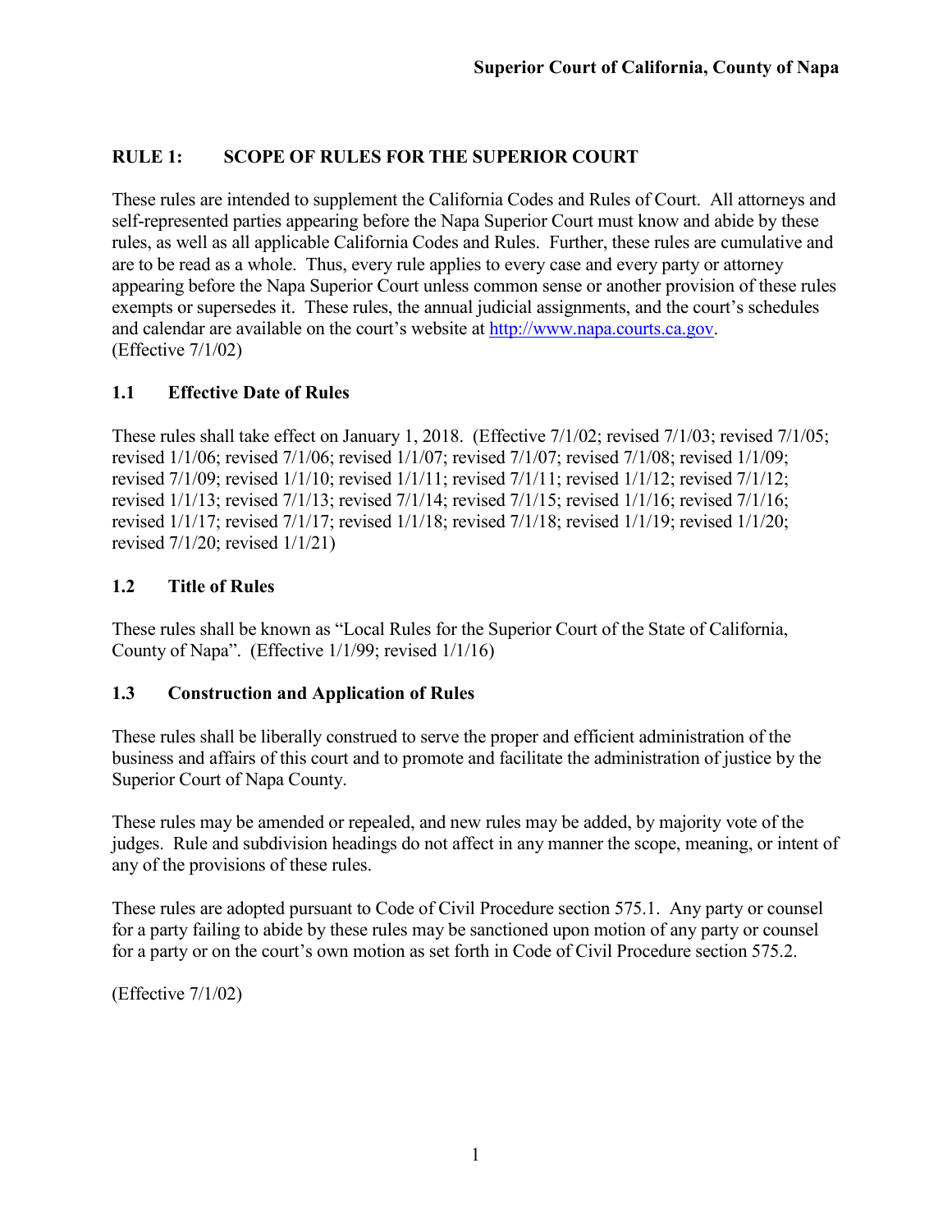## RULE 1: SCOPE OF RULES FOR THE SUPERIOR COURT

These rules are intended to supplement the California Codes and Rules of Court. All attorneys and self-represented parties appearing before the Napa Superior Court must know and abide by these rules, as well as all applicable California Codes and Rules. Further, these rules are cumulative and are to be read as a whole. Thus, every rule applies to every case and every party or attorney appearing before the Napa Superior Court unless common sense or another provision of these rules exempts or supersedes it. These rules, the annual judicial assignments, and the court's schedules and calendar are available on the court's website at [http://www.napa.courts.ca.gov](http://www.napa.courts.ca.gov).
(Effective 7/1/02)

### 1.1 Effective Date of Rules

These rules shall take effect on January 1, 2018. (Effective 7/1/02; revised 7/1/03; revised 7/1/05; revised 1/1/06; revised 7/1/06; revised 1/1/07; revised 7/1/07; revised 7/1/08; revised 1/1/09; revised 7/1/09; revised 1/1/10; revised 1/1/11; revised 7/1/11; revised 1/1/12; revised 7/1/12; revised 1/1/13; revised 7/1/13; revised 7/1/14; revised 7/1/15; revised 1/1/16; revised 7/1/16; revised 1/1/17; revised 7/1/17; revised 1/1/18; revised 7/1/18; revised 1/1/19; revised 1/1/20; revised 7/1/20; revised 1/1/21)

### 1.2 Title of Rules

These rules shall be known as "Local Rules for the Superior Court of the State of California, County of Napa". (Effective 1/1/99; revised 1/1/16)

### 1.3 Construction and Application of Rules

These rules shall be liberally construed to serve the proper and efficient administration of the business and affairs of this court and to promote and facilitate the administration of justice by the Superior Court of Napa County.

These rules may be amended or repealed, and new rules may be added, by majority vote of the judges. Rule and subdivision headings do not affect in any manner the scope, meaning, or intent of any of the provisions of these rules.

These rules are adopted pursuant to Code of Civil Procedure section 575.1. Any party or counsel for a party failing to abide by these rules may be sanctioned upon motion of any party or counsel for a party or on the court's own motion as set forth in Code of Civil Procedure section 575.2.

(Effective 7/1/02)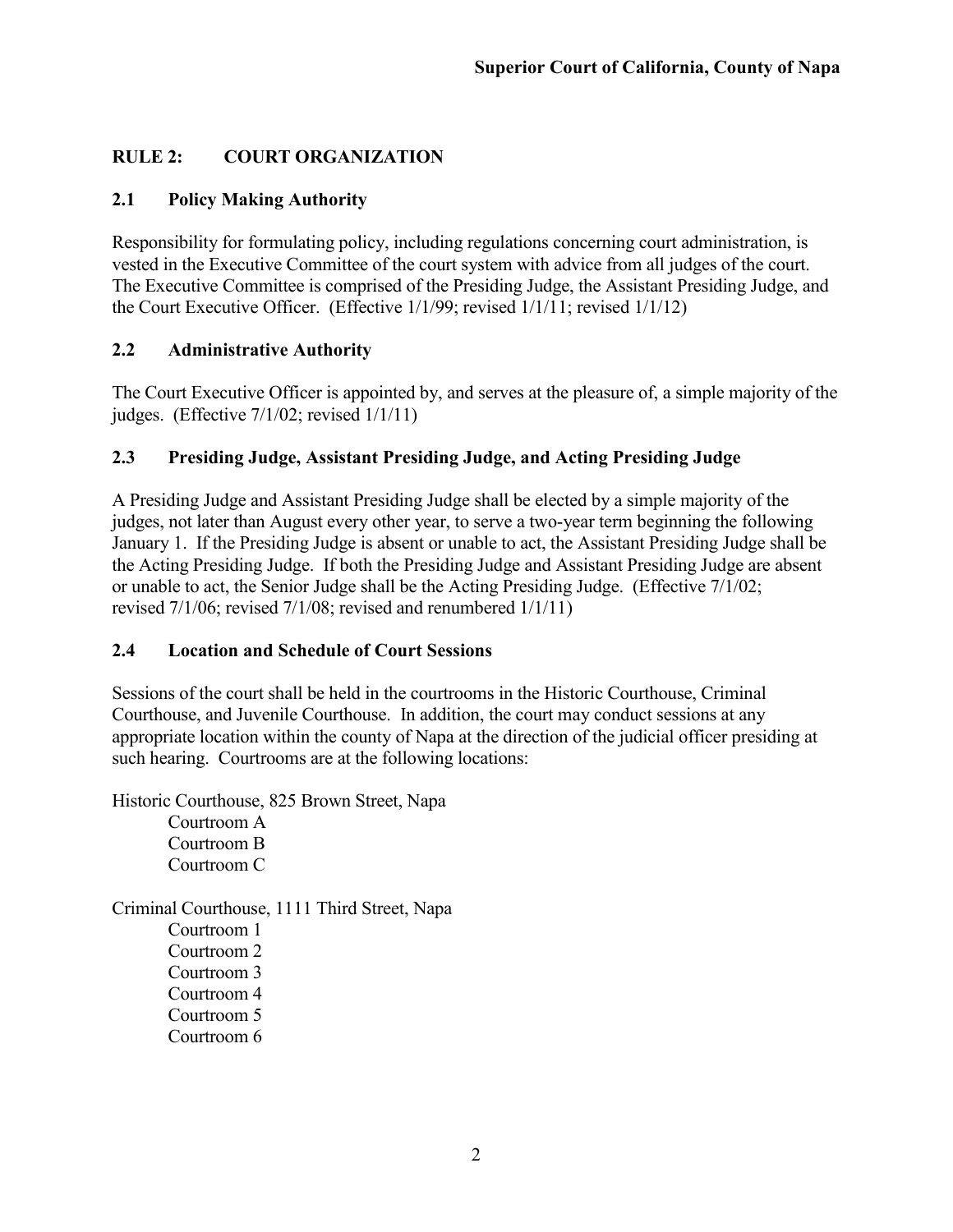## RULE 2: COURT ORGANIZATION

### 2.1 Policy Making Authority

Responsibility for formulating policy, including regulations concerning court administration, is vested in the Executive Committee of the court system with advice from all judges of the court. The Executive Committee is comprised of the Presiding Judge, the Assistant Presiding Judge, and the Court Executive Officer. (Effective 1/1/99; revised 1/1/11; revised 1/1/12)

### 2.2 Administrative Authority

The Court Executive Officer is appointed by, and serves at the pleasure of, a simple majority of the judges. (Effective 7/1/02; revised 1/1/11)

### 2.3 Presiding Judge, Assistant Presiding Judge, and Acting Presiding Judge

A Presiding Judge and Assistant Presiding Judge shall be elected by a simple majority of the judges, not later than August every other year, to serve a two-year term beginning the following January 1. If the Presiding Judge is absent or unable to act, the Assistant Presiding Judge shall be the Acting Presiding Judge. If both the Presiding Judge and Assistant Presiding Judge are absent or unable to act, the Senior Judge shall be the Acting Presiding Judge. (Effective 7/1/02; revised 7/1/06; revised 7/1/08; revised and renumbered 1/1/11)

### 2.4 Location and Schedule of Court Sessions

Sessions of the court shall be held in the courtrooms in the Historic Courthouse, Criminal Courthouse, and Juvenile Courthouse. In addition, the court may conduct sessions at any appropriate location within the county of Napa at the direction of the judicial officer presiding at such hearing. Courtrooms are at the following locations:

Historic Courthouse, 825 Brown Street, Napa
- Courtroom A
- Courtroom B
- Courtroom C

Criminal Courthouse, 1111 Third Street, Napa
- Courtroom 1
- Courtroom 2
- Courtroom 3
- Courtroom 4
- Courtroom 5
- Courtroom 6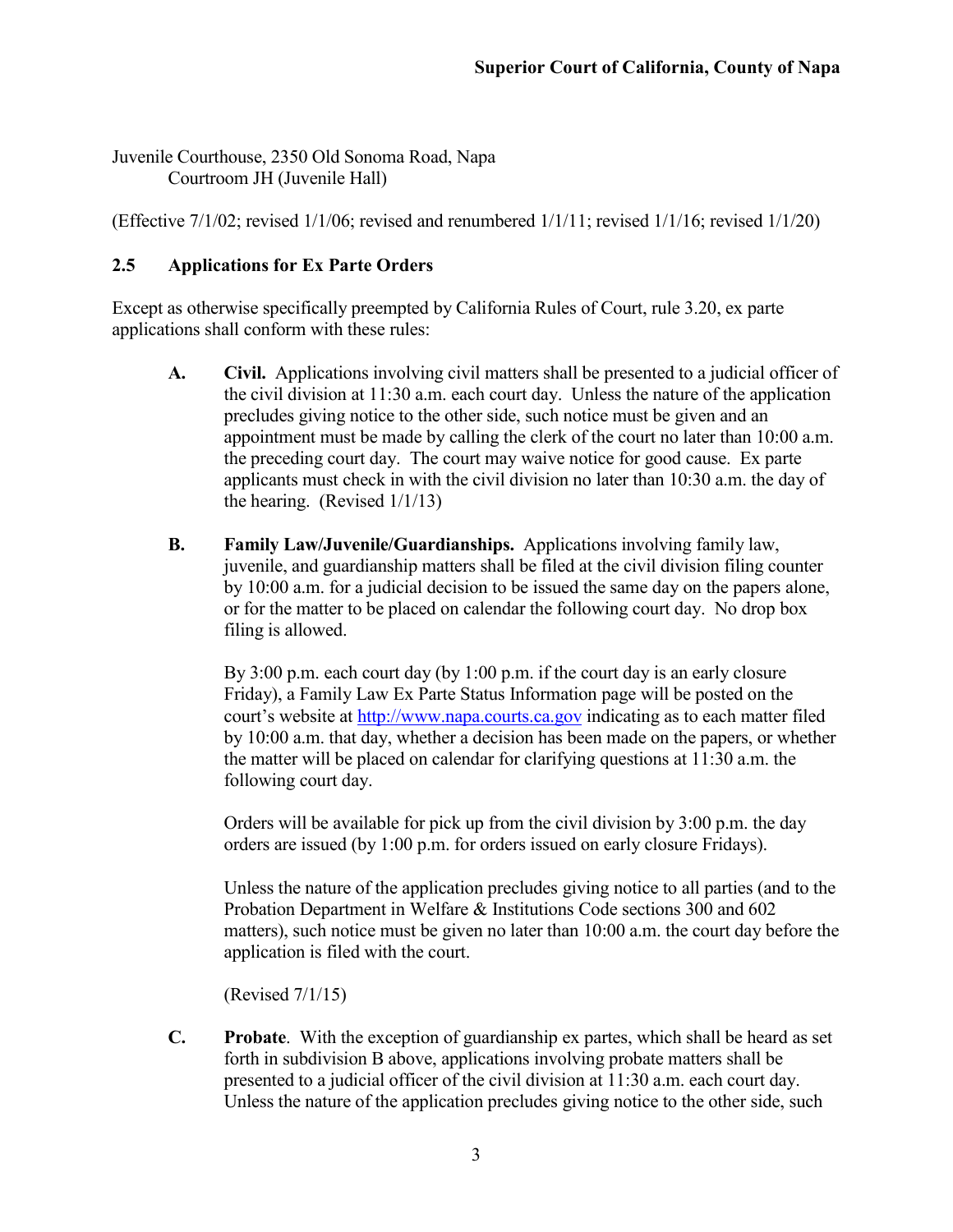Juvenile Courthouse, 2350 Old Sonoma Road, Napa
    Courtroom JH (Juvenile Hall)

(Effective 7/1/02; revised 1/1/06; revised and renumbered 1/1/11; revised 1/1/16; revised 1/1/20)

## 2.5 Applications for Ex Parte Orders

Except as otherwise specifically preempted by California Rules of Court, rule 3.20, ex parte applications shall conform with these rules:

**A. Civil.** Applications involving civil matters shall be presented to a judicial officer of the civil division at 11:30 a.m. each court day. Unless the nature of the application precludes giving notice to the other side, such notice must be given and an appointment must be made by calling the clerk of the court no later than 10:00 a.m. the preceding court day. The court may waive notice for good cause. Ex parte applicants must check in with the civil division no later than 10:30 a.m. the day of the hearing. (Revised 1/1/13)

**B. Family Law/Juvenile/Guardianships.** Applications involving family law, juvenile, and guardianship matters shall be filed at the civil division filing counter by 10:00 a.m. for a judicial decision to be issued the same day on the papers alone, or for the matter to be placed on calendar the following court day. No drop box filing is allowed.

By 3:00 p.m. each court day (by 1:00 p.m. if the court day is an early closure Friday), a Family Law Ex Parte Status Information page will be posted on the court's website at http://www.napa.courts.ca.gov indicating as to each matter filed by 10:00 a.m. that day, whether a decision has been made on the papers, or whether the matter will be placed on calendar for clarifying questions at 11:30 a.m. the following court day.

Orders will be available for pick up from the civil division by 3:00 p.m. the day orders are issued (by 1:00 p.m. for orders issued on early closure Fridays).

Unless the nature of the application precludes giving notice to all parties (and to the Probation Department in Welfare & Institutions Code sections 300 and 602 matters), such notice must be given no later than 10:00 a.m. the court day before the application is filed with the court.

(Revised 7/1/15)

**C. Probate**. With the exception of guardianship ex partes, which shall be heard as set forth in subdivision B above, applications involving probate matters shall be presented to a judicial officer of the civil division at 11:30 a.m. each court day. Unless the nature of the application precludes giving notice to the other side, such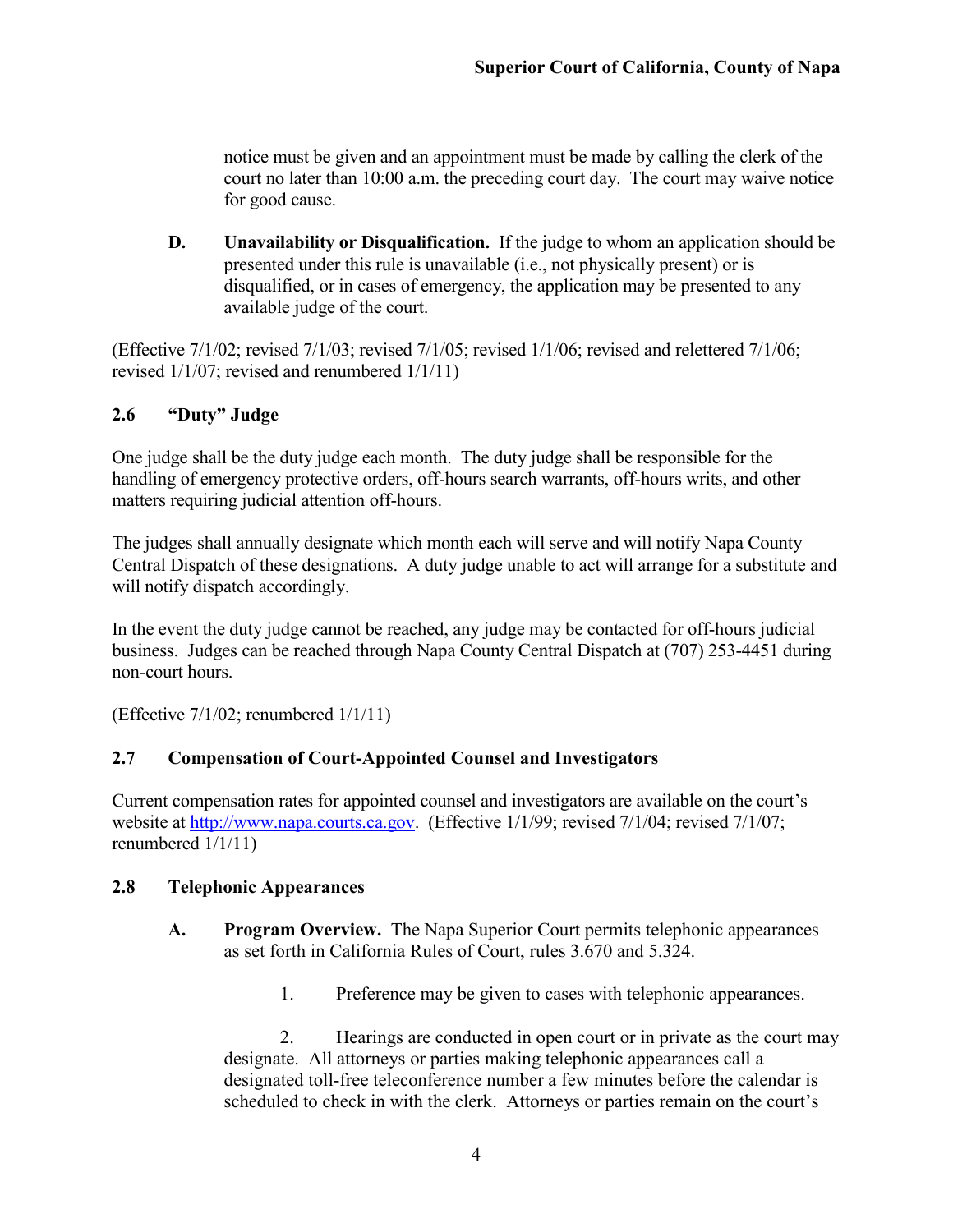notice must be given and an appointment must be made by calling the clerk of the court no later than 10:00 a.m. the preceding court day. The court may waive notice for good cause.

**D. Unavailability or Disqualification.** If the judge to whom an application should be presented under this rule is unavailable (i.e., not physically present) or is disqualified, or in cases of emergency, the application may be presented to any available judge of the court.

(Effective 7/1/02; revised 7/1/03; revised 7/1/05; revised 1/1/06; revised and relettered 7/1/06; revised 1/1/07; revised and renumbered 1/1/11)

### 2.6 "Duty" Judge

One judge shall be the duty judge each month. The duty judge shall be responsible for the handling of emergency protective orders, off-hours search warrants, off-hours writs, and other matters requiring judicial attention off-hours.

The judges shall annually designate which month each will serve and will notify Napa County Central Dispatch of these designations. A duty judge unable to act will arrange for a substitute and will notify dispatch accordingly.

In the event the duty judge cannot be reached, any judge may be contacted for off-hours judicial business. Judges can be reached through Napa County Central Dispatch at (707) 253-4451 during non-court hours.

(Effective 7/1/02; renumbered 1/1/11)

### 2.7 Compensation of Court-Appointed Counsel and Investigators

Current compensation rates for appointed counsel and investigators are available on the court's website at http://www.napa.courts.ca.gov. (Effective 1/1/99; revised 7/1/04; revised 7/1/07; renumbered 1/1/11)

### 2.8 Telephonic Appearances

**A. Program Overview.** The Napa Superior Court permits telephonic appearances as set forth in California Rules of Court, rules 3.670 and 5.324.

1. Preference may be given to cases with telephonic appearances.

2. Hearings are conducted in open court or in private as the court may designate. All attorneys or parties making telephonic appearances call a designated toll-free teleconference number a few minutes before the calendar is scheduled to check in with the clerk. Attorneys or parties remain on the court's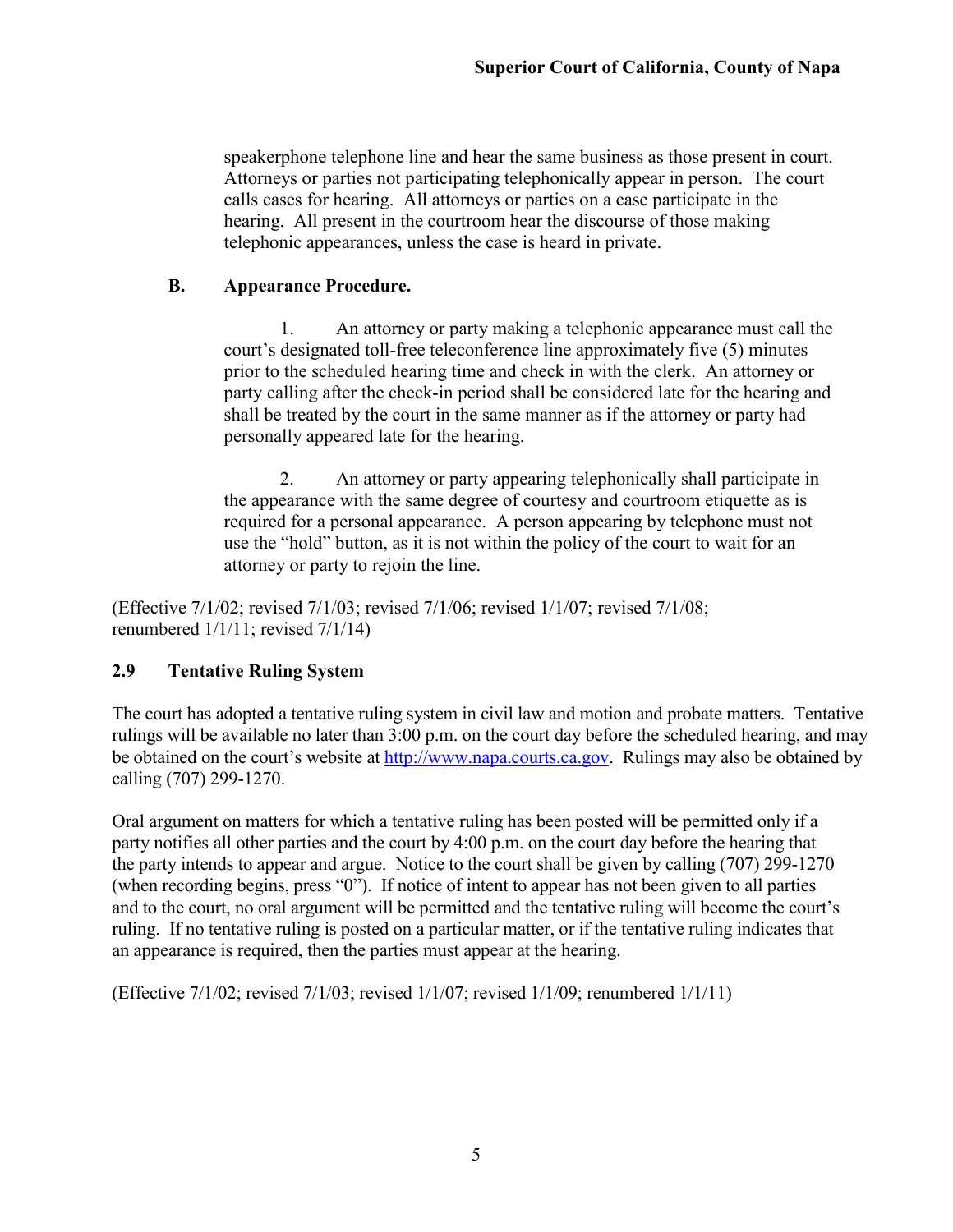speakerphone telephone line and hear the same business as those present in court. Attorneys or parties not participating telephonically appear in person. The court calls cases for hearing. All attorneys or parties on a case participate in the hearing. All present in the courtroom hear the discourse of those making telephonic appearances, unless the case is heard in private.

**B. Appearance Procedure.**

1. An attorney or party making a telephonic appearance must call the court's designated toll-free teleconference line approximately five (5) minutes prior to the scheduled hearing time and check in with the clerk. An attorney or party calling after the check-in period shall be considered late for the hearing and shall be treated by the court in the same manner as if the attorney or party had personally appeared late for the hearing.

2. An attorney or party appearing telephonically shall participate in the appearance with the same degree of courtesy and courtroom etiquette as is required for a personal appearance. A person appearing by telephone must not use the "hold" button, as it is not within the policy of the court to wait for an attorney or party to rejoin the line.

(Effective 7/1/02; revised 7/1/03; revised 7/1/06; revised 1/1/07; revised 7/1/08; renumbered 1/1/11; revised 7/1/14)

### 2.9 Tentative Ruling System

The court has adopted a tentative ruling system in civil law and motion and probate matters. Tentative rulings will be available no later than 3:00 p.m. on the court day before the scheduled hearing, and may be obtained on the court's website at http://www.napa.courts.ca.gov. Rulings may also be obtained by calling (707) 299-1270.

Oral argument on matters for which a tentative ruling has been posted will be permitted only if a party notifies all other parties and the court by 4:00 p.m. on the court day before the hearing that the party intends to appear and argue. Notice to the court shall be given by calling (707) 299-1270 (when recording begins, press "0"). If notice of intent to appear has not been given to all parties and to the court, no oral argument will be permitted and the tentative ruling will become the court's ruling. If no tentative ruling is posted on a particular matter, or if the tentative ruling indicates that an appearance is required, then the parties must appear at the hearing.

(Effective 7/1/02; revised 7/1/03; revised 1/1/07; revised 1/1/09; renumbered 1/1/11)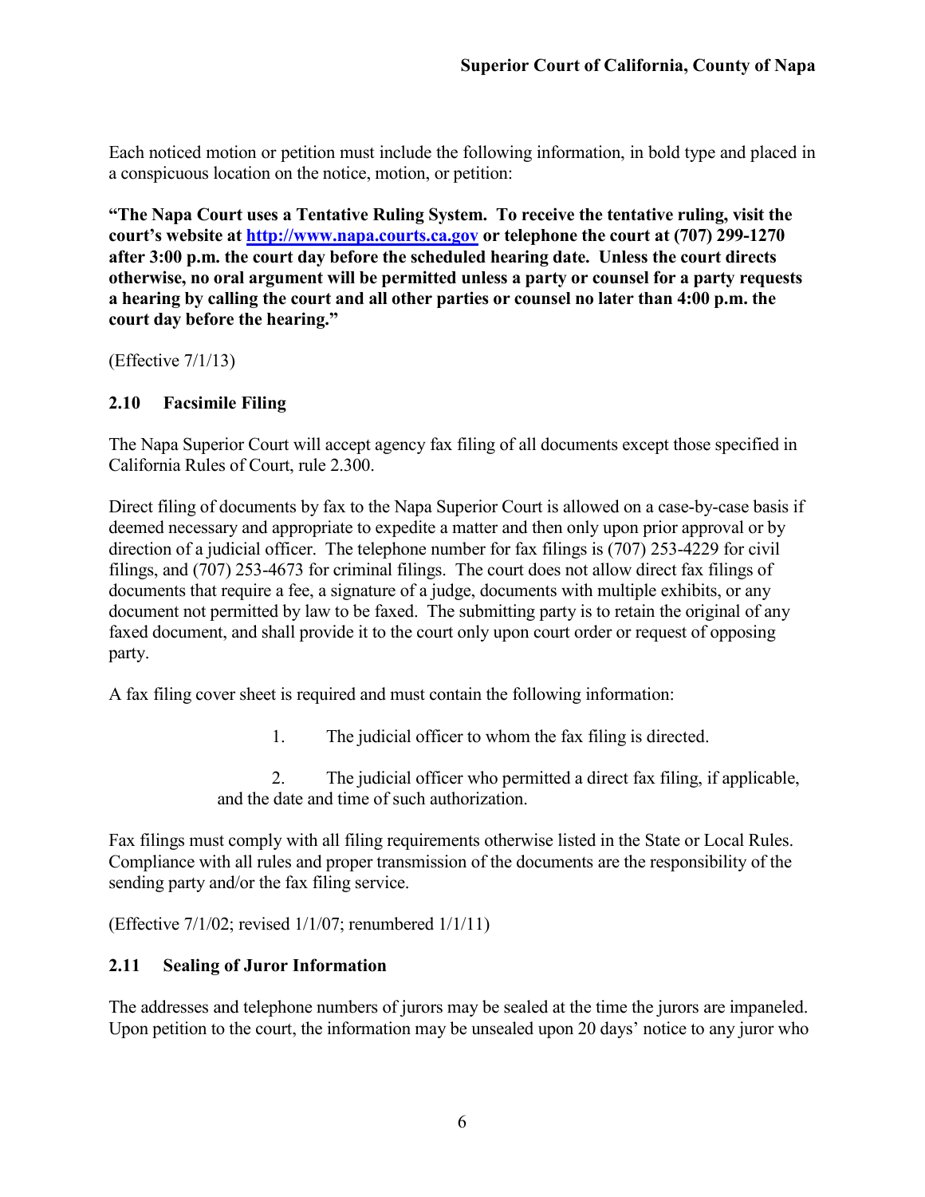Each noticed motion or petition must include the following information, in bold type and placed in a conspicuous location on the notice, motion, or petition:

**"The Napa Court uses a Tentative Ruling System. To receive the tentative ruling, visit the court's website at [http://www.napa.courts.ca.gov](http://www.napa.courts.ca.gov) or telephone the court at (707) 299-1270 after 3:00 p.m. the court day before the scheduled hearing date. Unless the court directs otherwise, no oral argument will be permitted unless a party or counsel for a party requests a hearing by calling the court and all other parties or counsel no later than 4:00 p.m. the court day before the hearing."**

(Effective 7/1/13)

### 2.10 Facsimile Filing

The Napa Superior Court will accept agency fax filing of all documents except those specified in California Rules of Court, rule 2.300.

Direct filing of documents by fax to the Napa Superior Court is allowed on a case-by-case basis if deemed necessary and appropriate to expedite a matter and then only upon prior approval or by direction of a judicial officer. The telephone number for fax filings is (707) 253-4229 for civil filings, and (707) 253-4673 for criminal filings. The court does not allow direct fax filings of documents that require a fee, a signature of a judge, documents with multiple exhibits, or any document not permitted by law to be faxed. The submitting party is to retain the original of any faxed document, and shall provide it to the court only upon court order or request of opposing party.

A fax filing cover sheet is required and must contain the following information:

1. The judicial officer to whom the fax filing is directed.
2. The judicial officer who permitted a direct fax filing, if applicable, and the date and time of such authorization.

Fax filings must comply with all filing requirements otherwise listed in the State or Local Rules. Compliance with all rules and proper transmission of the documents are the responsibility of the sending party and/or the fax filing service.

(Effective 7/1/02; revised 1/1/07; renumbered 1/1/11)

### 2.11 Sealing of Juror Information

The addresses and telephone numbers of jurors may be sealed at the time the jurors are impaneled. Upon petition to the court, the information may be unsealed upon 20 days' notice to any juror who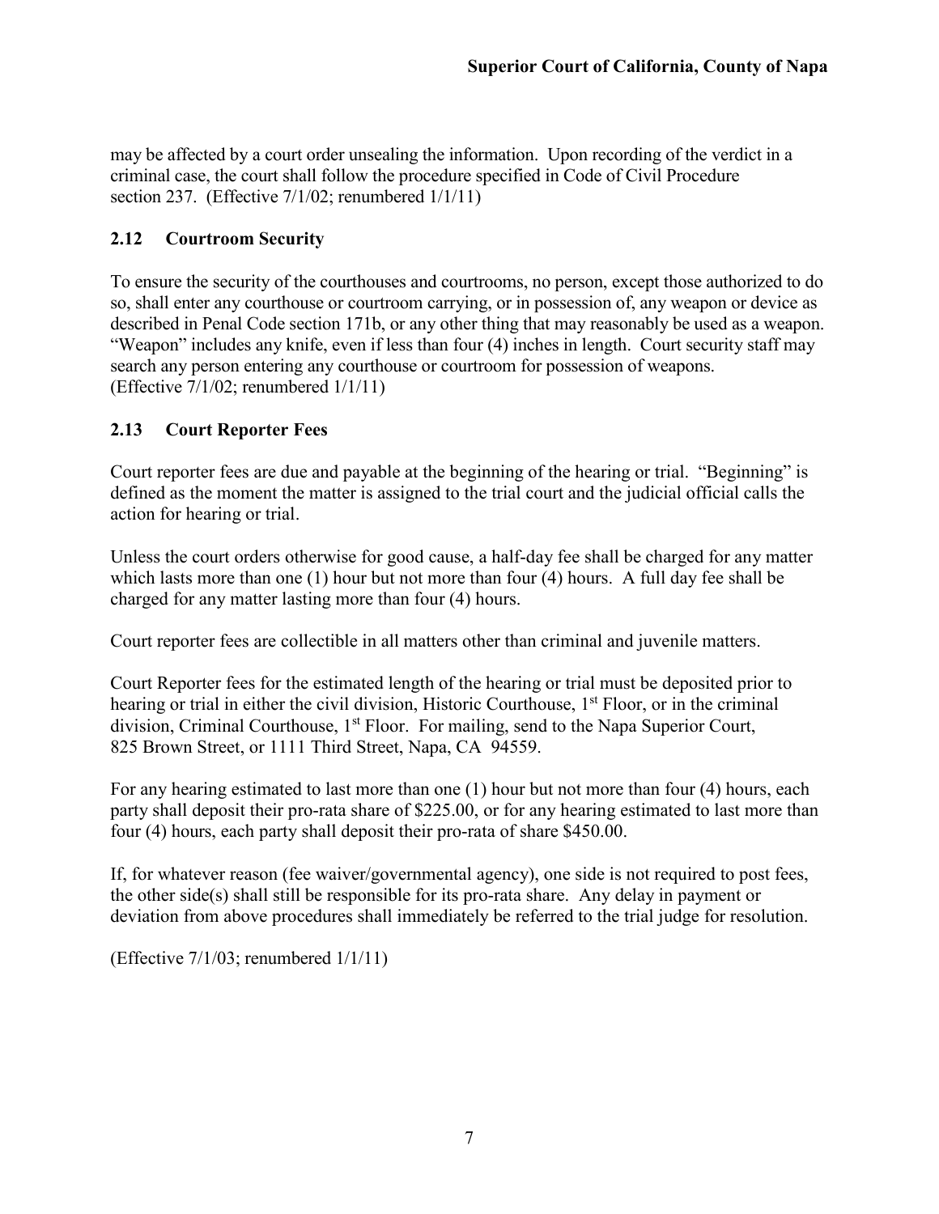may be affected by a court order unsealing the information. Upon recording of the verdict in a criminal case, the court shall follow the procedure specified in Code of Civil Procedure section 237. (Effective 7/1/02; renumbered 1/1/11)

## 2.12 Courtroom Security

To ensure the security of the courthouses and courtrooms, no person, except those authorized to do so, shall enter any courthouse or courtroom carrying, or in possession of, any weapon or device as described in Penal Code section 171b, or any other thing that may reasonably be used as a weapon. "Weapon" includes any knife, even if less than four (4) inches in length. Court security staff may search any person entering any courthouse or courtroom for possession of weapons. (Effective 7/1/02; renumbered 1/1/11)

## 2.13 Court Reporter Fees

Court reporter fees are due and payable at the beginning of the hearing or trial. "Beginning" is defined as the moment the matter is assigned to the trial court and the judicial official calls the action for hearing or trial.

Unless the court orders otherwise for good cause, a half-day fee shall be charged for any matter which lasts more than one (1) hour but not more than four (4) hours. A full day fee shall be charged for any matter lasting more than four (4) hours.

Court reporter fees are collectible in all matters other than criminal and juvenile matters.

Court Reporter fees for the estimated length of the hearing or trial must be deposited prior to hearing or trial in either the civil division, Historic Courthouse, 1st Floor, or in the criminal division, Criminal Courthouse, 1st Floor. For mailing, send to the Napa Superior Court, 825 Brown Street, or 1111 Third Street, Napa, CA 94559.

For any hearing estimated to last more than one (1) hour but not more than four (4) hours, each party shall deposit their pro-rata share of $225.00, or for any hearing estimated to last more than four (4) hours, each party shall deposit their pro-rata of share $450.00.

If, for whatever reason (fee waiver/governmental agency), one side is not required to post fees, the other side(s) shall still be responsible for its pro-rata share. Any delay in payment or deviation from above procedures shall immediately be referred to the trial judge for resolution.

(Effective 7/1/03; renumbered 1/1/11)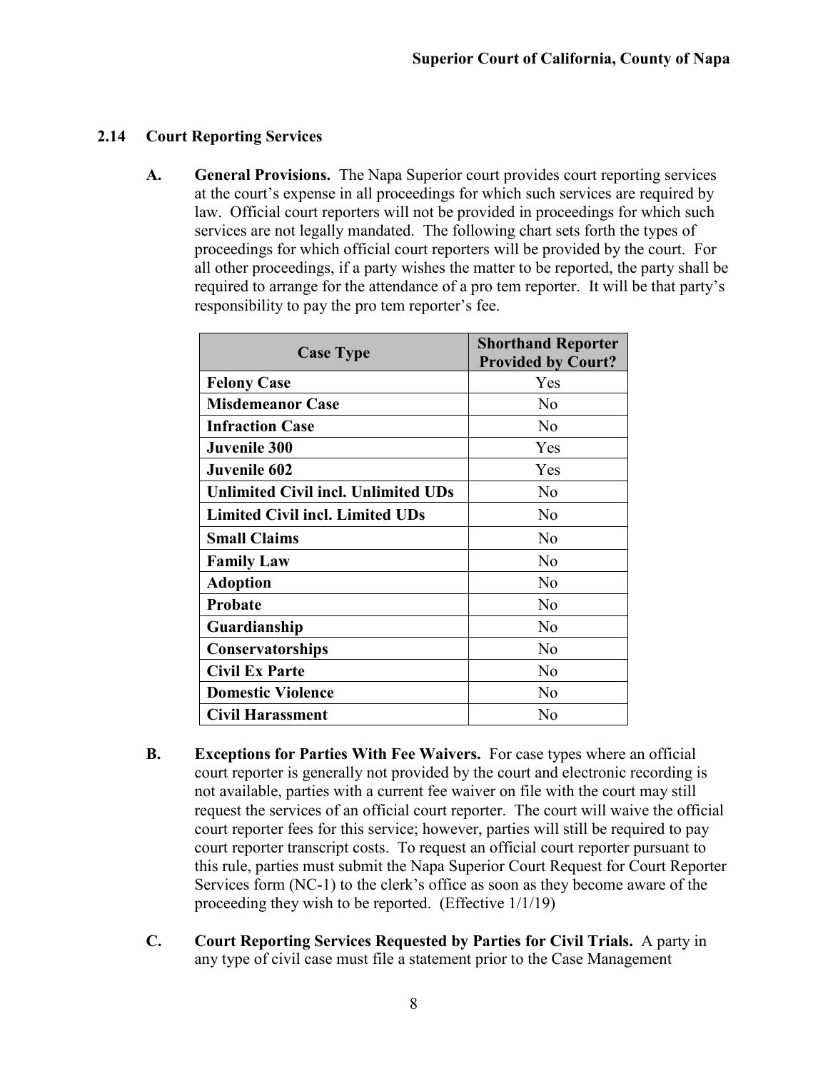## 2.14 Court Reporting Services

**A. General Provisions.** The Napa Superior court provides court reporting services at the court's expense in all proceedings for which such services are required by law. Official court reporters will not be provided in proceedings for which such services are not legally mandated. The following chart sets forth the types of proceedings for which official court reporters will be provided by the court. For all other proceedings, if a party wishes the matter to be reported, the party shall be required to arrange for the attendance of a pro tem reporter. It will be that party's responsibility to pay the pro tem reporter's fee.

| Case Type | Shorthand Reporter Provided by Court? |
|---|---|
| **Felony Case** | Yes |
| **Misdemeanor Case** | No |
| **Infraction Case** | No |
| **Juvenile 300** | Yes |
| **Juvenile 602** | Yes |
| **Unlimited Civil incl. Unlimited UDs** | No |
| **Limited Civil incl. Limited UDs** | No |
| **Small Claims** | No |
| **Family Law** | No |
| **Adoption** | No |
| **Probate** | No |
| **Guardianship** | No |
| **Conservatorships** | No |
| **Civil Ex Parte** | No |
| **Domestic Violence** | No |
| **Civil Harassment** | No |

**B. Exceptions for Parties With Fee Waivers.** For case types where an official court reporter is generally not provided by the court and electronic recording is not available, parties with a current fee waiver on file with the court may still request the services of an official court reporter. The court will waive the official court reporter fees for this service; however, parties will still be required to pay court reporter transcript costs. To request an official court reporter pursuant to this rule, parties must submit the Napa Superior Court Request for Court Reporter Services form (NC-1) to the clerk's office as soon as they become aware of the proceeding they wish to be reported. (Effective 1/1/19)

**C. Court Reporting Services Requested by Parties for Civil Trials.** A party in any type of civil case must file a statement prior to the Case Management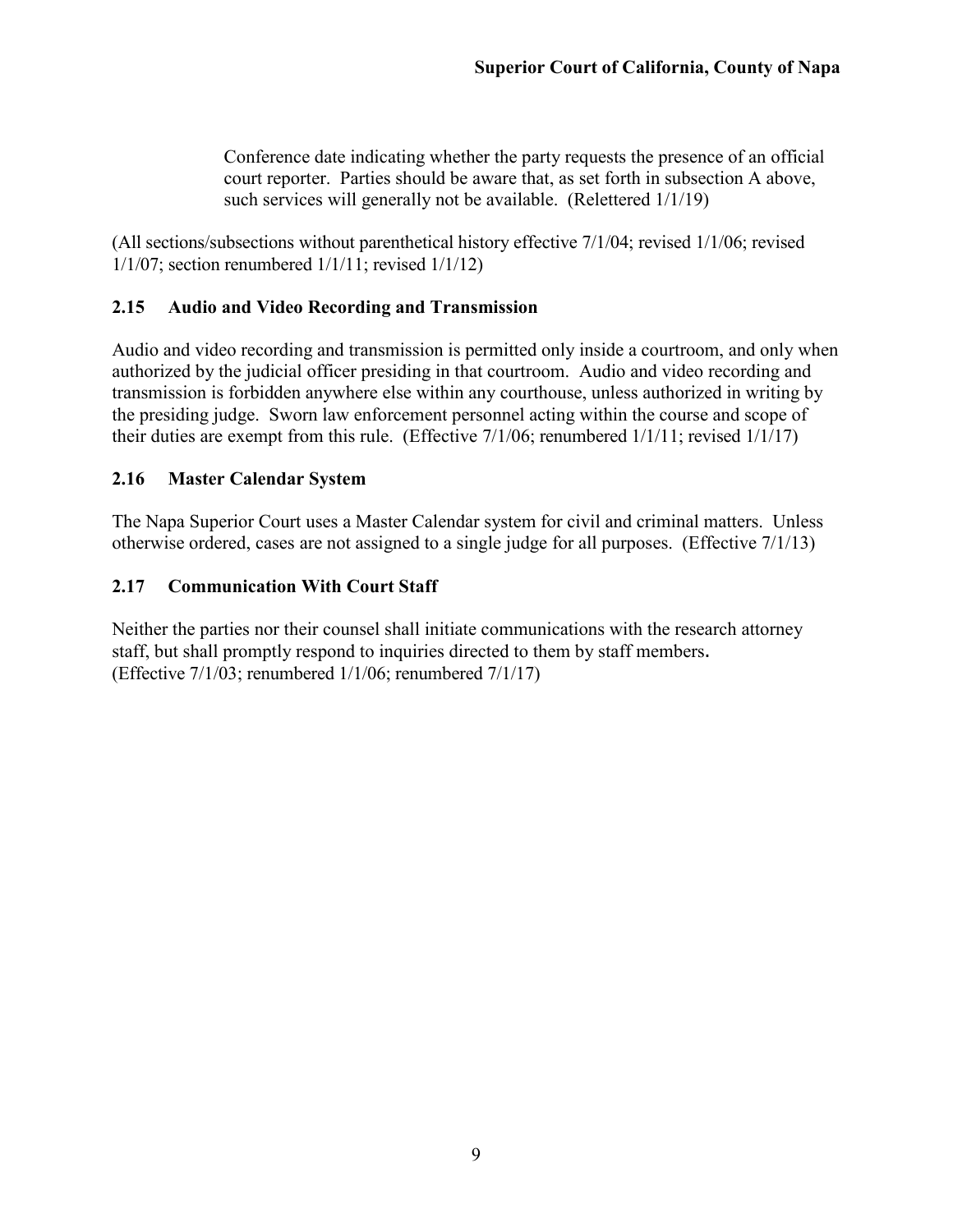Conference date indicating whether the party requests the presence of an official court reporter. Parties should be aware that, as set forth in subsection A above, such services will generally not be available. (Relettered 1/1/19)

(All sections/subsections without parenthetical history effective 7/1/04; revised 1/1/06; revised 1/1/07; section renumbered 1/1/11; revised 1/1/12)

### 2.15 Audio and Video Recording and Transmission

Audio and video recording and transmission is permitted only inside a courtroom, and only when authorized by the judicial officer presiding in that courtroom. Audio and video recording and transmission is forbidden anywhere else within any courthouse, unless authorized in writing by the presiding judge. Sworn law enforcement personnel acting within the course and scope of their duties are exempt from this rule. (Effective 7/1/06; renumbered 1/1/11; revised 1/1/17)

### 2.16 Master Calendar System

The Napa Superior Court uses a Master Calendar system for civil and criminal matters. Unless otherwise ordered, cases are not assigned to a single judge for all purposes. (Effective 7/1/13)

### 2.17 Communication With Court Staff

Neither the parties nor their counsel shall initiate communications with the research attorney staff, but shall promptly respond to inquiries directed to them by staff members.
(Effective 7/1/03; renumbered 1/1/06; renumbered 7/1/17)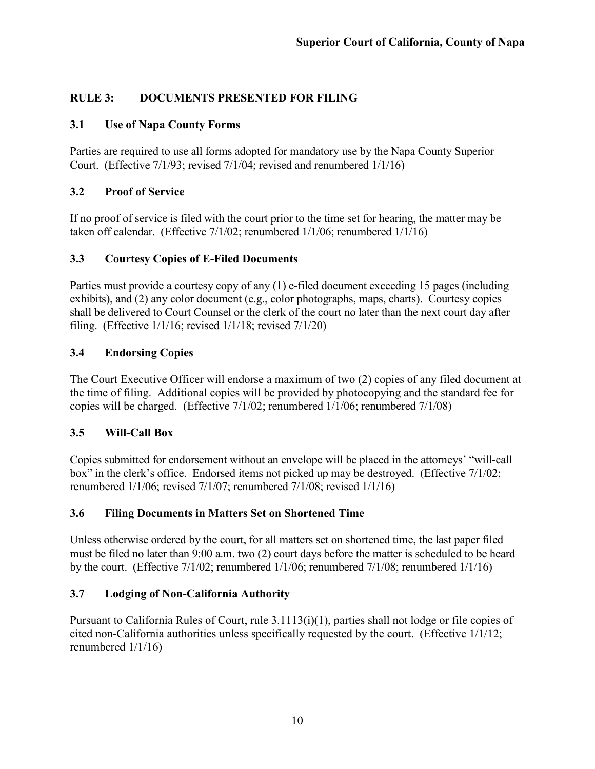## RULE 3: DOCUMENTS PRESENTED FOR FILING

### 3.1 Use of Napa County Forms

Parties are required to use all forms adopted for mandatory use by the Napa County Superior Court. (Effective 7/1/93; revised 7/1/04; revised and renumbered 1/1/16)

### 3.2 Proof of Service

If no proof of service is filed with the court prior to the time set for hearing, the matter may be taken off calendar. (Effective 7/1/02; renumbered 1/1/06; renumbered 1/1/16)

### 3.3 Courtesy Copies of E-Filed Documents

Parties must provide a courtesy copy of any (1) e-filed document exceeding 15 pages (including exhibits), and (2) any color document (e.g., color photographs, maps, charts). Courtesy copies shall be delivered to Court Counsel or the clerk of the court no later than the next court day after filing. (Effective 1/1/16; revised 1/1/18; revised 7/1/20)

### 3.4 Endorsing Copies

The Court Executive Officer will endorse a maximum of two (2) copies of any filed document at the time of filing. Additional copies will be provided by photocopying and the standard fee for copies will be charged. (Effective 7/1/02; renumbered 1/1/06; renumbered 7/1/08)

### 3.5 Will-Call Box

Copies submitted for endorsement without an envelope will be placed in the attorneys' "will-call box" in the clerk's office. Endorsed items not picked up may be destroyed. (Effective 7/1/02; renumbered 1/1/06; revised 7/1/07; renumbered 7/1/08; revised 1/1/16)

### 3.6 Filing Documents in Matters Set on Shortened Time

Unless otherwise ordered by the court, for all matters set on shortened time, the last paper filed must be filed no later than 9:00 a.m. two (2) court days before the matter is scheduled to be heard by the court. (Effective 7/1/02; renumbered 1/1/06; renumbered 7/1/08; renumbered 1/1/16)

### 3.7 Lodging of Non-California Authority

Pursuant to California Rules of Court, rule 3.1113(i)(1), parties shall not lodge or file copies of cited non-California authorities unless specifically requested by the court. (Effective 1/1/12; renumbered 1/1/16)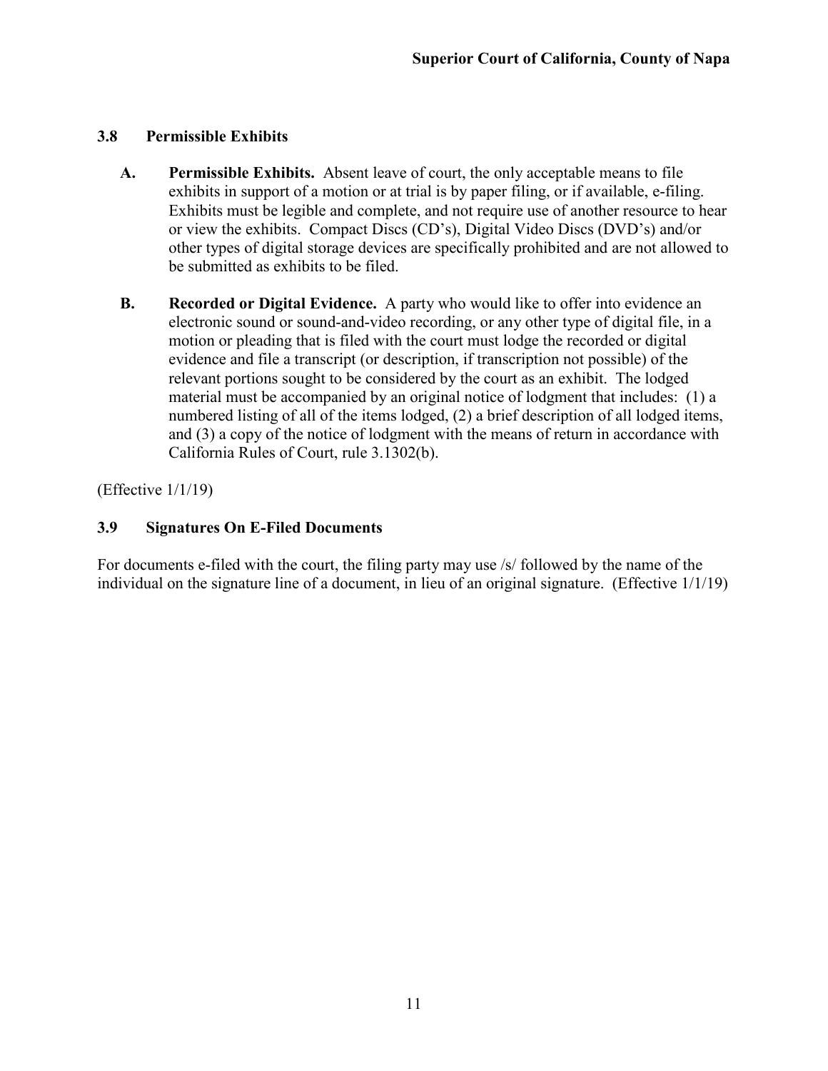### 3.8 Permissible Exhibits

**A. Permissible Exhibits.** Absent leave of court, the only acceptable means to file exhibits in support of a motion or at trial is by paper filing, or if available, e-filing. Exhibits must be legible and complete, and not require use of another resource to hear or view the exhibits. Compact Discs (CD's), Digital Video Discs (DVD's) and/or other types of digital storage devices are specifically prohibited and are not allowed to be submitted as exhibits to be filed.

**B. Recorded or Digital Evidence.** A party who would like to offer into evidence an electronic sound or sound-and-video recording, or any other type of digital file, in a motion or pleading that is filed with the court must lodge the recorded or digital evidence and file a transcript (or description, if transcription not possible) of the relevant portions sought to be considered by the court as an exhibit. The lodged material must be accompanied by an original notice of lodgment that includes: (1) a numbered listing of all of the items lodged, (2) a brief description of all lodged items, and (3) a copy of the notice of lodgment with the means of return in accordance with California Rules of Court, rule 3.1302(b).

(Effective 1/1/19)

### 3.9 Signatures On E-Filed Documents

For documents e-filed with the court, the filing party may use /s/ followed by the name of the individual on the signature line of a document, in lieu of an original signature. (Effective 1/1/19)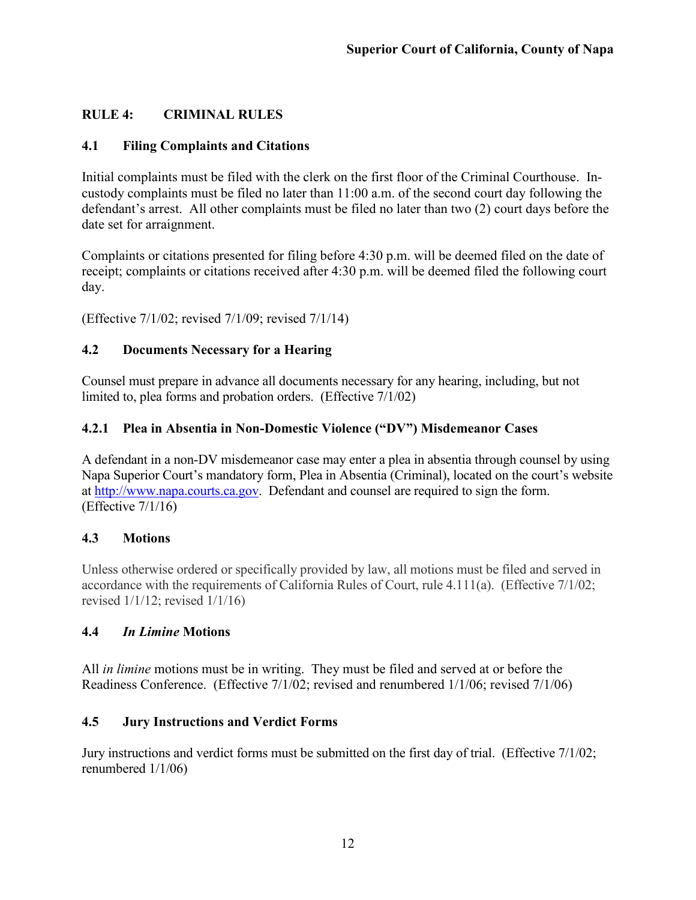## RULE 4: CRIMINAL RULES

### 4.1 Filing Complaints and Citations

Initial complaints must be filed with the clerk on the first floor of the Criminal Courthouse. In-custody complaints must be filed no later than 11:00 a.m. of the second court day following the defendant's arrest. All other complaints must be filed no later than two (2) court days before the date set for arraignment.

Complaints or citations presented for filing before 4:30 p.m. will be deemed filed on the date of receipt; complaints or citations received after 4:30 p.m. will be deemed filed the following court day.

(Effective 7/1/02; revised 7/1/09; revised 7/1/14)

### 4.2 Documents Necessary for a Hearing

Counsel must prepare in advance all documents necessary for any hearing, including, but not limited to, plea forms and probation orders. (Effective 7/1/02)

### 4.2.1 Plea in Absentia in Non-Domestic Violence ("DV") Misdemeanor Cases

A defendant in a non-DV misdemeanor case may enter a plea in absentia through counsel by using Napa Superior Court's mandatory form, Plea in Absentia (Criminal), located on the court's website at [http://www.napa.courts.ca.gov](http://www.napa.courts.ca.gov). Defendant and counsel are required to sign the form. (Effective 7/1/16)

### 4.3 Motions

Unless otherwise ordered or specifically provided by law, all motions must be filed and served in accordance with the requirements of California Rules of Court, rule 4.111(a). (Effective 7/1/02; revised 1/1/12; revised 1/1/16)

### 4.4 *In Limine* Motions

All *in limine* motions must be in writing. They must be filed and served at or before the Readiness Conference. (Effective 7/1/02; revised and renumbered 1/1/06; revised 7/1/06)

### 4.5 Jury Instructions and Verdict Forms

Jury instructions and verdict forms must be submitted on the first day of trial. (Effective 7/1/02; renumbered 1/1/06)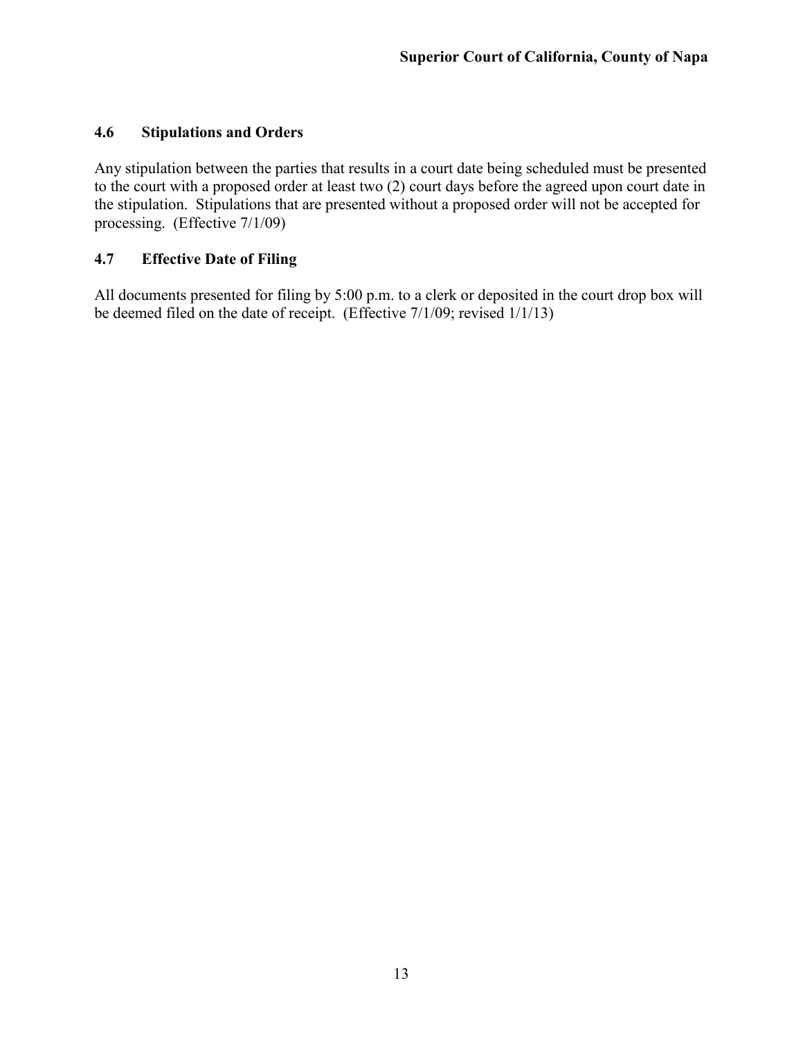## 4.6 Stipulations and Orders

Any stipulation between the parties that results in a court date being scheduled must be presented to the court with a proposed order at least two (2) court days before the agreed upon court date in the stipulation. Stipulations that are presented without a proposed order will not be accepted for processing. (Effective 7/1/09)

## 4.7 Effective Date of Filing

All documents presented for filing by 5:00 p.m. to a clerk or deposited in the court drop box will be deemed filed on the date of receipt. (Effective 7/1/09; revised 1/1/13)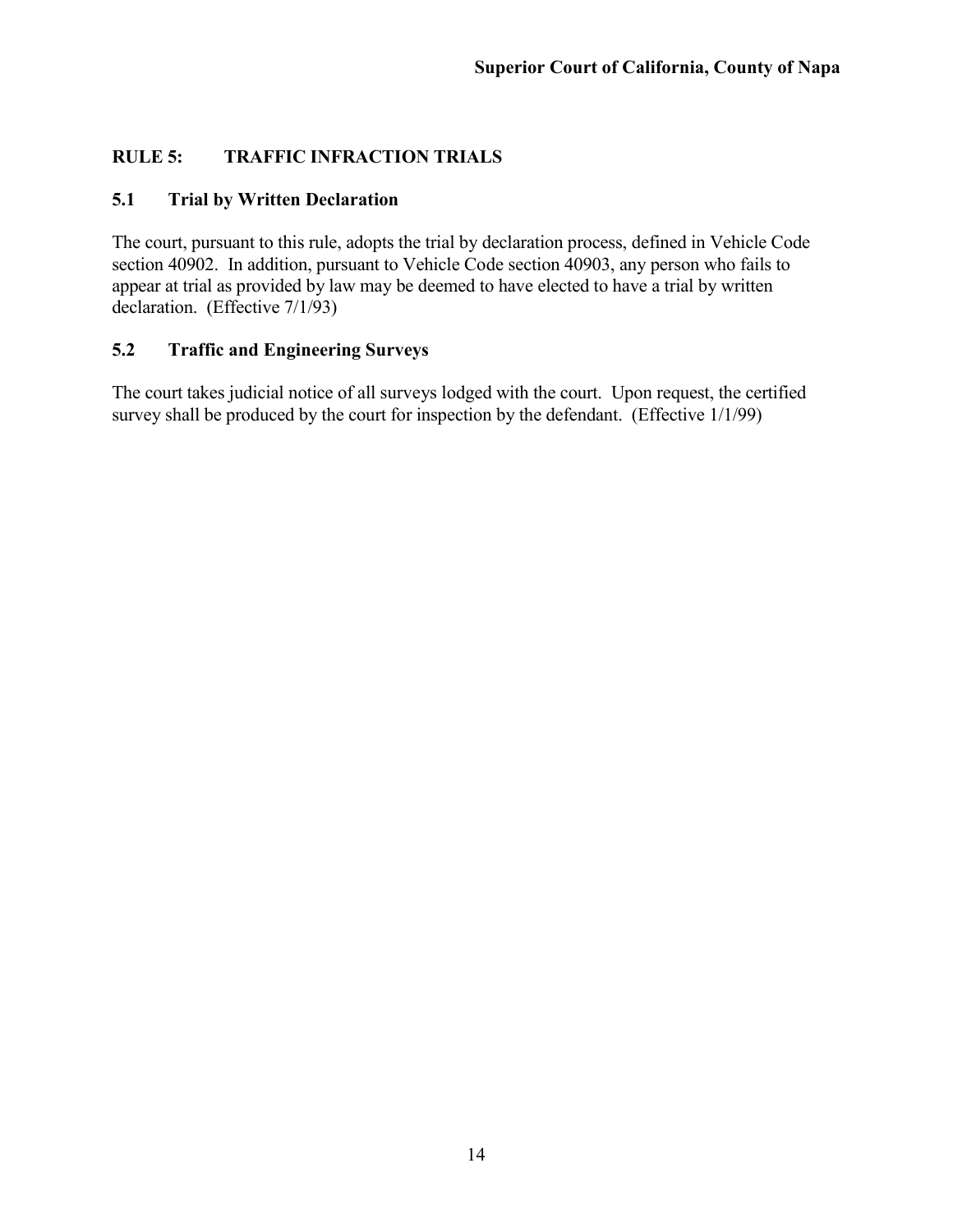## RULE 5: TRAFFIC INFRACTION TRIALS

### 5.1 Trial by Written Declaration

The court, pursuant to this rule, adopts the trial by declaration process, defined in Vehicle Code section 40902. In addition, pursuant to Vehicle Code section 40903, any person who fails to appear at trial as provided by law may be deemed to have elected to have a trial by written declaration. (Effective 7/1/93)

### 5.2 Traffic and Engineering Surveys

The court takes judicial notice of all surveys lodged with the court. Upon request, the certified survey shall be produced by the court for inspection by the defendant. (Effective 1/1/99)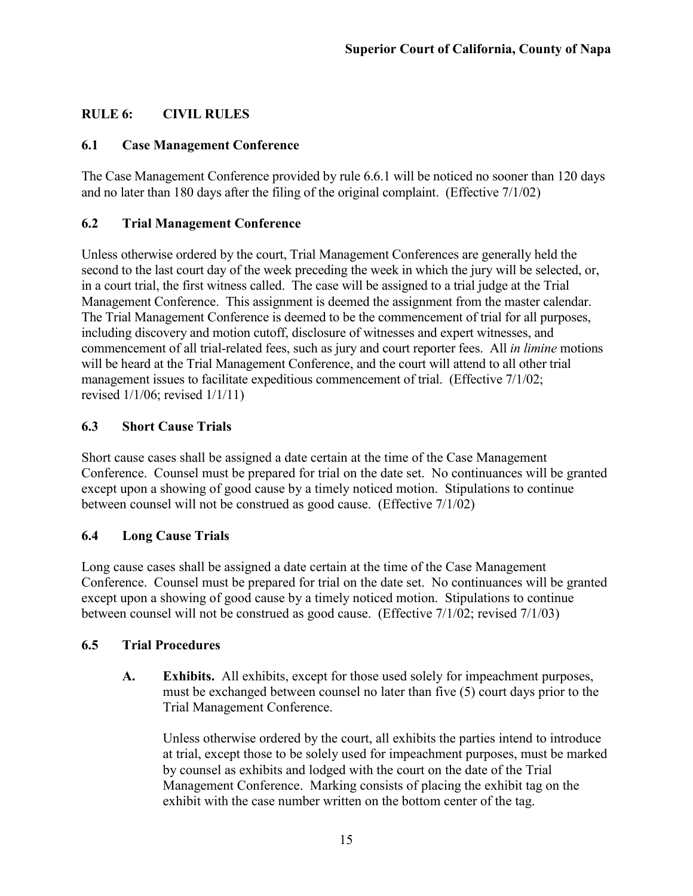## RULE 6: CIVIL RULES

### 6.1 Case Management Conference

The Case Management Conference provided by rule 6.6.1 will be noticed no sooner than 120 days and no later than 180 days after the filing of the original complaint. (Effective 7/1/02)

### 6.2 Trial Management Conference

Unless otherwise ordered by the court, Trial Management Conferences are generally held the second to the last court day of the week preceding the week in which the jury will be selected, or, in a court trial, the first witness called. The case will be assigned to a trial judge at the Trial Management Conference. This assignment is deemed the assignment from the master calendar. The Trial Management Conference is deemed to be the commencement of trial for all purposes, including discovery and motion cutoff, disclosure of witnesses and expert witnesses, and commencement of all trial-related fees, such as jury and court reporter fees. All *in limine* motions will be heard at the Trial Management Conference, and the court will attend to all other trial management issues to facilitate expeditious commencement of trial. (Effective 7/1/02; revised 1/1/06; revised 1/1/11)

### 6.3 Short Cause Trials

Short cause cases shall be assigned a date certain at the time of the Case Management Conference. Counsel must be prepared for trial on the date set. No continuances will be granted except upon a showing of good cause by a timely noticed motion. Stipulations to continue between counsel will not be construed as good cause. (Effective 7/1/02)

### 6.4 Long Cause Trials

Long cause cases shall be assigned a date certain at the time of the Case Management Conference. Counsel must be prepared for trial on the date set. No continuances will be granted except upon a showing of good cause by a timely noticed motion. Stipulations to continue between counsel will not be construed as good cause. (Effective 7/1/02; revised 7/1/03)

### 6.5 Trial Procedures

**A. Exhibits.** All exhibits, except for those used solely for impeachment purposes, must be exchanged between counsel no later than five (5) court days prior to the Trial Management Conference.

Unless otherwise ordered by the court, all exhibits the parties intend to introduce at trial, except those to be solely used for impeachment purposes, must be marked by counsel as exhibits and lodged with the court on the date of the Trial Management Conference. Marking consists of placing the exhibit tag on the exhibit with the case number written on the bottom center of the tag.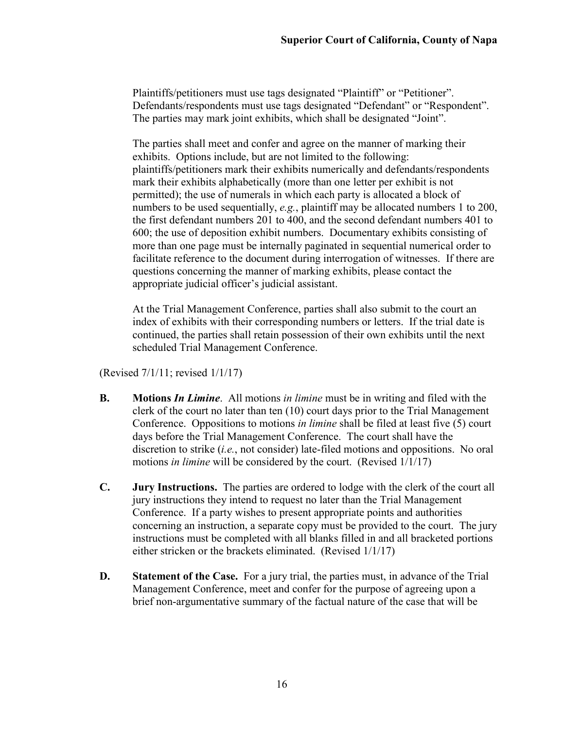Plaintiffs/petitioners must use tags designated "Plaintiff" or "Petitioner". Defendants/respondents must use tags designated "Defendant" or "Respondent". The parties may mark joint exhibits, which shall be designated "Joint".

The parties shall meet and confer and agree on the manner of marking their exhibits. Options include, but are not limited to the following: plaintiffs/petitioners mark their exhibits numerically and defendants/respondents mark their exhibits alphabetically (more than one letter per exhibit is not permitted); the use of numerals in which each party is allocated a block of numbers to be used sequentially, *e.g.*, plaintiff may be allocated numbers 1 to 200, the first defendant numbers 201 to 400, and the second defendant numbers 401 to 600; the use of deposition exhibit numbers. Documentary exhibits consisting of more than one page must be internally paginated in sequential numerical order to facilitate reference to the document during interrogation of witnesses. If there are questions concerning the manner of marking exhibits, please contact the appropriate judicial officer's judicial assistant.

At the Trial Management Conference, parties shall also submit to the court an index of exhibits with their corresponding numbers or letters. If the trial date is continued, the parties shall retain possession of their own exhibits until the next scheduled Trial Management Conference.

(Revised 7/1/11; revised 1/1/17)

**B.** **Motions *In Limine*.** All motions *in limine* must be in writing and filed with the clerk of the court no later than ten (10) court days prior to the Trial Management Conference. Oppositions to motions *in limine* shall be filed at least five (5) court days before the Trial Management Conference. The court shall have the discretion to strike (*i.e.*, not consider) late-filed motions and oppositions. No oral motions *in limine* will be considered by the court. (Revised 1/1/17)

**C.** **Jury Instructions.** The parties are ordered to lodge with the clerk of the court all jury instructions they intend to request no later than the Trial Management Conference. If a party wishes to present appropriate points and authorities concerning an instruction, a separate copy must be provided to the court. The jury instructions must be completed with all blanks filled in and all bracketed portions either stricken or the brackets eliminated. (Revised 1/1/17)

**D.** **Statement of the Case.** For a jury trial, the parties must, in advance of the Trial Management Conference, meet and confer for the purpose of agreeing upon a brief non-argumentative summary of the factual nature of the case that will be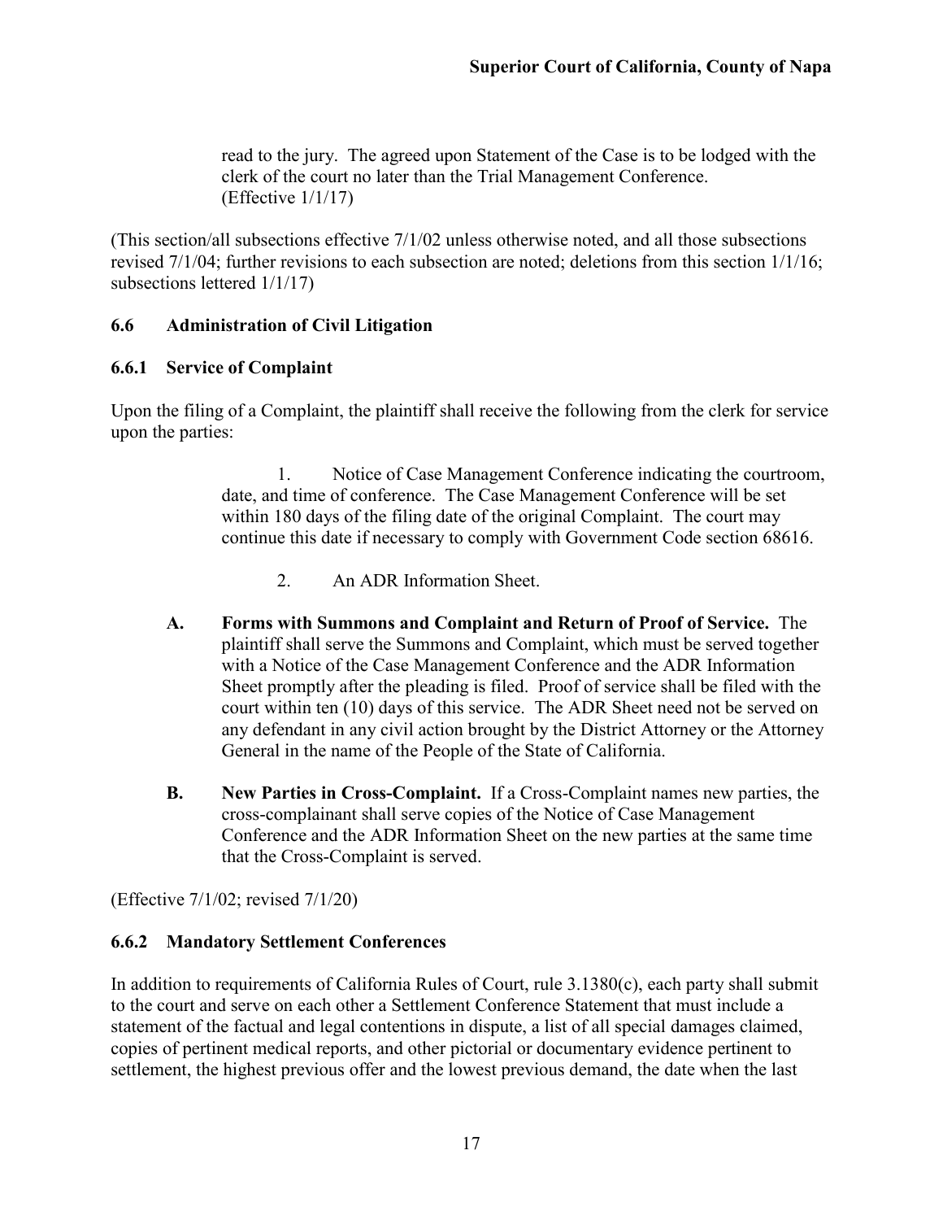read to the jury. The agreed upon Statement of the Case is to be lodged with the clerk of the court no later than the Trial Management Conference. (Effective 1/1/17)

(This section/all subsections effective 7/1/02 unless otherwise noted, and all those subsections revised 7/1/04; further revisions to each subsection are noted; deletions from this section 1/1/16; subsections lettered 1/1/17)

### 6.6 Administration of Civil Litigation

### 6.6.1 Service of Complaint

Upon the filing of a Complaint, the plaintiff shall receive the following from the clerk for service upon the parties:

1. Notice of Case Management Conference indicating the courtroom, date, and time of conference. The Case Management Conference will be set within 180 days of the filing date of the original Complaint. The court may continue this date if necessary to comply with Government Code section 68616.

2. An ADR Information Sheet.

**A. Forms with Summons and Complaint and Return of Proof of Service.** The plaintiff shall serve the Summons and Complaint, which must be served together with a Notice of the Case Management Conference and the ADR Information Sheet promptly after the pleading is filed. Proof of service shall be filed with the court within ten (10) days of this service. The ADR Sheet need not be served on any defendant in any civil action brought by the District Attorney or the Attorney General in the name of the People of the State of California.

**B. New Parties in Cross-Complaint.** If a Cross-Complaint names new parties, the cross-complainant shall serve copies of the Notice of Case Management Conference and the ADR Information Sheet on the new parties at the same time that the Cross-Complaint is served.

(Effective 7/1/02; revised 7/1/20)

### 6.6.2 Mandatory Settlement Conferences

In addition to requirements of California Rules of Court, rule 3.1380(c), each party shall submit to the court and serve on each other a Settlement Conference Statement that must include a statement of the factual and legal contentions in dispute, a list of all special damages claimed, copies of pertinent medical reports, and other pictorial or documentary evidence pertinent to settlement, the highest previous offer and the lowest previous demand, the date when the last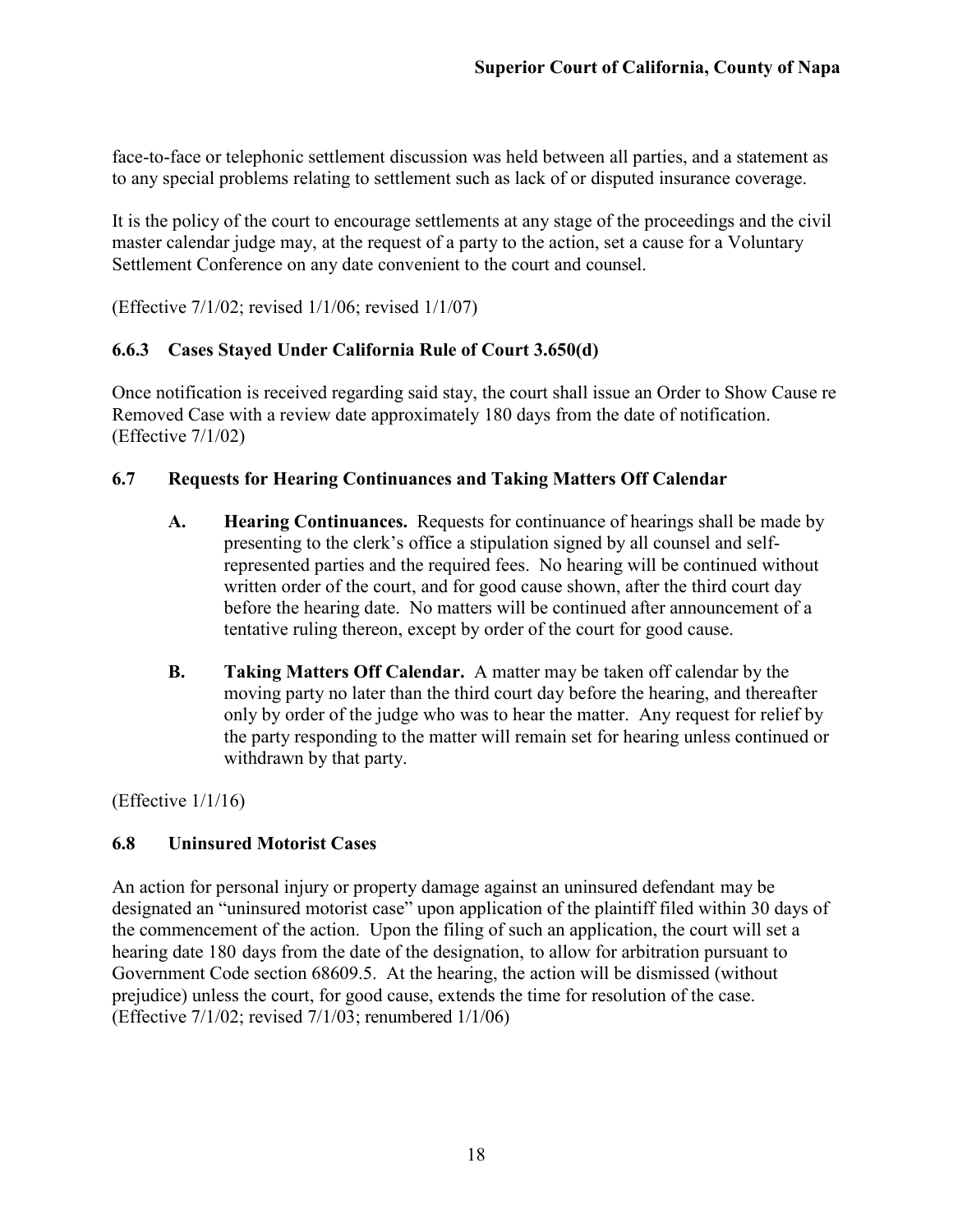face-to-face or telephonic settlement discussion was held between all parties, and a statement as to any special problems relating to settlement such as lack of or disputed insurance coverage.

It is the policy of the court to encourage settlements at any stage of the proceedings and the civil master calendar judge may, at the request of a party to the action, set a cause for a Voluntary Settlement Conference on any date convenient to the court and counsel.

(Effective 7/1/02; revised 1/1/06; revised 1/1/07)

### 6.6.3 Cases Stayed Under California Rule of Court 3.650(d)

Once notification is received regarding said stay, the court shall issue an Order to Show Cause re Removed Case with a review date approximately 180 days from the date of notification. (Effective 7/1/02)

## 6.7 Requests for Hearing Continuances and Taking Matters Off Calendar

**A. Hearing Continuances.** Requests for continuance of hearings shall be made by presenting to the clerk's office a stipulation signed by all counsel and self-represented parties and the required fees. No hearing will be continued without written order of the court, and for good cause shown, after the third court day before the hearing date. No matters will be continued after announcement of a tentative ruling thereon, except by order of the court for good cause.

**B. Taking Matters Off Calendar.** A matter may be taken off calendar by the moving party no later than the third court day before the hearing, and thereafter only by order of the judge who was to hear the matter. Any request for relief by the party responding to the matter will remain set for hearing unless continued or withdrawn by that party.

(Effective 1/1/16)

## 6.8 Uninsured Motorist Cases

An action for personal injury or property damage against an uninsured defendant may be designated an "uninsured motorist case" upon application of the plaintiff filed within 30 days of the commencement of the action. Upon the filing of such an application, the court will set a hearing date 180 days from the date of the designation, to allow for arbitration pursuant to Government Code section 68609.5. At the hearing, the action will be dismissed (without prejudice) unless the court, for good cause, extends the time for resolution of the case. (Effective 7/1/02; revised 7/1/03; renumbered 1/1/06)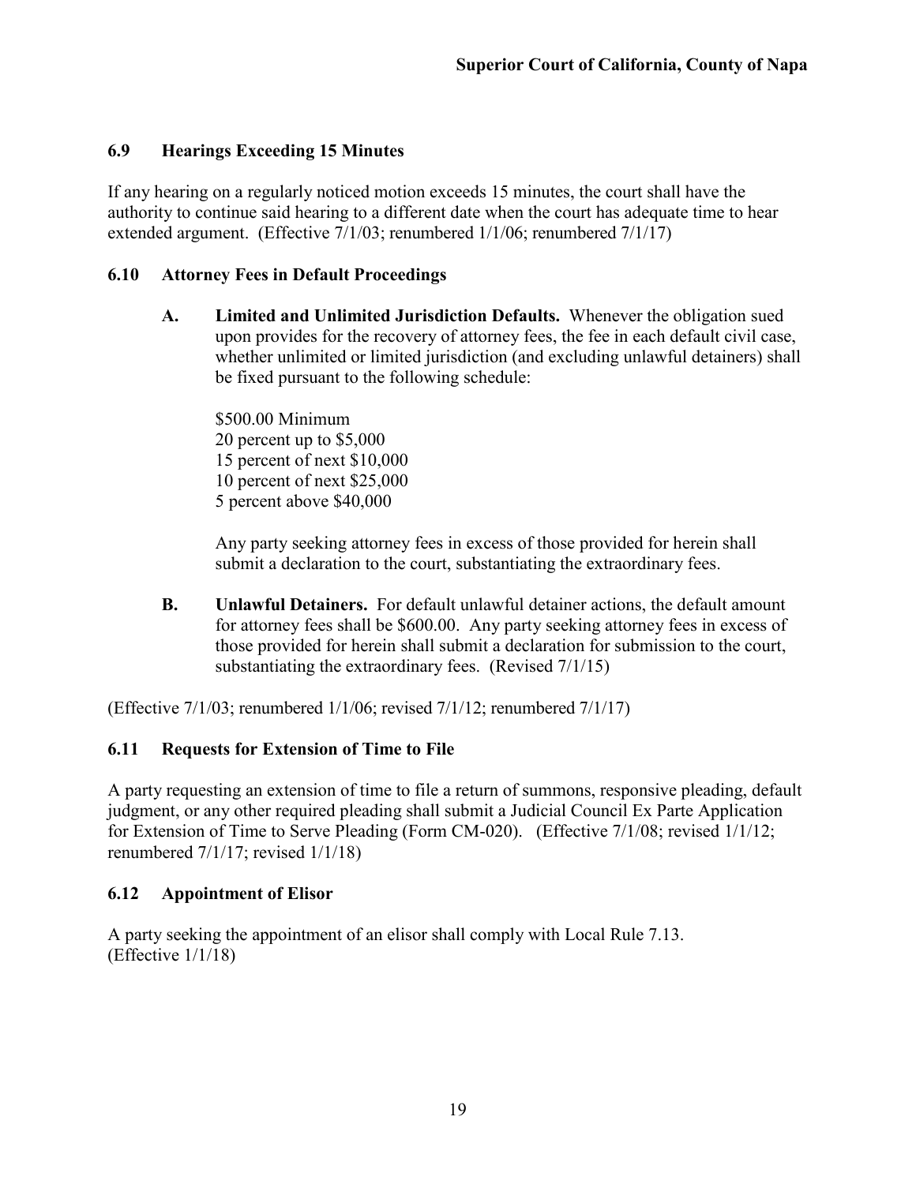### 6.9 Hearings Exceeding 15 Minutes

If any hearing on a regularly noticed motion exceeds 15 minutes, the court shall have the authority to continue said hearing to a different date when the court has adequate time to hear extended argument. (Effective 7/1/03; renumbered 1/1/06; renumbered 7/1/17)

### 6.10 Attorney Fees in Default Proceedings

**A. Limited and Unlimited Jurisdiction Defaults.** Whenever the obligation sued upon provides for the recovery of attorney fees, the fee in each default civil case, whether unlimited or limited jurisdiction (and excluding unlawful detainers) shall be fixed pursuant to the following schedule:

$500.00 Minimum
20 percent up to $5,000
15 percent of next $10,000
10 percent of next $25,000
5 percent above $40,000

Any party seeking attorney fees in excess of those provided for herein shall submit a declaration to the court, substantiating the extraordinary fees.

**B. Unlawful Detainers.** For default unlawful detainer actions, the default amount for attorney fees shall be $600.00. Any party seeking attorney fees in excess of those provided for herein shall submit a declaration for submission to the court, substantiating the extraordinary fees. (Revised 7/1/15)

(Effective 7/1/03; renumbered 1/1/06; revised 7/1/12; renumbered 7/1/17)

### 6.11 Requests for Extension of Time to File

A party requesting an extension of time to file a return of summons, responsive pleading, default judgment, or any other required pleading shall submit a Judicial Council Ex Parte Application for Extension of Time to Serve Pleading (Form CM-020). (Effective 7/1/08; revised 1/1/12; renumbered 7/1/17; revised 1/1/18)

### 6.12 Appointment of Elisor

A party seeking the appointment of an elisor shall comply with Local Rule 7.13. (Effective 1/1/18)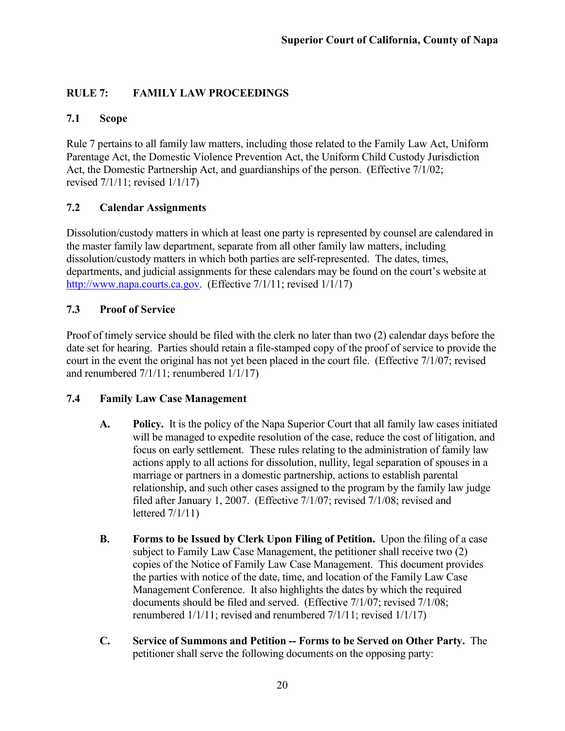## RULE 7: FAMILY LAW PROCEEDINGS

### 7.1 Scope

Rule 7 pertains to all family law matters, including those related to the Family Law Act, Uniform Parentage Act, the Domestic Violence Prevention Act, the Uniform Child Custody Jurisdiction Act, the Domestic Partnership Act, and guardianships of the person. (Effective 7/1/02; revised 7/1/11; revised 1/1/17)

### 7.2 Calendar Assignments

Dissolution/custody matters in which at least one party is represented by counsel are calendared in the master family law department, separate from all other family law matters, including dissolution/custody matters in which both parties are self-represented. The dates, times, departments, and judicial assignments for these calendars may be found on the court's website at http://www.napa.courts.ca.gov. (Effective 7/1/11; revised 1/1/17)

### 7.3 Proof of Service

Proof of timely service should be filed with the clerk no later than two (2) calendar days before the date set for hearing. Parties should retain a file-stamped copy of the proof of service to provide the court in the event the original has not yet been placed in the court file. (Effective 7/1/07; revised and renumbered 7/1/11; renumbered 1/1/17)

### 7.4 Family Law Case Management

**A. Policy.** It is the policy of the Napa Superior Court that all family law cases initiated will be managed to expedite resolution of the case, reduce the cost of litigation, and focus on early settlement. These rules relating to the administration of family law actions apply to all actions for dissolution, nullity, legal separation of spouses in a marriage or partners in a domestic partnership, actions to establish parental relationship, and such other cases assigned to the program by the family law judge filed after January 1, 2007. (Effective 7/1/07; revised 7/1/08; revised and lettered 7/1/11)

**B. Forms to be Issued by Clerk Upon Filing of Petition.** Upon the filing of a case subject to Family Law Case Management, the petitioner shall receive two (2) copies of the Notice of Family Law Case Management. This document provides the parties with notice of the date, time, and location of the Family Law Case Management Conference. It also highlights the dates by which the required documents should be filed and served. (Effective 7/1/07; revised 7/1/08; renumbered 1/1/11; revised and renumbered 7/1/11; revised 1/1/17)

**C. Service of Summons and Petition -- Forms to be Served on Other Party.** The petitioner shall serve the following documents on the opposing party: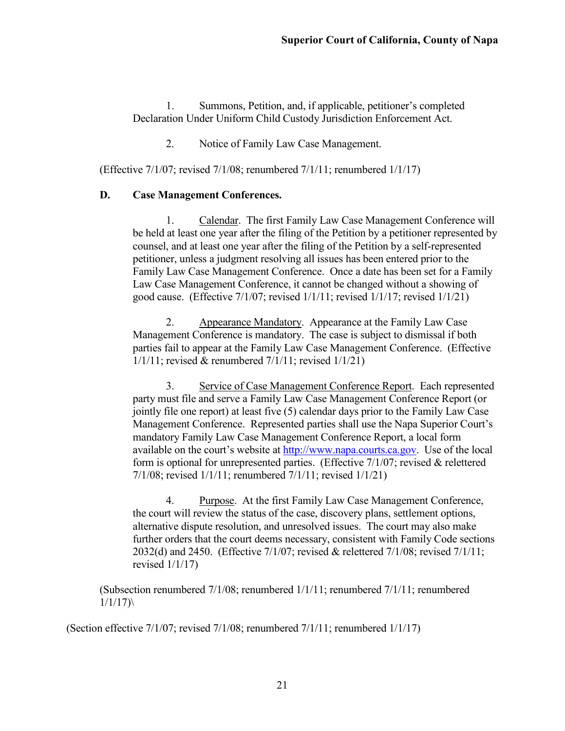1. Summons, Petition, and, if applicable, petitioner's completed Declaration Under Uniform Child Custody Jurisdiction Enforcement Act.

2. Notice of Family Law Case Management.

(Effective 7/1/07; revised 7/1/08; renumbered 7/1/11; renumbered 1/1/17)

**D. Case Management Conferences.**

1. Calendar. The first Family Law Case Management Conference will be held at least one year after the filing of the Petition by a petitioner represented by counsel, and at least one year after the filing of the Petition by a self-represented petitioner, unless a judgment resolving all issues has been entered prior to the Family Law Case Management Conference. Once a date has been set for a Family Law Case Management Conference, it cannot be changed without a showing of good cause. (Effective 7/1/07; revised 1/1/11; revised 1/1/17; revised 1/1/21)

2. Appearance Mandatory. Appearance at the Family Law Case Management Conference is mandatory. The case is subject to dismissal if both parties fail to appear at the Family Law Case Management Conference. (Effective 1/1/11; revised & renumbered 7/1/11; revised 1/1/21)

3. Service of Case Management Conference Report. Each represented party must file and serve a Family Law Case Management Conference Report (or jointly file one report) at least five (5) calendar days prior to the Family Law Case Management Conference. Represented parties shall use the Napa Superior Court's mandatory Family Law Case Management Conference Report, a local form available on the court's website at http://www.napa.courts.ca.gov. Use of the local form is optional for unrepresented parties. (Effective 7/1/07; revised & relettered 7/1/08; revised 1/1/11; renumbered 7/1/11; revised 1/1/21)

4. Purpose. At the first Family Law Case Management Conference, the court will review the status of the case, discovery plans, settlement options, alternative dispute resolution, and unresolved issues. The court may also make further orders that the court deems necessary, consistent with Family Code sections 2032(d) and 2450. (Effective 7/1/07; revised & relettered 7/1/08; revised 7/1/11; revised 1/1/17)

(Subsection renumbered 7/1/08; renumbered 1/1/11; renumbered 7/1/11; renumbered 1/1/17)\

(Section effective 7/1/07; revised 7/1/08; renumbered 7/1/11; renumbered 1/1/17)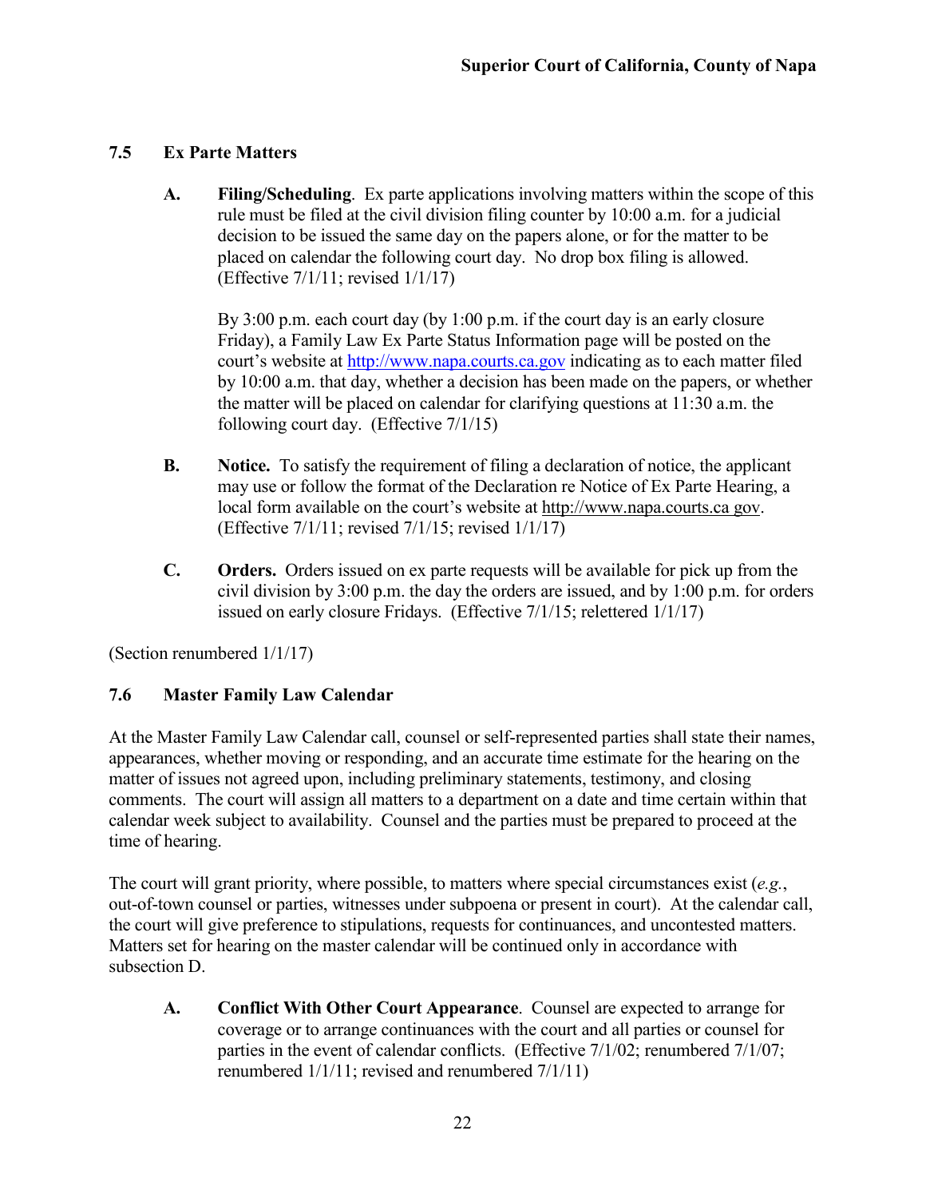### 7.5 Ex Parte Matters

**A. Filing/Scheduling**. Ex parte applications involving matters within the scope of this rule must be filed at the civil division filing counter by 10:00 a.m. for a judicial decision to be issued the same day on the papers alone, or for the matter to be placed on calendar the following court day. No drop box filing is allowed. (Effective 7/1/11; revised 1/1/17)

By 3:00 p.m. each court day (by 1:00 p.m. if the court day is an early closure Friday), a Family Law Ex Parte Status Information page will be posted on the court's website at http://www.napa.courts.ca.gov indicating as to each matter filed by 10:00 a.m. that day, whether a decision has been made on the papers, or whether the matter will be placed on calendar for clarifying questions at 11:30 a.m. the following court day. (Effective 7/1/15)

**B. Notice.** To satisfy the requirement of filing a declaration of notice, the applicant may use or follow the format of the Declaration re Notice of Ex Parte Hearing, a local form available on the court's website at http://www.napa.courts.ca gov. (Effective 7/1/11; revised 7/1/15; revised 1/1/17)

**C. Orders.** Orders issued on ex parte requests will be available for pick up from the civil division by 3:00 p.m. the day the orders are issued, and by 1:00 p.m. for orders issued on early closure Fridays. (Effective 7/1/15; relettered 1/1/17)

(Section renumbered 1/1/17)

### 7.6 Master Family Law Calendar

At the Master Family Law Calendar call, counsel or self-represented parties shall state their names, appearances, whether moving or responding, and an accurate time estimate for the hearing on the matter of issues not agreed upon, including preliminary statements, testimony, and closing comments. The court will assign all matters to a department on a date and time certain within that calendar week subject to availability. Counsel and the parties must be prepared to proceed at the time of hearing.

The court will grant priority, where possible, to matters where special circumstances exist (*e.g.*, out-of-town counsel or parties, witnesses under subpoena or present in court). At the calendar call, the court will give preference to stipulations, requests for continuances, and uncontested matters. Matters set for hearing on the master calendar will be continued only in accordance with subsection D.

**A. Conflict With Other Court Appearance**. Counsel are expected to arrange for coverage or to arrange continuances with the court and all parties or counsel for parties in the event of calendar conflicts. (Effective 7/1/02; renumbered 7/1/07; renumbered 1/1/11; revised and renumbered 7/1/11)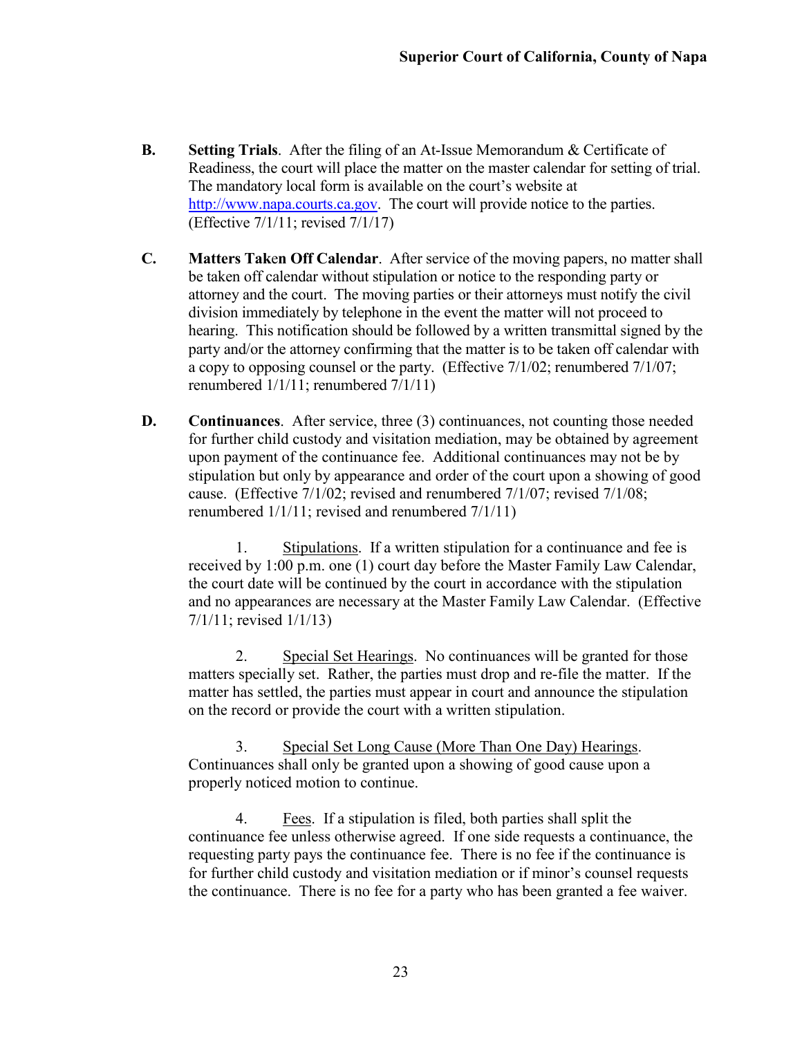**B.** **Setting Trials**. After the filing of an At-Issue Memorandum & Certificate of Readiness, the court will place the matter on the master calendar for setting of trial. The mandatory local form is available on the court's website at [http://www.napa.courts.ca.gov](http://www.napa.courts.ca.gov). The court will provide notice to the parties. (Effective 7/1/11; revised 7/1/17)

**C.** **Matters Taken Off Calendar**. After service of the moving papers, no matter shall be taken off calendar without stipulation or notice to the responding party or attorney and the court. The moving parties or their attorneys must notify the civil division immediately by telephone in the event the matter will not proceed to hearing. This notification should be followed by a written transmittal signed by the party and/or the attorney confirming that the matter is to be taken off calendar with a copy to opposing counsel or the party. (Effective 7/1/02; renumbered 7/1/07; renumbered 1/1/11; renumbered 7/1/11)

**D.** **Continuances**. After service, three (3) continuances, not counting those needed for further child custody and visitation mediation, may be obtained by agreement upon payment of the continuance fee. Additional continuances may not be by stipulation but only by appearance and order of the court upon a showing of good cause. (Effective 7/1/02; revised and renumbered 7/1/07; revised 7/1/08; renumbered 1/1/11; revised and renumbered 7/1/11)

1. Stipulations. If a written stipulation for a continuance and fee is received by 1:00 p.m. one (1) court day before the Master Family Law Calendar, the court date will be continued by the court in accordance with the stipulation and no appearances are necessary at the Master Family Law Calendar. (Effective 7/1/11; revised 1/1/13)

2. Special Set Hearings. No continuances will be granted for those matters specially set. Rather, the parties must drop and re-file the matter. If the matter has settled, the parties must appear in court and announce the stipulation on the record or provide the court with a written stipulation.

3. Special Set Long Cause (More Than One Day) Hearings. Continuances shall only be granted upon a showing of good cause upon a properly noticed motion to continue.

4. Fees. If a stipulation is filed, both parties shall split the continuance fee unless otherwise agreed. If one side requests a continuance, the requesting party pays the continuance fee. There is no fee if the continuance is for further child custody and visitation mediation or if minor's counsel requests the continuance. There is no fee for a party who has been granted a fee waiver.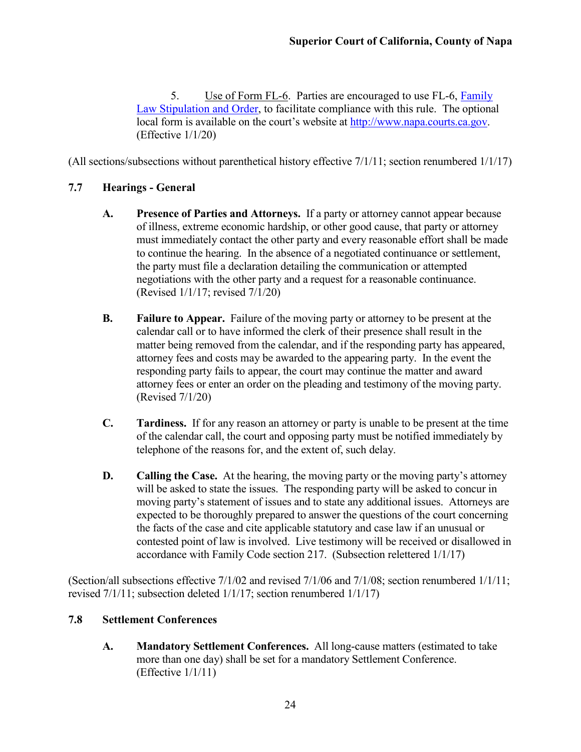5. Use of Form FL-6. Parties are encouraged to use FL-6, [Family Law Stipulation and Order](http://www.napa.courts.ca.gov), to facilitate compliance with this rule. The optional local form is available on the court's website at http://www.napa.courts.ca.gov. (Effective 1/1/20)

(All sections/subsections without parenthetical history effective 7/1/11; section renumbered 1/1/17)

## 7.7 Hearings - General

**A. Presence of Parties and Attorneys.** If a party or attorney cannot appear because of illness, extreme economic hardship, or other good cause, that party or attorney must immediately contact the other party and every reasonable effort shall be made to continue the hearing. In the absence of a negotiated continuance or settlement, the party must file a declaration detailing the communication or attempted negotiations with the other party and a request for a reasonable continuance. (Revised 1/1/17; revised 7/1/20)

**B. Failure to Appear.** Failure of the moving party or attorney to be present at the calendar call or to have informed the clerk of their presence shall result in the matter being removed from the calendar, and if the responding party has appeared, attorney fees and costs may be awarded to the appearing party. In the event the responding party fails to appear, the court may continue the matter and award attorney fees or enter an order on the pleading and testimony of the moving party. (Revised 7/1/20)

**C. Tardiness.** If for any reason an attorney or party is unable to be present at the time of the calendar call, the court and opposing party must be notified immediately by telephone of the reasons for, and the extent of, such delay.

**D. Calling the Case.** At the hearing, the moving party or the moving party's attorney will be asked to state the issues. The responding party will be asked to concur in moving party's statement of issues and to state any additional issues. Attorneys are expected to be thoroughly prepared to answer the questions of the court concerning the facts of the case and cite applicable statutory and case law if an unusual or contested point of law is involved. Live testimony will be received or disallowed in accordance with Family Code section 217. (Subsection relettered 1/1/17)

(Section/all subsections effective 7/1/02 and revised 7/1/06 and 7/1/08; section renumbered 1/1/11; revised 7/1/11; subsection deleted 1/1/17; section renumbered 1/1/17)

## 7.8 Settlement Conferences

**A. Mandatory Settlement Conferences.** All long-cause matters (estimated to take more than one day) shall be set for a mandatory Settlement Conference. (Effective 1/1/11)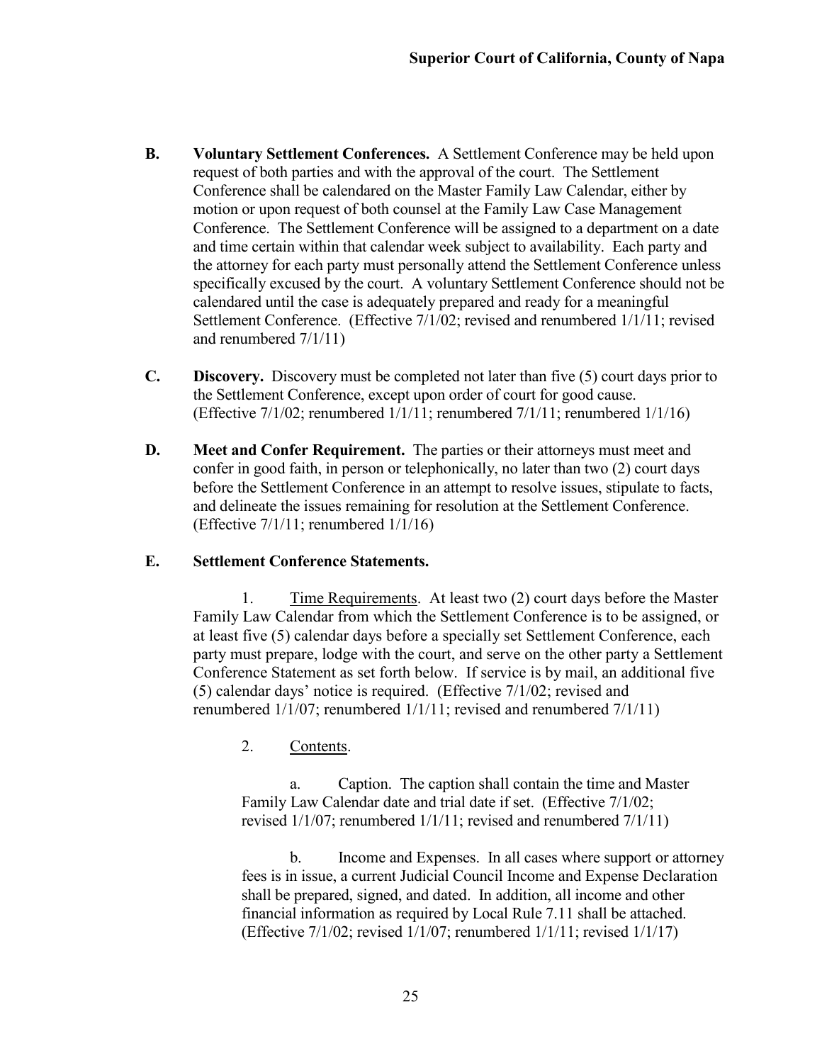**B. Voluntary Settlement Conferences.** A Settlement Conference may be held upon request of both parties and with the approval of the court. The Settlement Conference shall be calendared on the Master Family Law Calendar, either by motion or upon request of both counsel at the Family Law Case Management Conference. The Settlement Conference will be assigned to a department on a date and time certain within that calendar week subject to availability. Each party and the attorney for each party must personally attend the Settlement Conference unless specifically excused by the court. A voluntary Settlement Conference should not be calendared until the case is adequately prepared and ready for a meaningful Settlement Conference. (Effective 7/1/02; revised and renumbered 1/1/11; revised and renumbered 7/1/11)

**C. Discovery.** Discovery must be completed not later than five (5) court days prior to the Settlement Conference, except upon order of court for good cause. (Effective 7/1/02; renumbered 1/1/11; renumbered 7/1/11; renumbered 1/1/16)

**D. Meet and Confer Requirement.** The parties or their attorneys must meet and confer in good faith, in person or telephonically, no later than two (2) court days before the Settlement Conference in an attempt to resolve issues, stipulate to facts, and delineate the issues remaining for resolution at the Settlement Conference. (Effective 7/1/11; renumbered 1/1/16)

**E. Settlement Conference Statements.**

1. Time Requirements. At least two (2) court days before the Master Family Law Calendar from which the Settlement Conference is to be assigned, or at least five (5) calendar days before a specially set Settlement Conference, each party must prepare, lodge with the court, and serve on the other party a Settlement Conference Statement as set forth below. If service is by mail, an additional five (5) calendar days' notice is required. (Effective 7/1/02; revised and renumbered 1/1/07; renumbered 1/1/11; revised and renumbered 7/1/11)

2. Contents.

a. Caption. The caption shall contain the time and Master Family Law Calendar date and trial date if set. (Effective 7/1/02; revised 1/1/07; renumbered 1/1/11; revised and renumbered 7/1/11)

b. Income and Expenses. In all cases where support or attorney fees is in issue, a current Judicial Council Income and Expense Declaration shall be prepared, signed, and dated. In addition, all income and other financial information as required by Local Rule 7.11 shall be attached. (Effective 7/1/02; revised 1/1/07; renumbered 1/1/11; revised 1/1/17)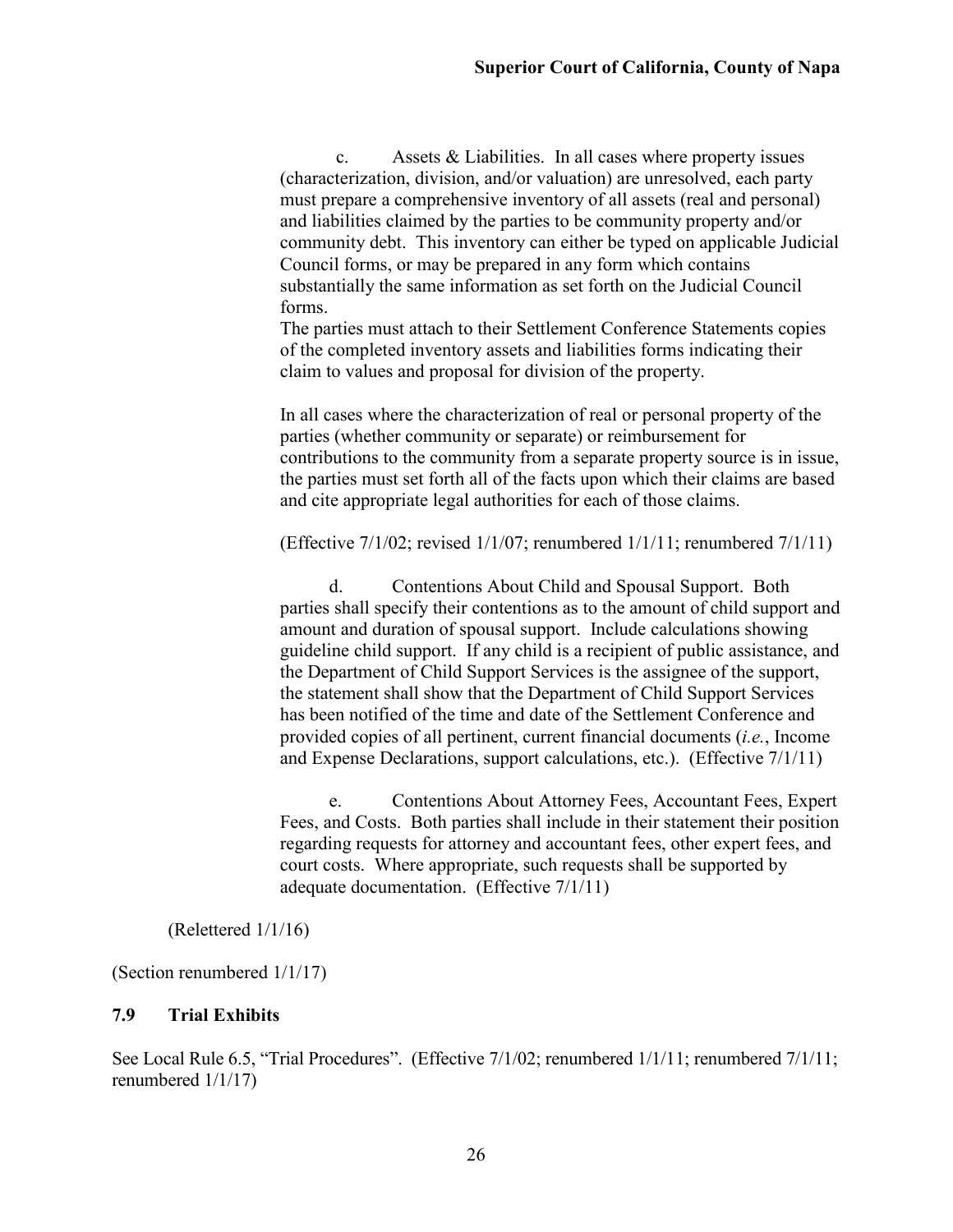c. Assets & Liabilities. In all cases where property issues (characterization, division, and/or valuation) are unresolved, each party must prepare a comprehensive inventory of all assets (real and personal) and liabilities claimed by the parties to be community property and/or community debt. This inventory can either be typed on applicable Judicial Council forms, or may be prepared in any form which contains substantially the same information as set forth on the Judicial Council forms.
The parties must attach to their Settlement Conference Statements copies of the completed inventory assets and liabilities forms indicating their claim to values and proposal for division of the property.

In all cases where the characterization of real or personal property of the parties (whether community or separate) or reimbursement for contributions to the community from a separate property source is in issue, the parties must set forth all of the facts upon which their claims are based and cite appropriate legal authorities for each of those claims.

(Effective 7/1/02; revised 1/1/07; renumbered 1/1/11; renumbered 7/1/11)

d. Contentions About Child and Spousal Support. Both parties shall specify their contentions as to the amount of child support and amount and duration of spousal support. Include calculations showing guideline child support. If any child is a recipient of public assistance, and the Department of Child Support Services is the assignee of the support, the statement shall show that the Department of Child Support Services has been notified of the time and date of the Settlement Conference and provided copies of all pertinent, current financial documents (*i.e.*, Income and Expense Declarations, support calculations, etc.). (Effective 7/1/11)

e. Contentions About Attorney Fees, Accountant Fees, Expert Fees, and Costs. Both parties shall include in their statement their position regarding requests for attorney and accountant fees, other expert fees, and court costs. Where appropriate, such requests shall be supported by adequate documentation. (Effective 7/1/11)

(Relettered 1/1/16)

(Section renumbered 1/1/17)

### 7.9 Trial Exhibits

See Local Rule 6.5, "Trial Procedures". (Effective 7/1/02; renumbered 1/1/11; renumbered 7/1/11; renumbered 1/1/17)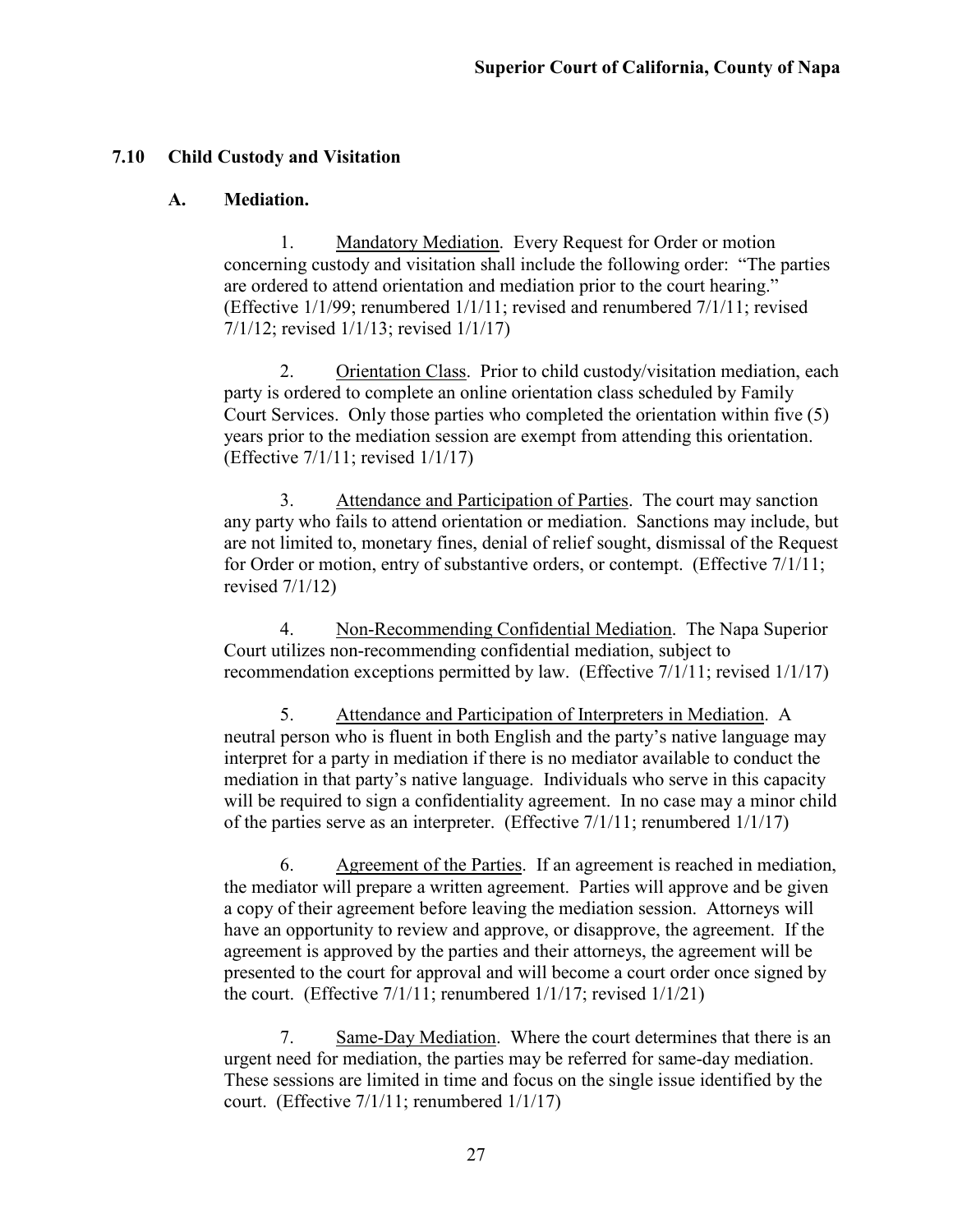## 7.10 Child Custody and Visitation

### A. Mediation.

1. Mandatory Mediation. Every Request for Order or motion concerning custody and visitation shall include the following order: "The parties are ordered to attend orientation and mediation prior to the court hearing." (Effective 1/1/99; renumbered 1/1/11; revised and renumbered 7/1/11; revised 7/1/12; revised 1/1/13; revised 1/1/17)

2. Orientation Class. Prior to child custody/visitation mediation, each party is ordered to complete an online orientation class scheduled by Family Court Services. Only those parties who completed the orientation within five (5) years prior to the mediation session are exempt from attending this orientation. (Effective 7/1/11; revised 1/1/17)

3. Attendance and Participation of Parties. The court may sanction any party who fails to attend orientation or mediation. Sanctions may include, but are not limited to, monetary fines, denial of relief sought, dismissal of the Request for Order or motion, entry of substantive orders, or contempt. (Effective 7/1/11; revised 7/1/12)

4. Non-Recommending Confidential Mediation. The Napa Superior Court utilizes non-recommending confidential mediation, subject to recommendation exceptions permitted by law. (Effective 7/1/11; revised 1/1/17)

5. Attendance and Participation of Interpreters in Mediation. A neutral person who is fluent in both English and the party's native language may interpret for a party in mediation if there is no mediator available to conduct the mediation in that party's native language. Individuals who serve in this capacity will be required to sign a confidentiality agreement. In no case may a minor child of the parties serve as an interpreter. (Effective 7/1/11; renumbered 1/1/17)

6. Agreement of the Parties. If an agreement is reached in mediation, the mediator will prepare a written agreement. Parties will approve and be given a copy of their agreement before leaving the mediation session. Attorneys will have an opportunity to review and approve, or disapprove, the agreement. If the agreement is approved by the parties and their attorneys, the agreement will be presented to the court for approval and will become a court order once signed by the court. (Effective 7/1/11; renumbered 1/1/17; revised 1/1/21)

7. Same-Day Mediation. Where the court determines that there is an urgent need for mediation, the parties may be referred for same-day mediation. These sessions are limited in time and focus on the single issue identified by the court. (Effective 7/1/11; renumbered 1/1/17)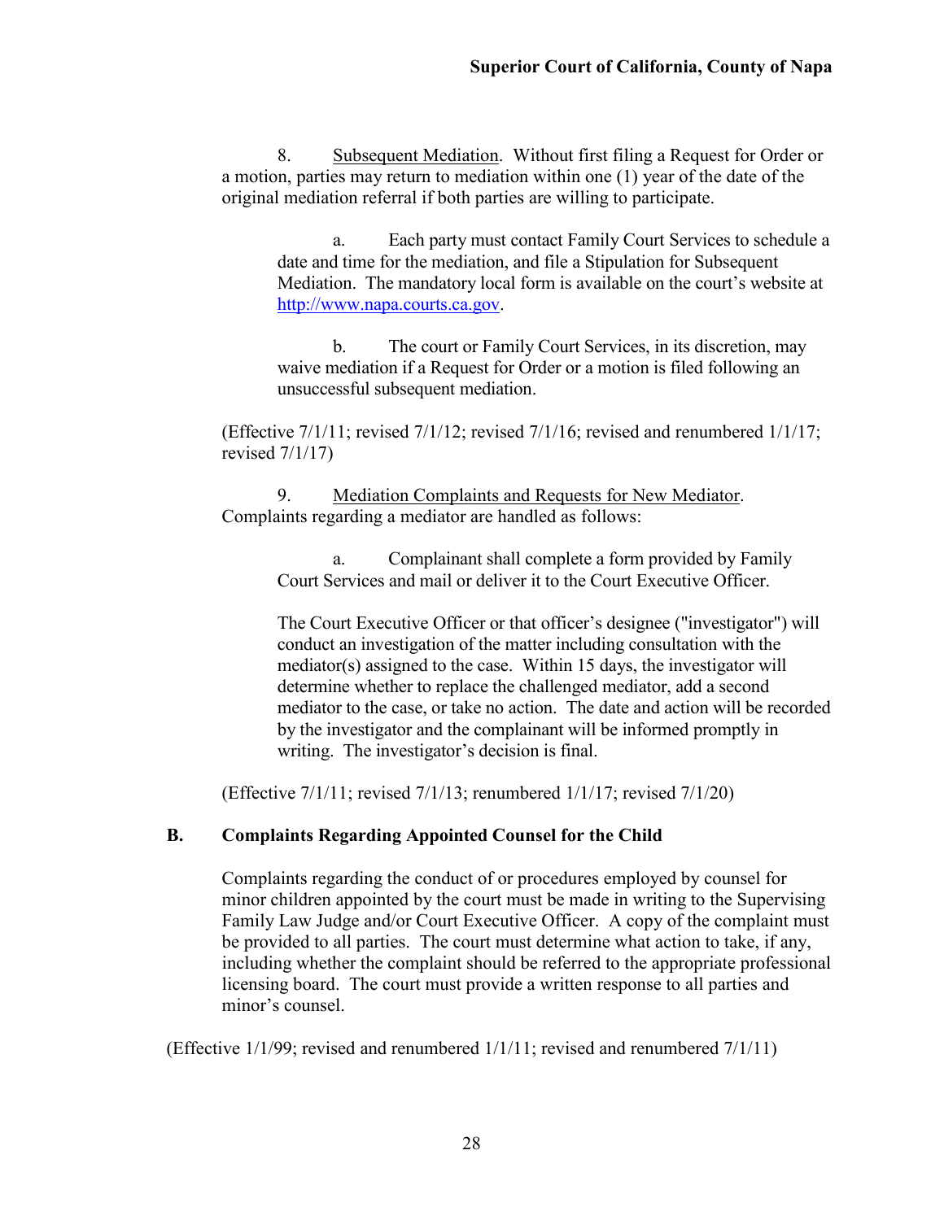8. Subsequent Mediation. Without first filing a Request for Order or a motion, parties may return to mediation within one (1) year of the date of the original mediation referral if both parties are willing to participate.

a. Each party must contact Family Court Services to schedule a date and time for the mediation, and file a Stipulation for Subsequent Mediation. The mandatory local form is available on the court's website at http://www.napa.courts.ca.gov.

b. The court or Family Court Services, in its discretion, may waive mediation if a Request for Order or a motion is filed following an unsuccessful subsequent mediation.

(Effective 7/1/11; revised 7/1/12; revised 7/1/16; revised and renumbered 1/1/17; revised 7/1/17)

9. Mediation Complaints and Requests for New Mediator. Complaints regarding a mediator are handled as follows:

a. Complainant shall complete a form provided by Family Court Services and mail or deliver it to the Court Executive Officer.

The Court Executive Officer or that officer's designee ("investigator") will conduct an investigation of the matter including consultation with the mediator(s) assigned to the case. Within 15 days, the investigator will determine whether to replace the challenged mediator, add a second mediator to the case, or take no action. The date and action will be recorded by the investigator and the complainant will be informed promptly in writing. The investigator's decision is final.

(Effective 7/1/11; revised 7/1/13; renumbered 1/1/17; revised 7/1/20)

### B. Complaints Regarding Appointed Counsel for the Child

Complaints regarding the conduct of or procedures employed by counsel for minor children appointed by the court must be made in writing to the Supervising Family Law Judge and/or Court Executive Officer. A copy of the complaint must be provided to all parties. The court must determine what action to take, if any, including whether the complaint should be referred to the appropriate professional licensing board. The court must provide a written response to all parties and minor's counsel.

(Effective 1/1/99; revised and renumbered 1/1/11; revised and renumbered 7/1/11)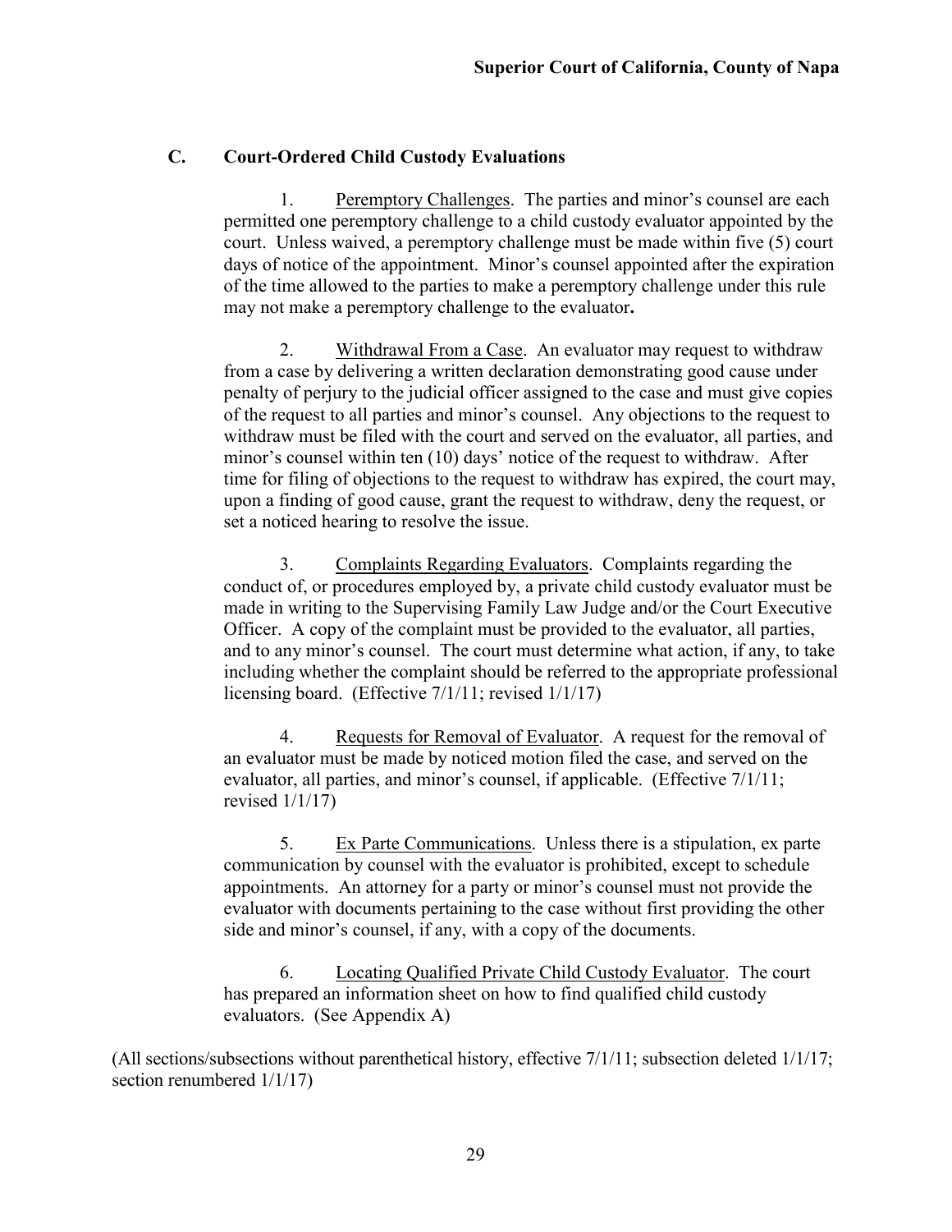## C. Court-Ordered Child Custody Evaluations

1. Peremptory Challenges. The parties and minor's counsel are each permitted one peremptory challenge to a child custody evaluator appointed by the court. Unless waived, a peremptory challenge must be made within five (5) court days of notice of the appointment. Minor's counsel appointed after the expiration of the time allowed to the parties to make a peremptory challenge under this rule may not make a peremptory challenge to the evaluator**.**

2. Withdrawal From a Case. An evaluator may request to withdraw from a case by delivering a written declaration demonstrating good cause under penalty of perjury to the judicial officer assigned to the case and must give copies of the request to all parties and minor's counsel. Any objections to the request to withdraw must be filed with the court and served on the evaluator, all parties, and minor's counsel within ten (10) days' notice of the request to withdraw. After time for filing of objections to the request to withdraw has expired, the court may, upon a finding of good cause, grant the request to withdraw, deny the request, or set a noticed hearing to resolve the issue.

3. Complaints Regarding Evaluators. Complaints regarding the conduct of, or procedures employed by, a private child custody evaluator must be made in writing to the Supervising Family Law Judge and/or the Court Executive Officer. A copy of the complaint must be provided to the evaluator, all parties, and to any minor's counsel. The court must determine what action, if any, to take including whether the complaint should be referred to the appropriate professional licensing board. (Effective 7/1/11; revised 1/1/17)

4. Requests for Removal of Evaluator. A request for the removal of an evaluator must be made by noticed motion filed the case, and served on the evaluator, all parties, and minor's counsel, if applicable. (Effective 7/1/11; revised 1/1/17)

5. Ex Parte Communications. Unless there is a stipulation, ex parte communication by counsel with the evaluator is prohibited, except to schedule appointments. An attorney for a party or minor's counsel must not provide the evaluator with documents pertaining to the case without first providing the other side and minor's counsel, if any, with a copy of the documents.

6. Locating Qualified Private Child Custody Evaluator. The court has prepared an information sheet on how to find qualified child custody evaluators. (See Appendix A)

(All sections/subsections without parenthetical history, effective 7/1/11; subsection deleted 1/1/17; section renumbered 1/1/17)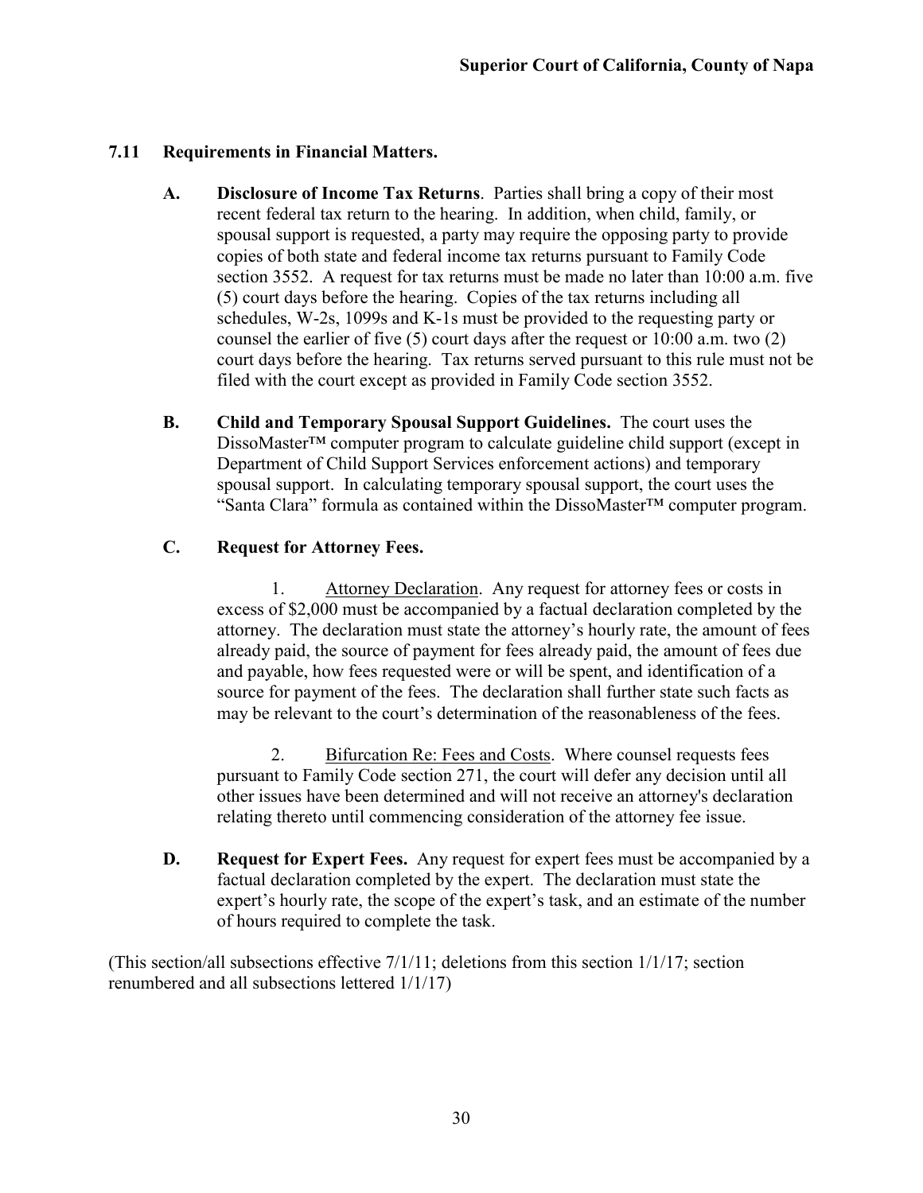## 7.11 Requirements in Financial Matters.

**A. Disclosure of Income Tax Returns**. Parties shall bring a copy of their most recent federal tax return to the hearing. In addition, when child, family, or spousal support is requested, a party may require the opposing party to provide copies of both state and federal income tax returns pursuant to Family Code section 3552. A request for tax returns must be made no later than 10:00 a.m. five (5) court days before the hearing. Copies of the tax returns including all schedules, W-2s, 1099s and K-1s must be provided to the requesting party or counsel the earlier of five (5) court days after the request or 10:00 a.m. two (2) court days before the hearing. Tax returns served pursuant to this rule must not be filed with the court except as provided in Family Code section 3552.

**B. Child and Temporary Spousal Support Guidelines.** The court uses the DissoMaster™ computer program to calculate guideline child support (except in Department of Child Support Services enforcement actions) and temporary spousal support. In calculating temporary spousal support, the court uses the "Santa Clara" formula as contained within the DissoMaster™ computer program.

**C. Request for Attorney Fees.**

1. Attorney Declaration. Any request for attorney fees or costs in excess of $2,000 must be accompanied by a factual declaration completed by the attorney. The declaration must state the attorney's hourly rate, the amount of fees already paid, the source of payment for fees already paid, the amount of fees due and payable, how fees requested were or will be spent, and identification of a source for payment of the fees. The declaration shall further state such facts as may be relevant to the court's determination of the reasonableness of the fees.

2. Bifurcation Re: Fees and Costs. Where counsel requests fees pursuant to Family Code section 271, the court will defer any decision until all other issues have been determined and will not receive an attorney's declaration relating thereto until commencing consideration of the attorney fee issue.

**D. Request for Expert Fees.** Any request for expert fees must be accompanied by a factual declaration completed by the expert. The declaration must state the expert's hourly rate, the scope of the expert's task, and an estimate of the number of hours required to complete the task.

(This section/all subsections effective 7/1/11; deletions from this section 1/1/17; section renumbered and all subsections lettered 1/1/17)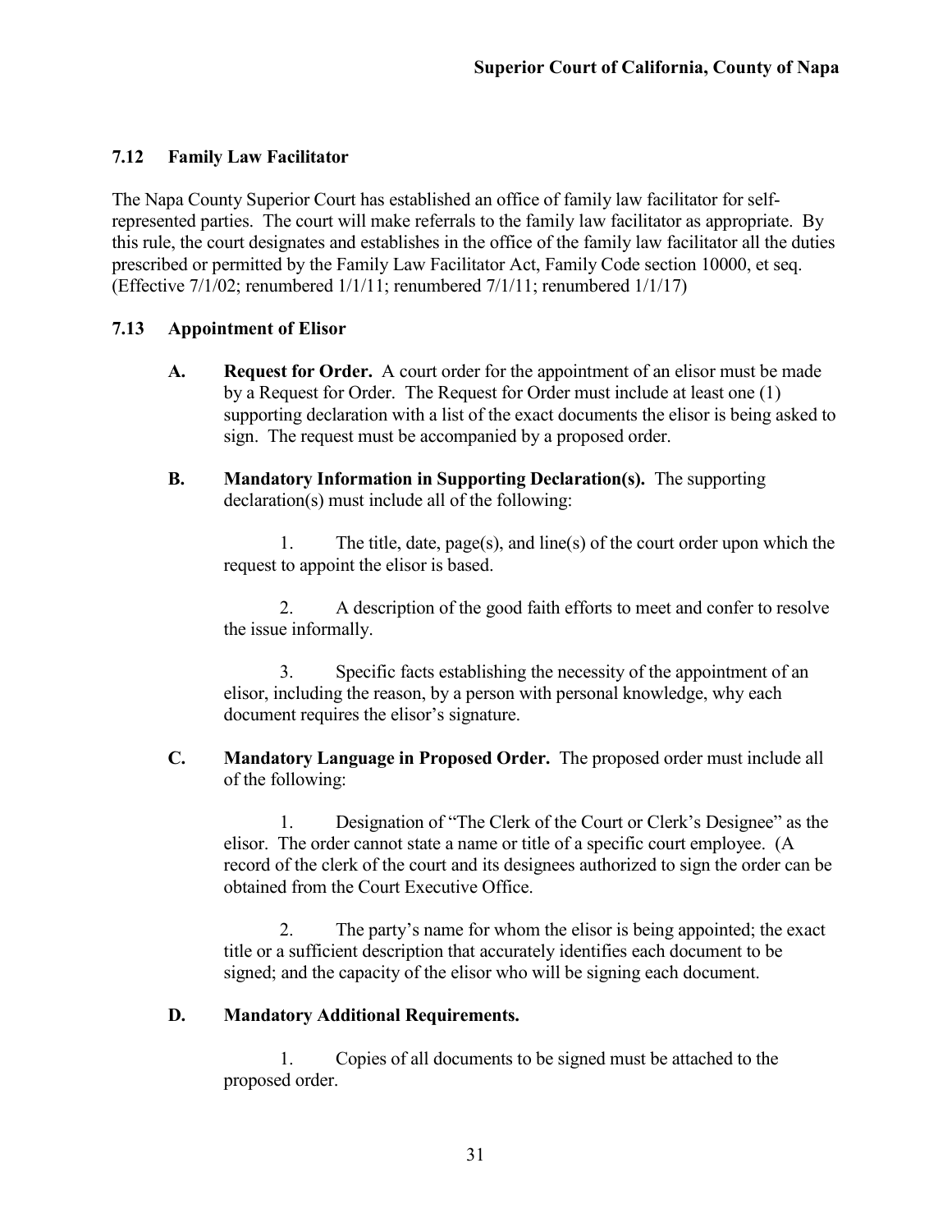### 7.12 Family Law Facilitator

The Napa County Superior Court has established an office of family law facilitator for self-represented parties. The court will make referrals to the family law facilitator as appropriate. By this rule, the court designates and establishes in the office of the family law facilitator all the duties prescribed or permitted by the Family Law Facilitator Act, Family Code section 10000, et seq. (Effective 7/1/02; renumbered 1/1/11; renumbered 7/1/11; renumbered 1/1/17)

### 7.13 Appointment of Elisor

**A. Request for Order.** A court order for the appointment of an elisor must be made by a Request for Order. The Request for Order must include at least one (1) supporting declaration with a list of the exact documents the elisor is being asked to sign. The request must be accompanied by a proposed order.

**B. Mandatory Information in Supporting Declaration(s).** The supporting declaration(s) must include all of the following:

1. The title, date, page(s), and line(s) of the court order upon which the request to appoint the elisor is based.

2. A description of the good faith efforts to meet and confer to resolve the issue informally.

3. Specific facts establishing the necessity of the appointment of an elisor, including the reason, by a person with personal knowledge, why each document requires the elisor's signature.

**C. Mandatory Language in Proposed Order.** The proposed order must include all of the following:

1. Designation of "The Clerk of the Court or Clerk's Designee" as the elisor. The order cannot state a name or title of a specific court employee. (A record of the clerk of the court and its designees authorized to sign the order can be obtained from the Court Executive Office.

2. The party's name for whom the elisor is being appointed; the exact title or a sufficient description that accurately identifies each document to be signed; and the capacity of the elisor who will be signing each document.

**D. Mandatory Additional Requirements.**

1. Copies of all documents to be signed must be attached to the proposed order.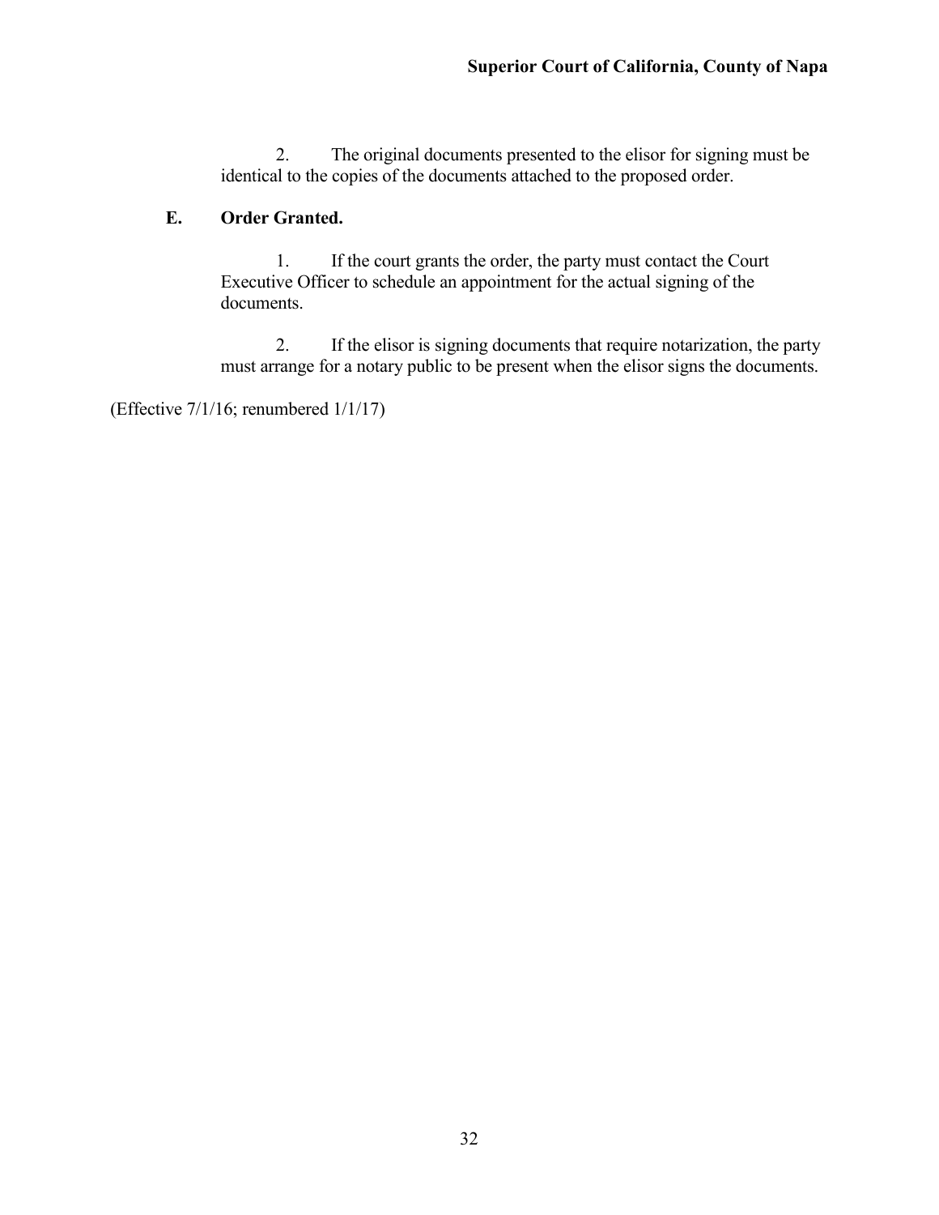2. The original documents presented to the elisor for signing must be identical to the copies of the documents attached to the proposed order.

**E. Order Granted.**

1. If the court grants the order, the party must contact the Court Executive Officer to schedule an appointment for the actual signing of the documents.

2. If the elisor is signing documents that require notarization, the party must arrange for a notary public to be present when the elisor signs the documents.

(Effective 7/1/16; renumbered 1/1/17)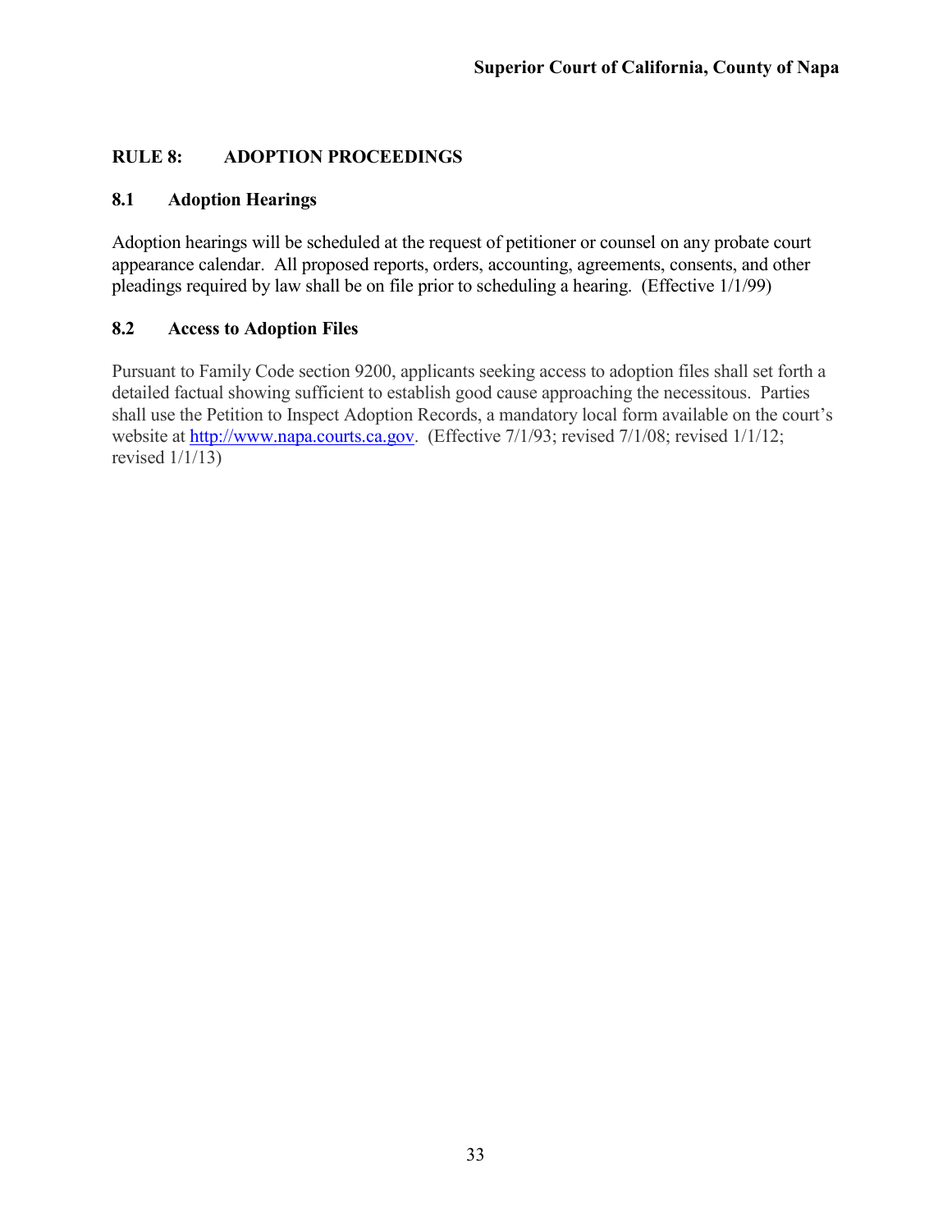## RULE 8: ADOPTION PROCEEDINGS

### 8.1 Adoption Hearings

Adoption hearings will be scheduled at the request of petitioner or counsel on any probate court appearance calendar. All proposed reports, orders, accounting, agreements, consents, and other pleadings required by law shall be on file prior to scheduling a hearing. (Effective 1/1/99)

### 8.2 Access to Adoption Files

Pursuant to Family Code section 9200, applicants seeking access to adoption files shall set forth a detailed factual showing sufficient to establish good cause approaching the necessitous. Parties shall use the Petition to Inspect Adoption Records, a mandatory local form available on the court's website at [http://www.napa.courts.ca.gov](http://www.napa.courts.ca.gov). (Effective 7/1/93; revised 7/1/08; revised 1/1/12; revised 1/1/13)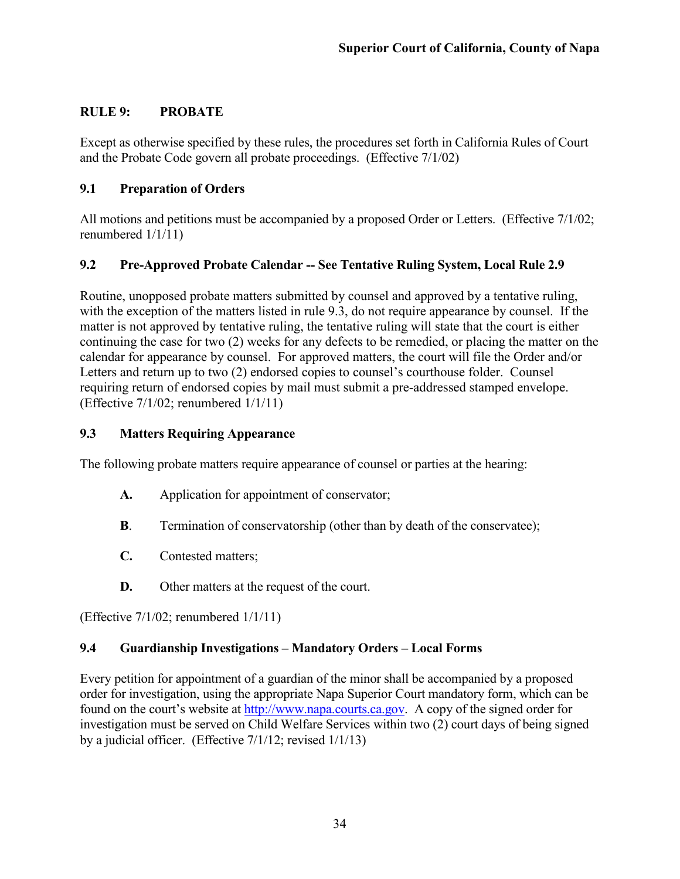## RULE 9: PROBATE

Except as otherwise specified by these rules, the procedures set forth in California Rules of Court and the Probate Code govern all probate proceedings. (Effective 7/1/02)

### 9.1 Preparation of Orders

All motions and petitions must be accompanied by a proposed Order or Letters. (Effective 7/1/02; renumbered 1/1/11)

### 9.2 Pre-Approved Probate Calendar -- See Tentative Ruling System, Local Rule 2.9

Routine, unopposed probate matters submitted by counsel and approved by a tentative ruling, with the exception of the matters listed in rule 9.3, do not require appearance by counsel. If the matter is not approved by tentative ruling, the tentative ruling will state that the court is either continuing the case for two (2) weeks for any defects to be remedied, or placing the matter on the calendar for appearance by counsel. For approved matters, the court will file the Order and/or Letters and return up to two (2) endorsed copies to counsel's courthouse folder. Counsel requiring return of endorsed copies by mail must submit a pre-addressed stamped envelope. (Effective 7/1/02; renumbered 1/1/11)

### 9.3 Matters Requiring Appearance

The following probate matters require appearance of counsel or parties at the hearing:

- **A.** Application for appointment of conservator;
- **B**. Termination of conservatorship (other than by death of the conservatee);
- **C.** Contested matters;
- **D.** Other matters at the request of the court.

(Effective 7/1/02; renumbered 1/1/11)

### 9.4 Guardianship Investigations – Mandatory Orders – Local Forms

Every petition for appointment of a guardian of the minor shall be accompanied by a proposed order for investigation, using the appropriate Napa Superior Court mandatory form, which can be found on the court's website at http://www.napa.courts.ca.gov. A copy of the signed order for investigation must be served on Child Welfare Services within two (2) court days of being signed by a judicial officer. (Effective 7/1/12; revised 1/1/13)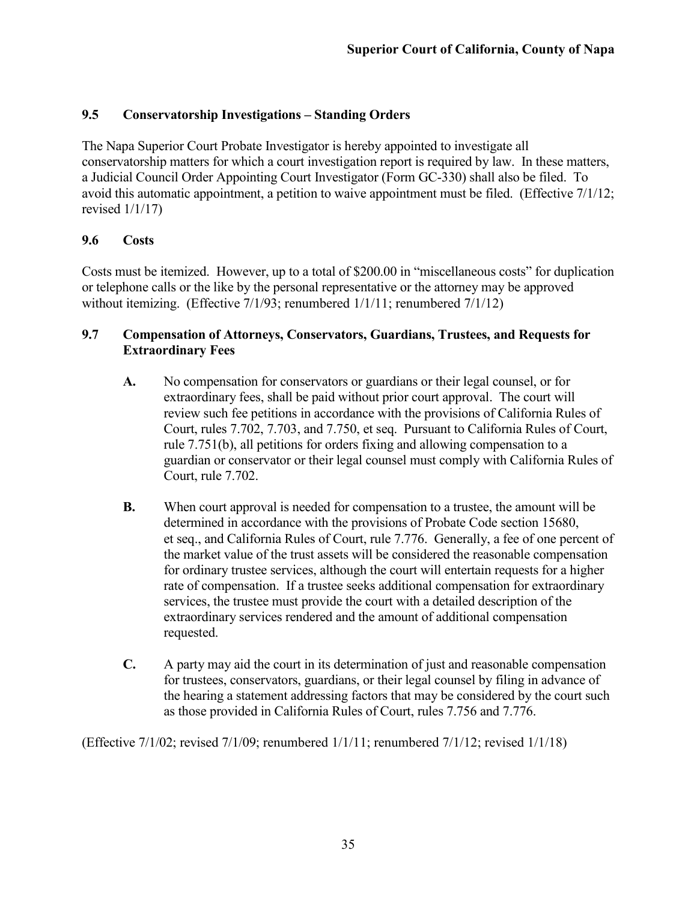### 9.5 Conservatorship Investigations – Standing Orders

The Napa Superior Court Probate Investigator is hereby appointed to investigate all conservatorship matters for which a court investigation report is required by law. In these matters, a Judicial Council Order Appointing Court Investigator (Form GC-330) shall also be filed. To avoid this automatic appointment, a petition to waive appointment must be filed. (Effective 7/1/12; revised 1/1/17)

### 9.6 Costs

Costs must be itemized. However, up to a total of $200.00 in "miscellaneous costs" for duplication or telephone calls or the like by the personal representative or the attorney may be approved without itemizing. (Effective 7/1/93; renumbered 1/1/11; renumbered 7/1/12)

### 9.7 Compensation of Attorneys, Conservators, Guardians, Trustees, and Requests for Extraordinary Fees

**A.** No compensation for conservators or guardians or their legal counsel, or for extraordinary fees, shall be paid without prior court approval. The court will review such fee petitions in accordance with the provisions of California Rules of Court, rules 7.702, 7.703, and 7.750, et seq. Pursuant to California Rules of Court, rule 7.751(b), all petitions for orders fixing and allowing compensation to a guardian or conservator or their legal counsel must comply with California Rules of Court, rule 7.702.

**B.** When court approval is needed for compensation to a trustee, the amount will be determined in accordance with the provisions of Probate Code section 15680, et seq., and California Rules of Court, rule 7.776. Generally, a fee of one percent of the market value of the trust assets will be considered the reasonable compensation for ordinary trustee services, although the court will entertain requests for a higher rate of compensation. If a trustee seeks additional compensation for extraordinary services, the trustee must provide the court with a detailed description of the extraordinary services rendered and the amount of additional compensation requested.

**C.** A party may aid the court in its determination of just and reasonable compensation for trustees, conservators, guardians, or their legal counsel by filing in advance of the hearing a statement addressing factors that may be considered by the court such as those provided in California Rules of Court, rules 7.756 and 7.776.

(Effective 7/1/02; revised 7/1/09; renumbered 1/1/11; renumbered 7/1/12; revised 1/1/18)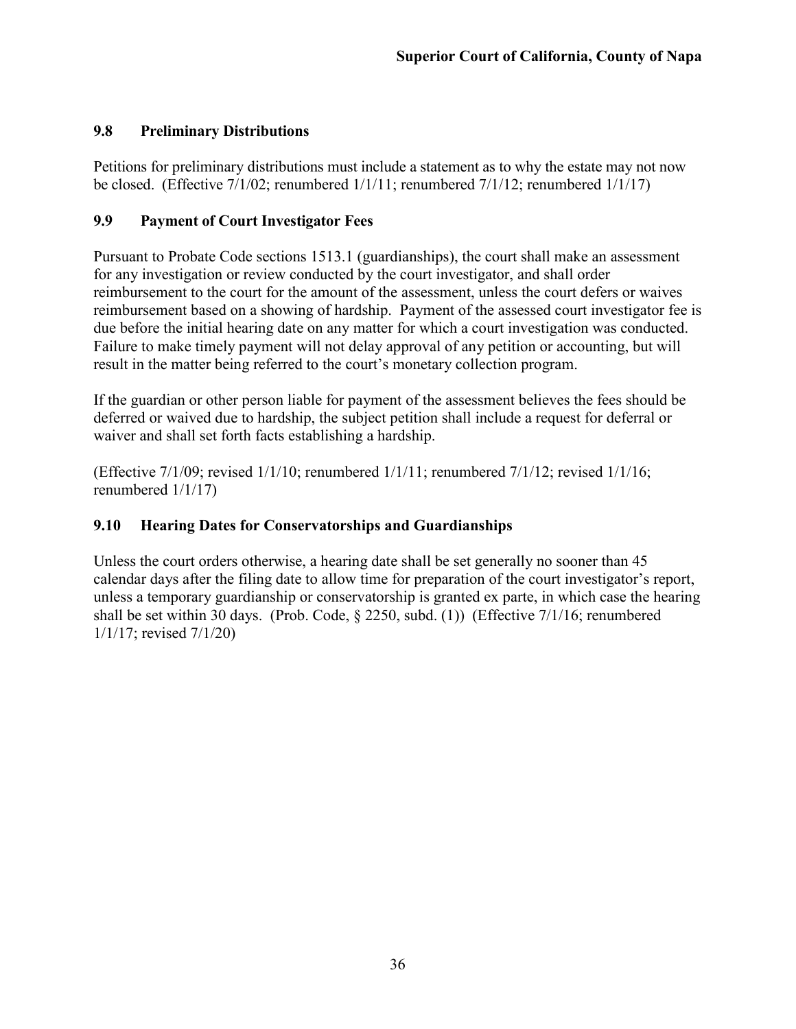### 9.8 Preliminary Distributions

Petitions for preliminary distributions must include a statement as to why the estate may not now be closed. (Effective 7/1/02; renumbered 1/1/11; renumbered 7/1/12; renumbered 1/1/17)

### 9.9 Payment of Court Investigator Fees

Pursuant to Probate Code sections 1513.1 (guardianships), the court shall make an assessment for any investigation or review conducted by the court investigator, and shall order reimbursement to the court for the amount of the assessment, unless the court defers or waives reimbursement based on a showing of hardship. Payment of the assessed court investigator fee is due before the initial hearing date on any matter for which a court investigation was conducted. Failure to make timely payment will not delay approval of any petition or accounting, but will result in the matter being referred to the court's monetary collection program.

If the guardian or other person liable for payment of the assessment believes the fees should be deferred or waived due to hardship, the subject petition shall include a request for deferral or waiver and shall set forth facts establishing a hardship.

(Effective 7/1/09; revised 1/1/10; renumbered 1/1/11; renumbered 7/1/12; revised 1/1/16; renumbered 1/1/17)

### 9.10 Hearing Dates for Conservatorships and Guardianships

Unless the court orders otherwise, a hearing date shall be set generally no sooner than 45 calendar days after the filing date to allow time for preparation of the court investigator's report, unless a temporary guardianship or conservatorship is granted ex parte, in which case the hearing shall be set within 30 days. (Prob. Code, § 2250, subd. (1)) (Effective 7/1/16; renumbered 1/1/17; revised 7/1/20)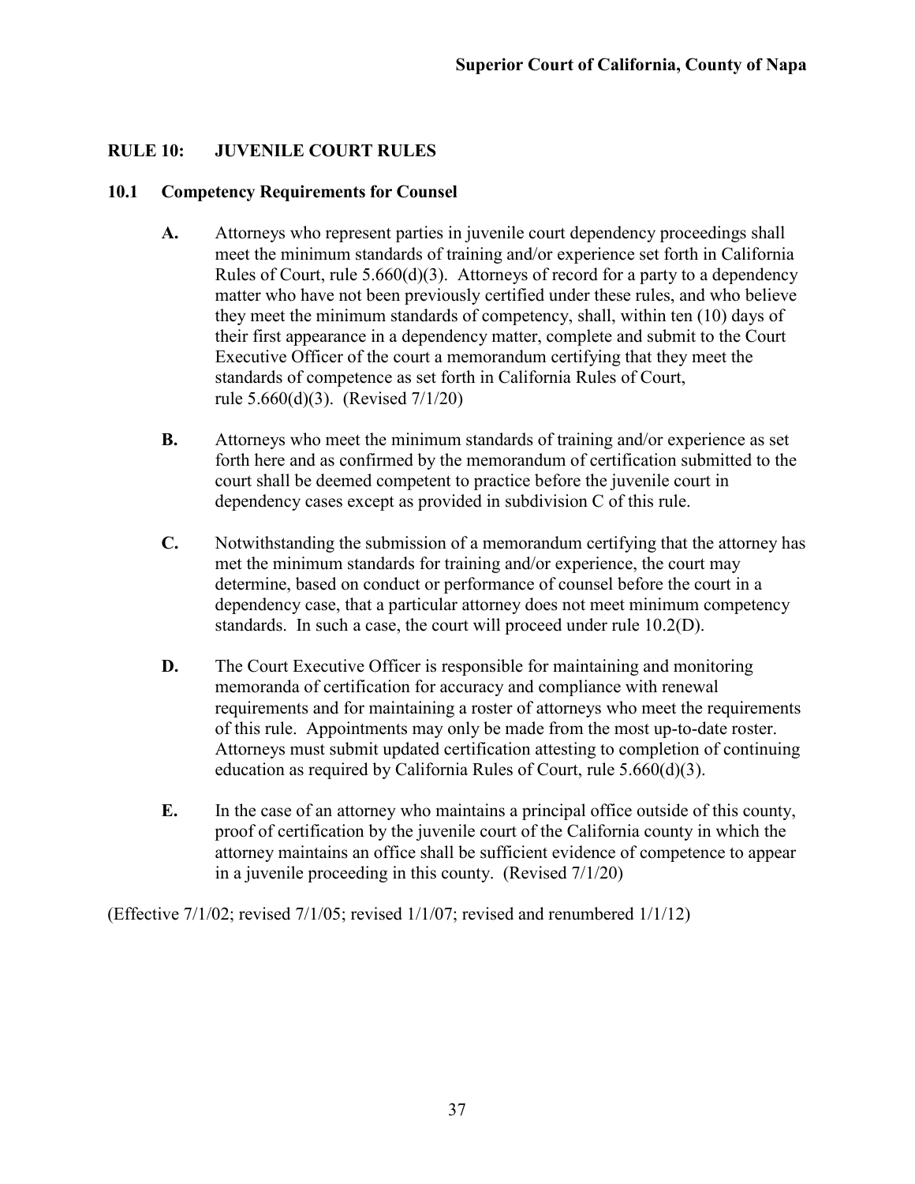## RULE 10: JUVENILE COURT RULES

### 10.1 Competency Requirements for Counsel

**A.** Attorneys who represent parties in juvenile court dependency proceedings shall meet the minimum standards of training and/or experience set forth in California Rules of Court, rule 5.660(d)(3). Attorneys of record for a party to a dependency matter who have not been previously certified under these rules, and who believe they meet the minimum standards of competency, shall, within ten (10) days of their first appearance in a dependency matter, complete and submit to the Court Executive Officer of the court a memorandum certifying that they meet the standards of competence as set forth in California Rules of Court, rule 5.660(d)(3). (Revised 7/1/20)

**B.** Attorneys who meet the minimum standards of training and/or experience as set forth here and as confirmed by the memorandum of certification submitted to the court shall be deemed competent to practice before the juvenile court in dependency cases except as provided in subdivision C of this rule.

**C.** Notwithstanding the submission of a memorandum certifying that the attorney has met the minimum standards for training and/or experience, the court may determine, based on conduct or performance of counsel before the court in a dependency case, that a particular attorney does not meet minimum competency standards. In such a case, the court will proceed under rule 10.2(D).

**D.** The Court Executive Officer is responsible for maintaining and monitoring memoranda of certification for accuracy and compliance with renewal requirements and for maintaining a roster of attorneys who meet the requirements of this rule. Appointments may only be made from the most up-to-date roster. Attorneys must submit updated certification attesting to completion of continuing education as required by California Rules of Court, rule 5.660(d)(3).

**E.** In the case of an attorney who maintains a principal office outside of this county, proof of certification by the juvenile court of the California county in which the attorney maintains an office shall be sufficient evidence of competence to appear in a juvenile proceeding in this county. (Revised 7/1/20)

(Effective 7/1/02; revised 7/1/05; revised 1/1/07; revised and renumbered 1/1/12)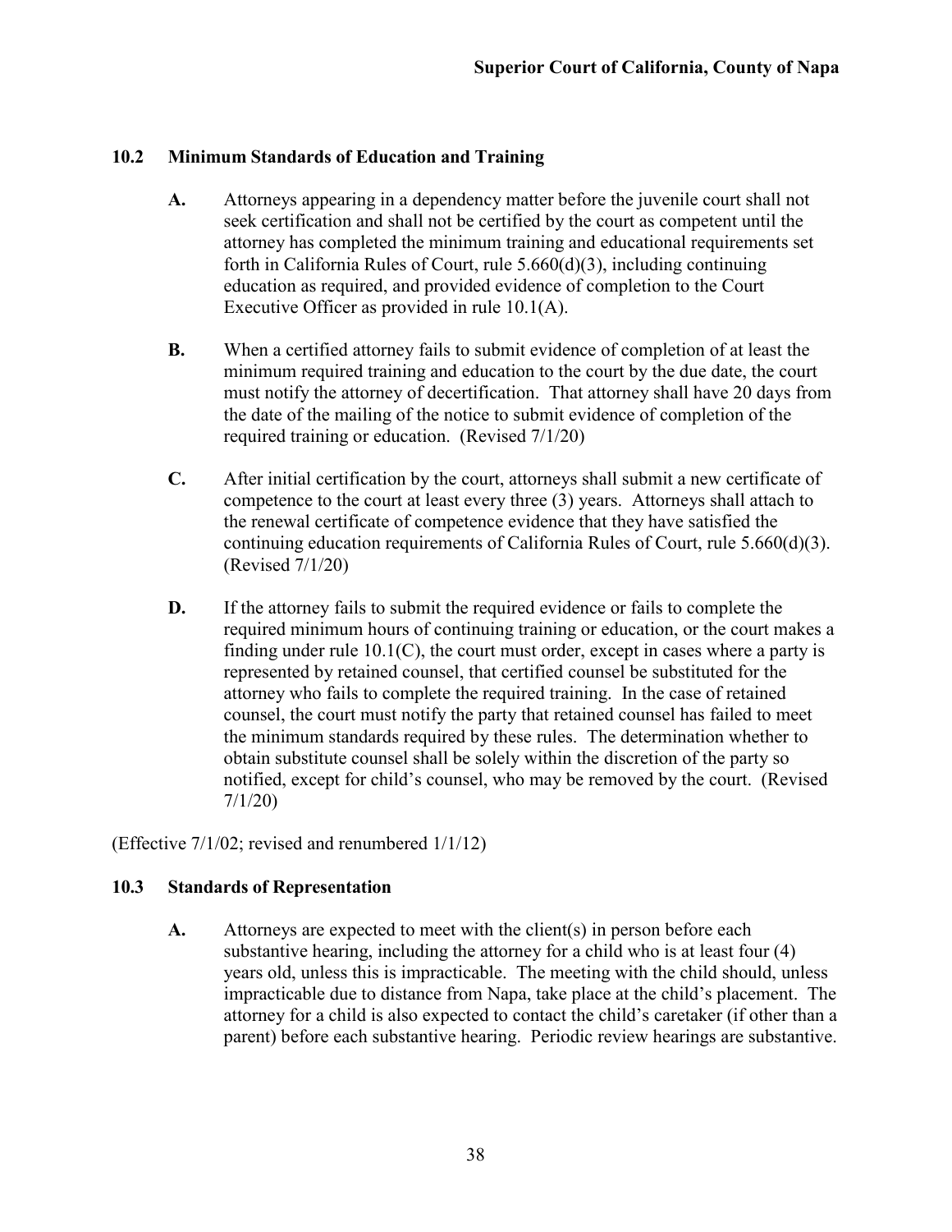### 10.2 Minimum Standards of Education and Training

**A.** Attorneys appearing in a dependency matter before the juvenile court shall not seek certification and shall not be certified by the court as competent until the attorney has completed the minimum training and educational requirements set forth in California Rules of Court, rule 5.660(d)(3), including continuing education as required, and provided evidence of completion to the Court Executive Officer as provided in rule 10.1(A).

**B.** When a certified attorney fails to submit evidence of completion of at least the minimum required training and education to the court by the due date, the court must notify the attorney of decertification. That attorney shall have 20 days from the date of the mailing of the notice to submit evidence of completion of the required training or education. (Revised 7/1/20)

**C.** After initial certification by the court, attorneys shall submit a new certificate of competence to the court at least every three (3) years. Attorneys shall attach to the renewal certificate of competence evidence that they have satisfied the continuing education requirements of California Rules of Court, rule 5.660(d)(3). (Revised 7/1/20)

**D.** If the attorney fails to submit the required evidence or fails to complete the required minimum hours of continuing training or education, or the court makes a finding under rule 10.1(C), the court must order, except in cases where a party is represented by retained counsel, that certified counsel be substituted for the attorney who fails to complete the required training. In the case of retained counsel, the court must notify the party that retained counsel has failed to meet the minimum standards required by these rules. The determination whether to obtain substitute counsel shall be solely within the discretion of the party so notified, except for child's counsel, who may be removed by the court. (Revised 7/1/20)

(Effective 7/1/02; revised and renumbered 1/1/12)

### 10.3 Standards of Representation

**A.** Attorneys are expected to meet with the client(s) in person before each substantive hearing, including the attorney for a child who is at least four (4) years old, unless this is impracticable. The meeting with the child should, unless impracticable due to distance from Napa, take place at the child's placement. The attorney for a child is also expected to contact the child's caretaker (if other than a parent) before each substantive hearing. Periodic review hearings are substantive.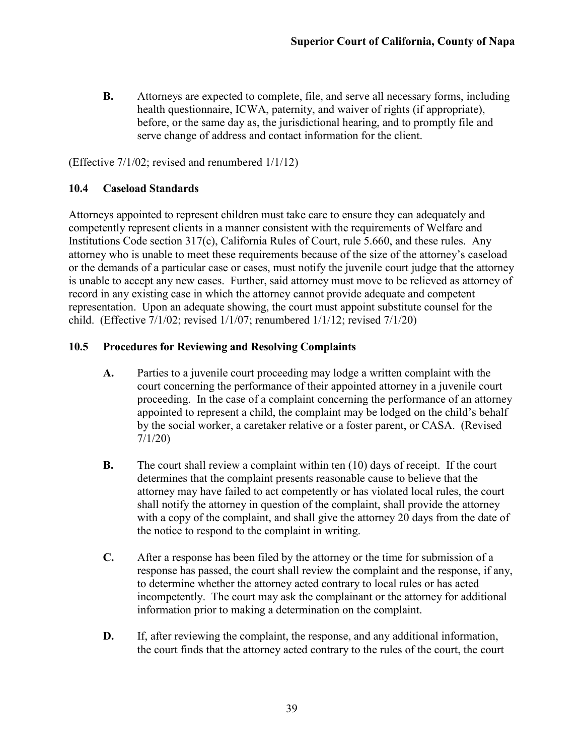**B.** Attorneys are expected to complete, file, and serve all necessary forms, including health questionnaire, ICWA, paternity, and waiver of rights (if appropriate), before, or the same day as, the jurisdictional hearing, and to promptly file and serve change of address and contact information for the client.

(Effective 7/1/02; revised and renumbered 1/1/12)

### 10.4 Caseload Standards

Attorneys appointed to represent children must take care to ensure they can adequately and competently represent clients in a manner consistent with the requirements of Welfare and Institutions Code section 317(c), California Rules of Court, rule 5.660, and these rules. Any attorney who is unable to meet these requirements because of the size of the attorney's caseload or the demands of a particular case or cases, must notify the juvenile court judge that the attorney is unable to accept any new cases. Further, said attorney must move to be relieved as attorney of record in any existing case in which the attorney cannot provide adequate and competent representation. Upon an adequate showing, the court must appoint substitute counsel for the child. (Effective 7/1/02; revised 1/1/07; renumbered 1/1/12; revised 7/1/20)

### 10.5 Procedures for Reviewing and Resolving Complaints

**A.** Parties to a juvenile court proceeding may lodge a written complaint with the court concerning the performance of their appointed attorney in a juvenile court proceeding. In the case of a complaint concerning the performance of an attorney appointed to represent a child, the complaint may be lodged on the child's behalf by the social worker, a caretaker relative or a foster parent, or CASA. (Revised 7/1/20)

**B.** The court shall review a complaint within ten (10) days of receipt. If the court determines that the complaint presents reasonable cause to believe that the attorney may have failed to act competently or has violated local rules, the court shall notify the attorney in question of the complaint, shall provide the attorney with a copy of the complaint, and shall give the attorney 20 days from the date of the notice to respond to the complaint in writing.

**C.** After a response has been filed by the attorney or the time for submission of a response has passed, the court shall review the complaint and the response, if any, to determine whether the attorney acted contrary to local rules or has acted incompetently. The court may ask the complainant or the attorney for additional information prior to making a determination on the complaint.

**D.** If, after reviewing the complaint, the response, and any additional information, the court finds that the attorney acted contrary to the rules of the court, the court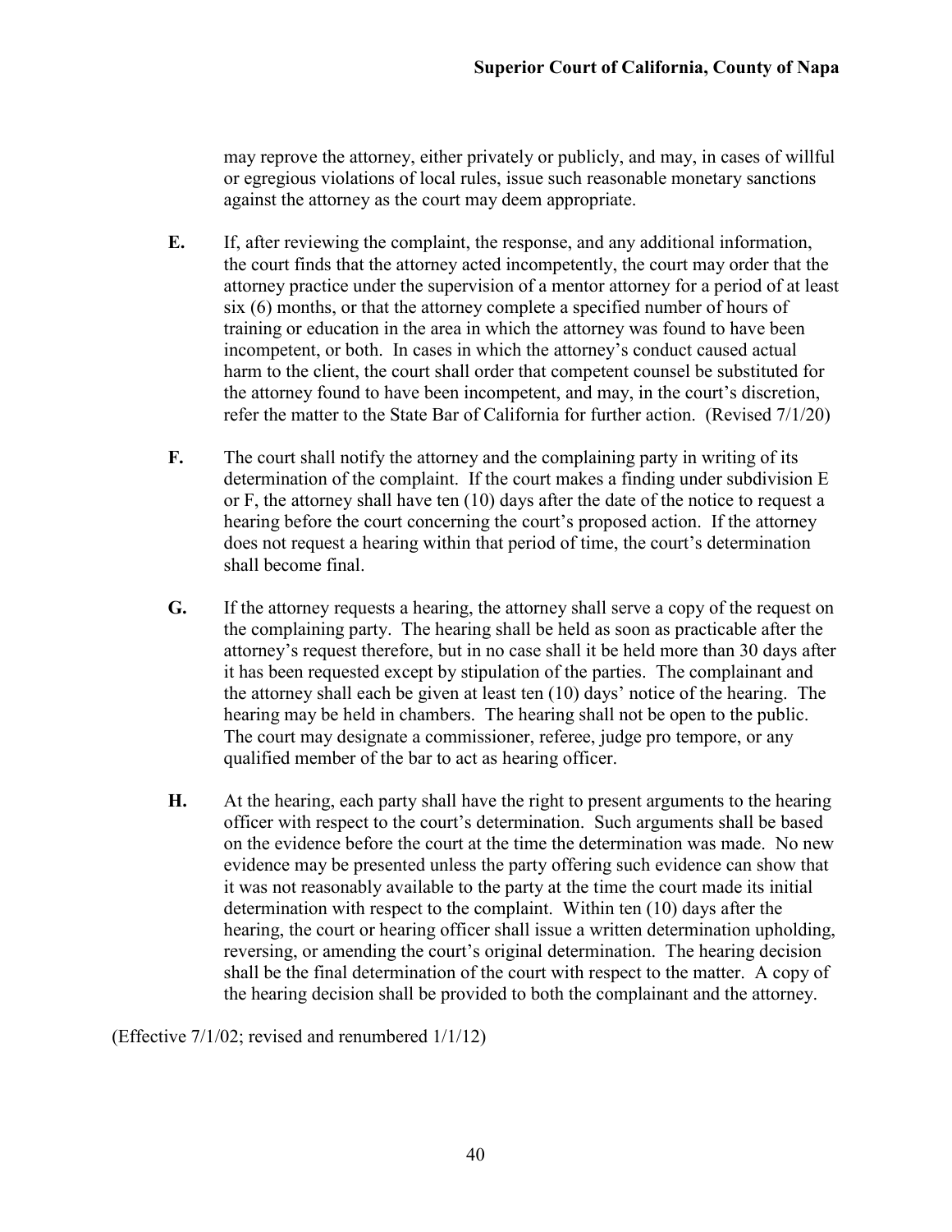may reprove the attorney, either privately or publicly, and may, in cases of willful or egregious violations of local rules, issue such reasonable monetary sanctions against the attorney as the court may deem appropriate.

**E.** If, after reviewing the complaint, the response, and any additional information, the court finds that the attorney acted incompetently, the court may order that the attorney practice under the supervision of a mentor attorney for a period of at least six (6) months, or that the attorney complete a specified number of hours of training or education in the area in which the attorney was found to have been incompetent, or both. In cases in which the attorney's conduct caused actual harm to the client, the court shall order that competent counsel be substituted for the attorney found to have been incompetent, and may, in the court's discretion, refer the matter to the State Bar of California for further action. (Revised 7/1/20)

**F.** The court shall notify the attorney and the complaining party in writing of its determination of the complaint. If the court makes a finding under subdivision E or F, the attorney shall have ten (10) days after the date of the notice to request a hearing before the court concerning the court's proposed action. If the attorney does not request a hearing within that period of time, the court's determination shall become final.

**G.** If the attorney requests a hearing, the attorney shall serve a copy of the request on the complaining party. The hearing shall be held as soon as practicable after the attorney's request therefore, but in no case shall it be held more than 30 days after it has been requested except by stipulation of the parties. The complainant and the attorney shall each be given at least ten (10) days' notice of the hearing. The hearing may be held in chambers. The hearing shall not be open to the public. The court may designate a commissioner, referee, judge pro tempore, or any qualified member of the bar to act as hearing officer.

**H.** At the hearing, each party shall have the right to present arguments to the hearing officer with respect to the court's determination. Such arguments shall be based on the evidence before the court at the time the determination was made. No new evidence may be presented unless the party offering such evidence can show that it was not reasonably available to the party at the time the court made its initial determination with respect to the complaint. Within ten (10) days after the hearing, the court or hearing officer shall issue a written determination upholding, reversing, or amending the court's original determination. The hearing decision shall be the final determination of the court with respect to the matter. A copy of the hearing decision shall be provided to both the complainant and the attorney.

(Effective 7/1/02; revised and renumbered 1/1/12)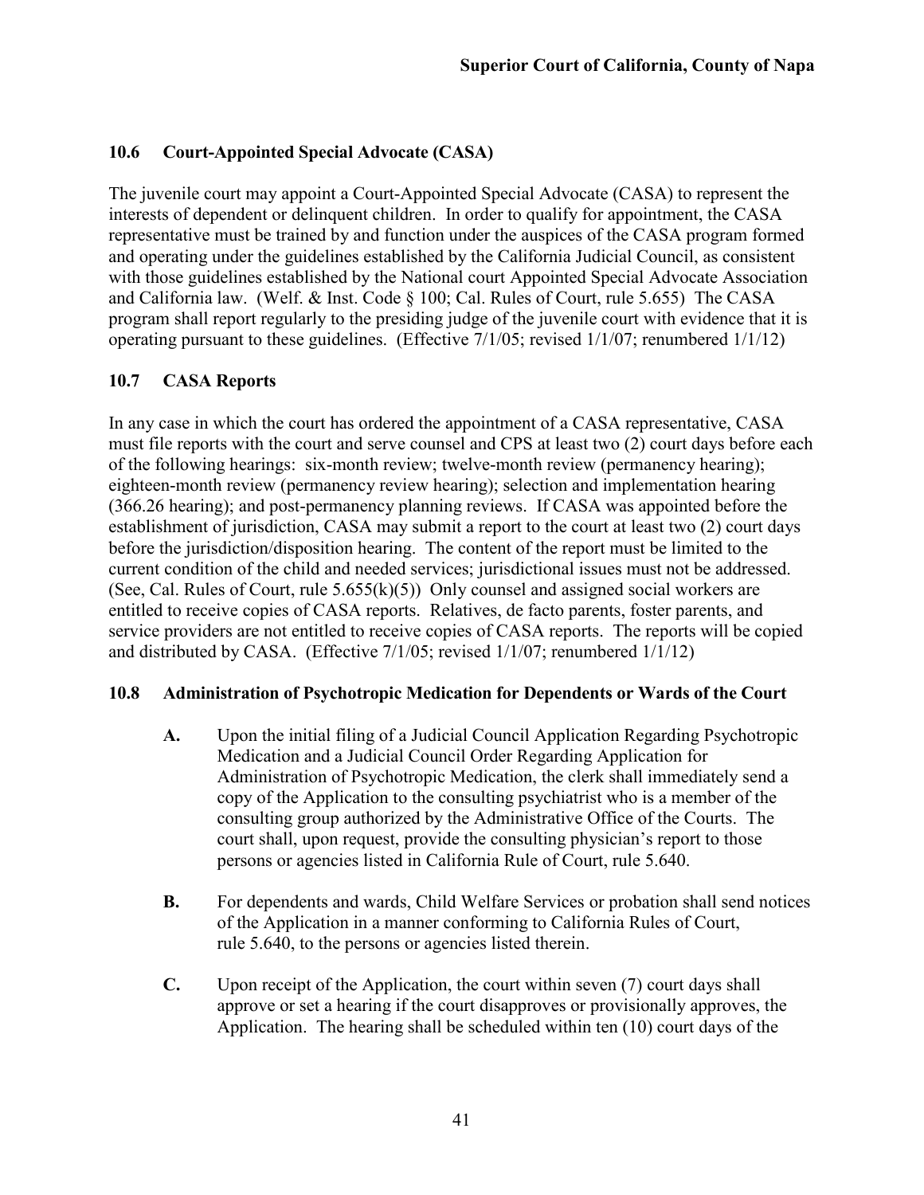### 10.6 Court-Appointed Special Advocate (CASA)

The juvenile court may appoint a Court-Appointed Special Advocate (CASA) to represent the interests of dependent or delinquent children. In order to qualify for appointment, the CASA representative must be trained by and function under the auspices of the CASA program formed and operating under the guidelines established by the California Judicial Council, as consistent with those guidelines established by the National court Appointed Special Advocate Association and California law. (Welf. & Inst. Code § 100; Cal. Rules of Court, rule 5.655) The CASA program shall report regularly to the presiding judge of the juvenile court with evidence that it is operating pursuant to these guidelines. (Effective 7/1/05; revised 1/1/07; renumbered 1/1/12)

### 10.7 CASA Reports

In any case in which the court has ordered the appointment of a CASA representative, CASA must file reports with the court and serve counsel and CPS at least two (2) court days before each of the following hearings: six-month review; twelve-month review (permanency hearing); eighteen-month review (permanency review hearing); selection and implementation hearing (366.26 hearing); and post-permanency planning reviews. If CASA was appointed before the establishment of jurisdiction, CASA may submit a report to the court at least two (2) court days before the jurisdiction/disposition hearing. The content of the report must be limited to the current condition of the child and needed services; jurisdictional issues must not be addressed. (See, Cal. Rules of Court, rule 5.655(k)(5)) Only counsel and assigned social workers are entitled to receive copies of CASA reports. Relatives, de facto parents, foster parents, and service providers are not entitled to receive copies of CASA reports. The reports will be copied and distributed by CASA. (Effective 7/1/05; revised 1/1/07; renumbered 1/1/12)

### 10.8 Administration of Psychotropic Medication for Dependents or Wards of the Court

**A.** Upon the initial filing of a Judicial Council Application Regarding Psychotropic Medication and a Judicial Council Order Regarding Application for Administration of Psychotropic Medication, the clerk shall immediately send a copy of the Application to the consulting psychiatrist who is a member of the consulting group authorized by the Administrative Office of the Courts. The court shall, upon request, provide the consulting physician's report to those persons or agencies listed in California Rule of Court, rule 5.640.

**B.** For dependents and wards, Child Welfare Services or probation shall send notices of the Application in a manner conforming to California Rules of Court, rule 5.640, to the persons or agencies listed therein.

**C.** Upon receipt of the Application, the court within seven (7) court days shall approve or set a hearing if the court disapproves or provisionally approves, the Application. The hearing shall be scheduled within ten (10) court days of the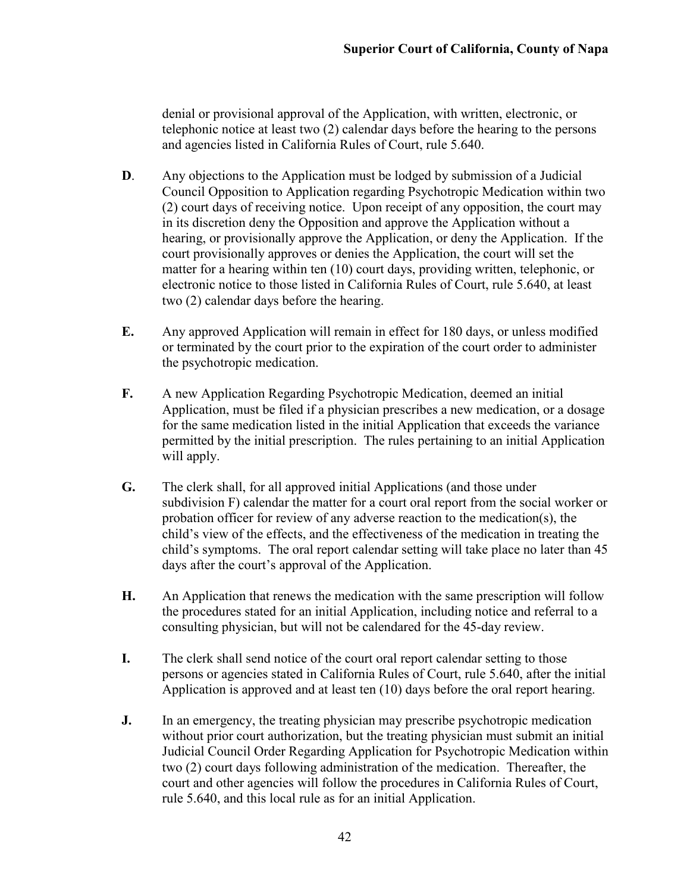denial or provisional approval of the Application, with written, electronic, or telephonic notice at least two (2) calendar days before the hearing to the persons and agencies listed in California Rules of Court, rule 5.640.

**D**. Any objections to the Application must be lodged by submission of a Judicial Council Opposition to Application regarding Psychotropic Medication within two (2) court days of receiving notice. Upon receipt of any opposition, the court may in its discretion deny the Opposition and approve the Application without a hearing, or provisionally approve the Application, or deny the Application. If the court provisionally approves or denies the Application, the court will set the matter for a hearing within ten (10) court days, providing written, telephonic, or electronic notice to those listed in California Rules of Court, rule 5.640, at least two (2) calendar days before the hearing.

**E.** Any approved Application will remain in effect for 180 days, or unless modified or terminated by the court prior to the expiration of the court order to administer the psychotropic medication.

**F.** A new Application Regarding Psychotropic Medication, deemed an initial Application, must be filed if a physician prescribes a new medication, or a dosage for the same medication listed in the initial Application that exceeds the variance permitted by the initial prescription. The rules pertaining to an initial Application will apply.

**G.** The clerk shall, for all approved initial Applications (and those under subdivision F) calendar the matter for a court oral report from the social worker or probation officer for review of any adverse reaction to the medication(s), the child's view of the effects, and the effectiveness of the medication in treating the child's symptoms. The oral report calendar setting will take place no later than 45 days after the court's approval of the Application.

**H.** An Application that renews the medication with the same prescription will follow the procedures stated for an initial Application, including notice and referral to a consulting physician, but will not be calendared for the 45-day review.

**I.** The clerk shall send notice of the court oral report calendar setting to those persons or agencies stated in California Rules of Court, rule 5.640, after the initial Application is approved and at least ten (10) days before the oral report hearing.

**J.** In an emergency, the treating physician may prescribe psychotropic medication without prior court authorization, but the treating physician must submit an initial Judicial Council Order Regarding Application for Psychotropic Medication within two (2) court days following administration of the medication. Thereafter, the court and other agencies will follow the procedures in California Rules of Court, rule 5.640, and this local rule as for an initial Application.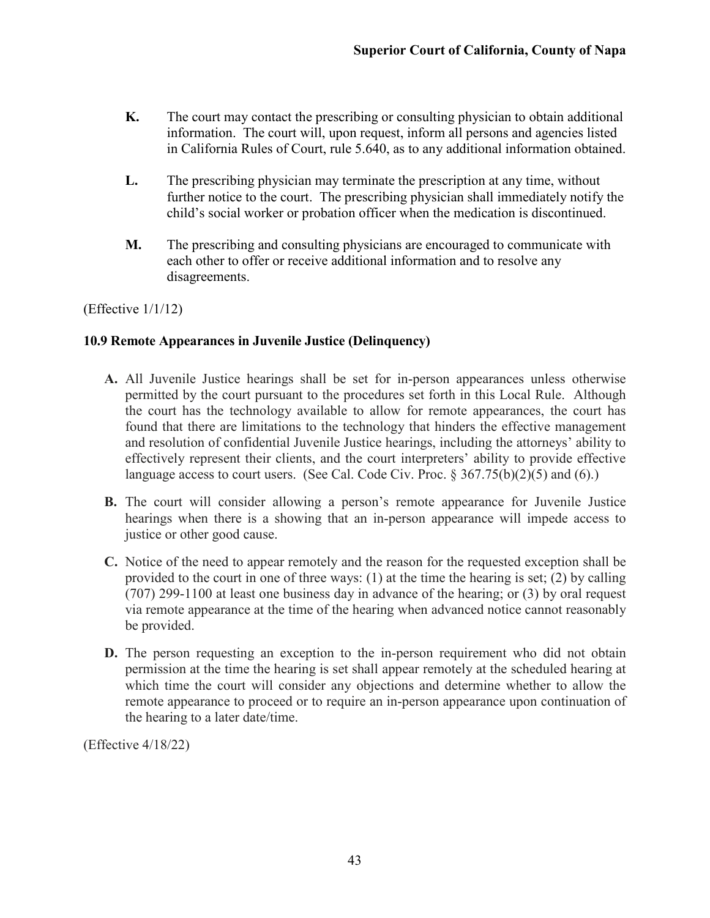**K.** The court may contact the prescribing or consulting physician to obtain additional information. The court will, upon request, inform all persons and agencies listed in California Rules of Court, rule 5.640, as to any additional information obtained.

**L.** The prescribing physician may terminate the prescription at any time, without further notice to the court. The prescribing physician shall immediately notify the child's social worker or probation officer when the medication is discontinued.

**M.** The prescribing and consulting physicians are encouraged to communicate with each other to offer or receive additional information and to resolve any disagreements.

(Effective 1/1/12)

### 10.9 Remote Appearances in Juvenile Justice (Delinquency)

**A.** All Juvenile Justice hearings shall be set for in-person appearances unless otherwise permitted by the court pursuant to the procedures set forth in this Local Rule. Although the court has the technology available to allow for remote appearances, the court has found that there are limitations to the technology that hinders the effective management and resolution of confidential Juvenile Justice hearings, including the attorneys' ability to effectively represent their clients, and the court interpreters' ability to provide effective language access to court users. (See Cal. Code Civ. Proc. § 367.75(b)(2)(5) and (6).)

**B.** The court will consider allowing a person's remote appearance for Juvenile Justice hearings when there is a showing that an in-person appearance will impede access to justice or other good cause.

**C.** Notice of the need to appear remotely and the reason for the requested exception shall be provided to the court in one of three ways: (1) at the time the hearing is set; (2) by calling (707) 299-1100 at least one business day in advance of the hearing; or (3) by oral request via remote appearance at the time of the hearing when advanced notice cannot reasonably be provided.

**D.** The person requesting an exception to the in-person requirement who did not obtain permission at the time the hearing is set shall appear remotely at the scheduled hearing at which time the court will consider any objections and determine whether to allow the remote appearance to proceed or to require an in-person appearance upon continuation of the hearing to a later date/time.

(Effective 4/18/22)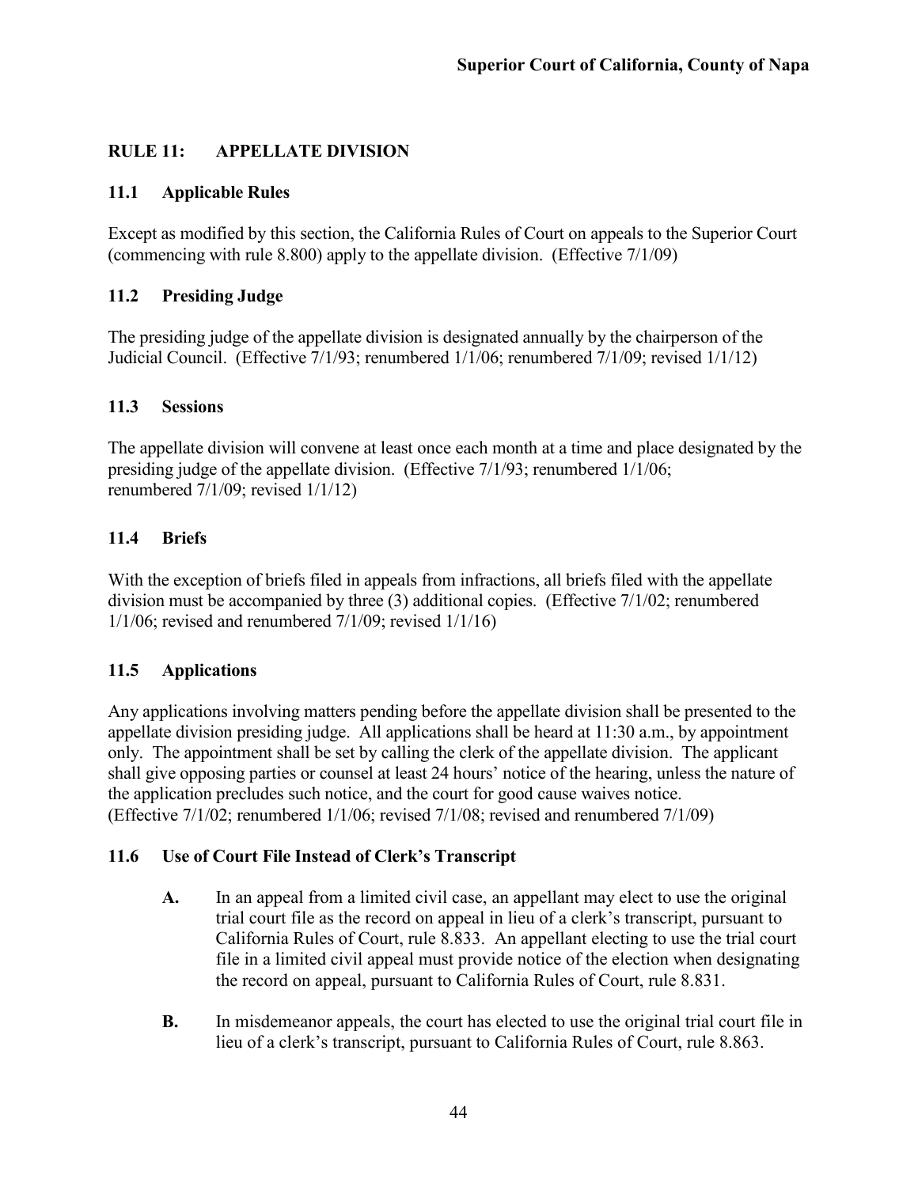## RULE 11: APPELLATE DIVISION

### 11.1 Applicable Rules

Except as modified by this section, the California Rules of Court on appeals to the Superior Court (commencing with rule 8.800) apply to the appellate division. (Effective 7/1/09)

### 11.2 Presiding Judge

The presiding judge of the appellate division is designated annually by the chairperson of the Judicial Council. (Effective 7/1/93; renumbered 1/1/06; renumbered 7/1/09; revised 1/1/12)

### 11.3 Sessions

The appellate division will convene at least once each month at a time and place designated by the presiding judge of the appellate division. (Effective 7/1/93; renumbered 1/1/06; renumbered 7/1/09; revised 1/1/12)

### 11.4 Briefs

With the exception of briefs filed in appeals from infractions, all briefs filed with the appellate division must be accompanied by three (3) additional copies. (Effective 7/1/02; renumbered 1/1/06; revised and renumbered 7/1/09; revised 1/1/16)

### 11.5 Applications

Any applications involving matters pending before the appellate division shall be presented to the appellate division presiding judge. All applications shall be heard at 11:30 a.m., by appointment only. The appointment shall be set by calling the clerk of the appellate division. The applicant shall give opposing parties or counsel at least 24 hours' notice of the hearing, unless the nature of the application precludes such notice, and the court for good cause waives notice. (Effective 7/1/02; renumbered 1/1/06; revised 7/1/08; revised and renumbered 7/1/09)

### 11.6 Use of Court File Instead of Clerk's Transcript

**A.** In an appeal from a limited civil case, an appellant may elect to use the original trial court file as the record on appeal in lieu of a clerk's transcript, pursuant to California Rules of Court, rule 8.833. An appellant electing to use the trial court file in a limited civil appeal must provide notice of the election when designating the record on appeal, pursuant to California Rules of Court, rule 8.831.

**B.** In misdemeanor appeals, the court has elected to use the original trial court file in lieu of a clerk's transcript, pursuant to California Rules of Court, rule 8.863.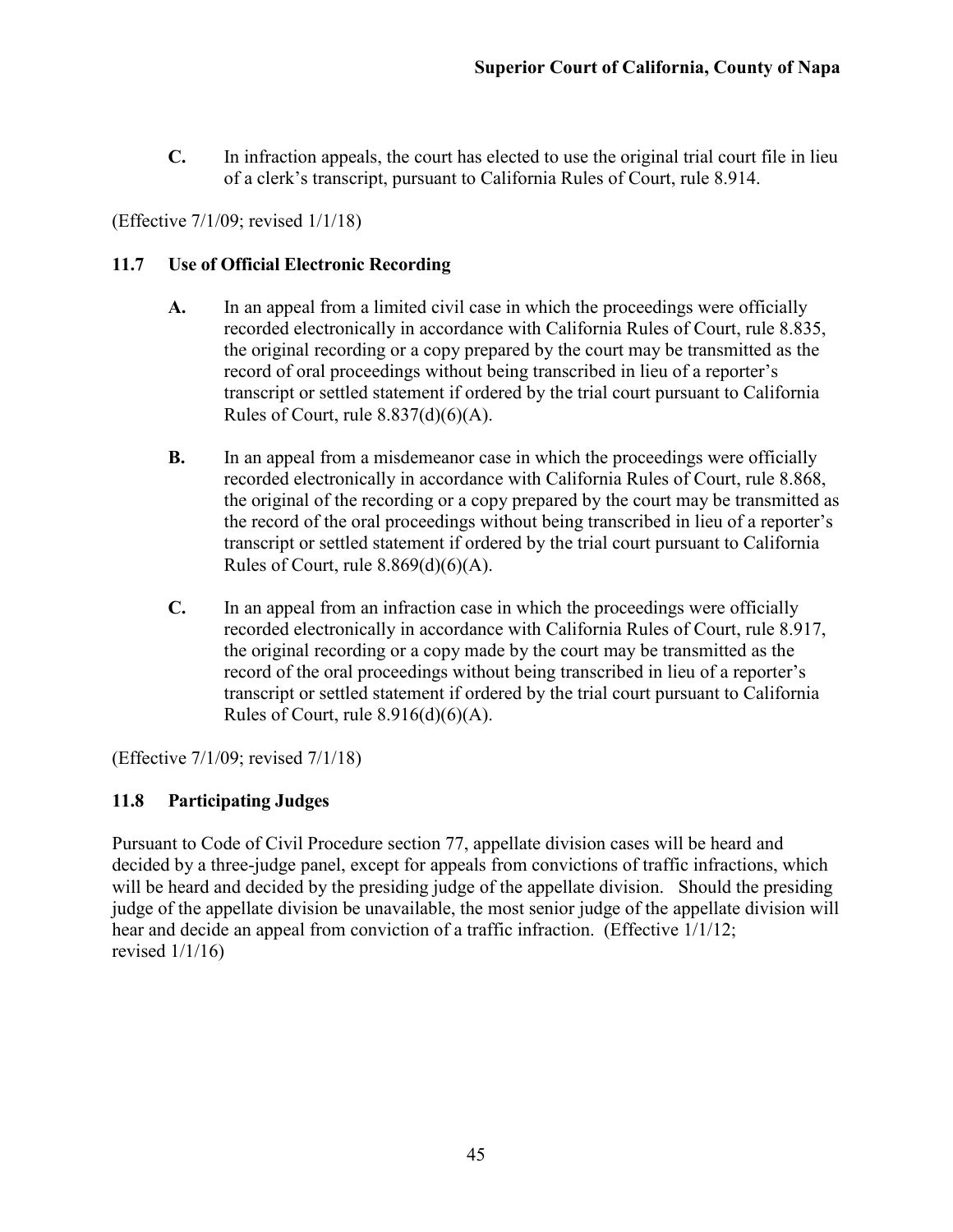**C.** In infraction appeals, the court has elected to use the original trial court file in lieu of a clerk's transcript, pursuant to California Rules of Court, rule 8.914.

(Effective 7/1/09; revised 1/1/18)

### 11.7 Use of Official Electronic Recording

**A.** In an appeal from a limited civil case in which the proceedings were officially recorded electronically in accordance with California Rules of Court, rule 8.835, the original recording or a copy prepared by the court may be transmitted as the record of oral proceedings without being transcribed in lieu of a reporter's transcript or settled statement if ordered by the trial court pursuant to California Rules of Court, rule 8.837(d)(6)(A).

**B.** In an appeal from a misdemeanor case in which the proceedings were officially recorded electronically in accordance with California Rules of Court, rule 8.868, the original of the recording or a copy prepared by the court may be transmitted as the record of the oral proceedings without being transcribed in lieu of a reporter's transcript or settled statement if ordered by the trial court pursuant to California Rules of Court, rule 8.869(d)(6)(A).

**C.** In an appeal from an infraction case in which the proceedings were officially recorded electronically in accordance with California Rules of Court, rule 8.917, the original recording or a copy made by the court may be transmitted as the record of the oral proceedings without being transcribed in lieu of a reporter's transcript or settled statement if ordered by the trial court pursuant to California Rules of Court, rule 8.916(d)(6)(A).

(Effective 7/1/09; revised 7/1/18)

### 11.8 Participating Judges

Pursuant to Code of Civil Procedure section 77, appellate division cases will be heard and decided by a three-judge panel, except for appeals from convictions of traffic infractions, which will be heard and decided by the presiding judge of the appellate division. Should the presiding judge of the appellate division be unavailable, the most senior judge of the appellate division will hear and decide an appeal from conviction of a traffic infraction. (Effective 1/1/12; revised 1/1/16)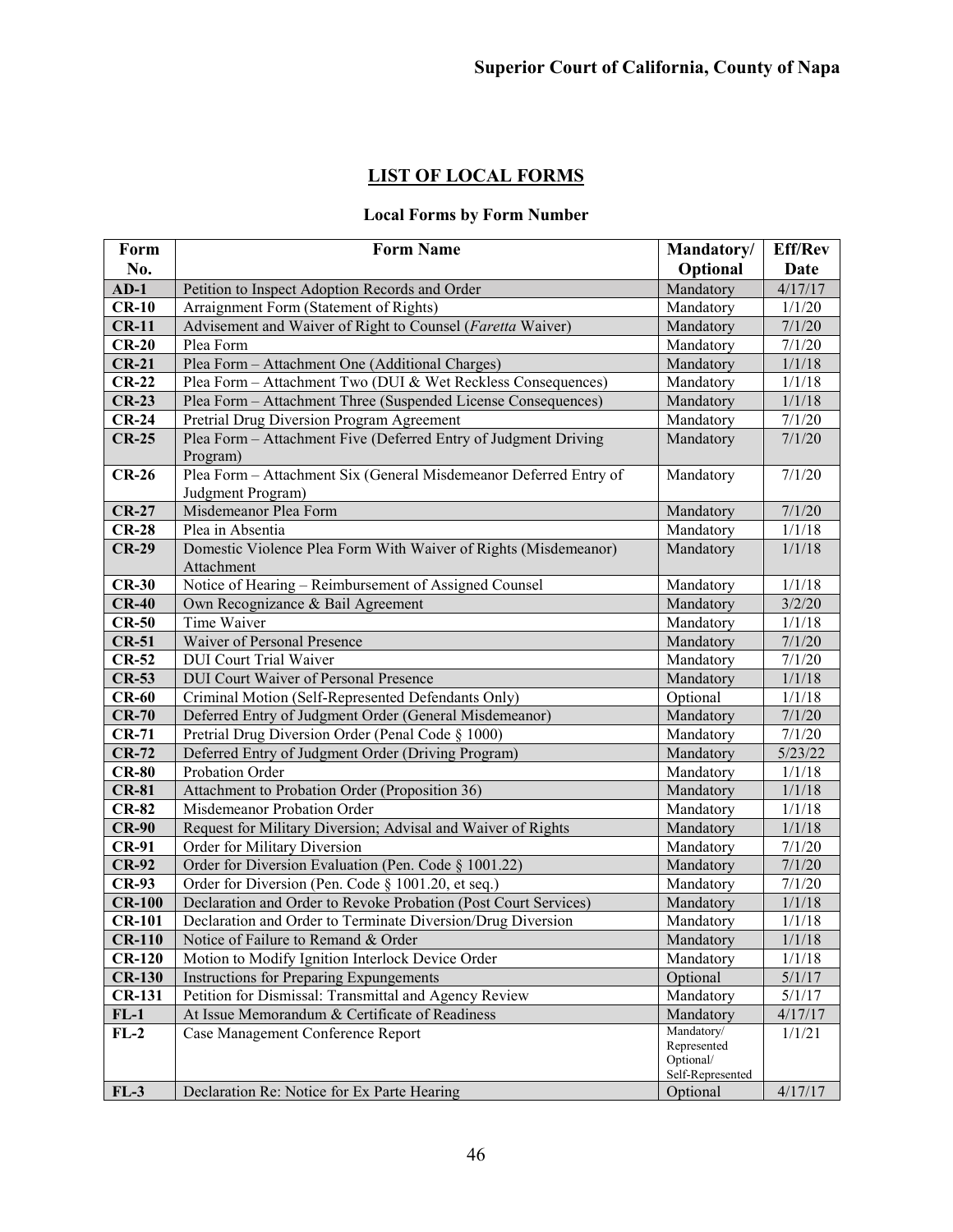# LIST OF LOCAL FORMS

## Local Forms by Form Number

| Form No. | Form Name | Mandatory/ Optional | Eff/Rev Date |
|---|---|---|---|
| **AD-1** | Petition to Inspect Adoption Records and Order | Mandatory | 4/17/17 |
| **CR-10** | Arraignment Form (Statement of Rights) | Mandatory | 1/1/20 |
| **CR-11** | Advisement and Waiver of Right to Counsel (*Faretta* Waiver) | Mandatory | 7/1/20 |
| **CR-20** | Plea Form | Mandatory | 7/1/20 |
| **CR-21** | Plea Form – Attachment One (Additional Charges) | Mandatory | 1/1/18 |
| **CR-22** | Plea Form – Attachment Two (DUI & Wet Reckless Consequences) | Mandatory | 1/1/18 |
| **CR-23** | Plea Form – Attachment Three (Suspended License Consequences) | Mandatory | 1/1/18 |
| **CR-24** | Pretrial Drug Diversion Program Agreement | Mandatory | 7/1/20 |
| **CR-25** | Plea Form – Attachment Five (Deferred Entry of Judgment Driving Program) | Mandatory | 7/1/20 |
| **CR-26** | Plea Form – Attachment Six (General Misdemeanor Deferred Entry of Judgment Program) | Mandatory | 7/1/20 |
| **CR-27** | Misdemeanor Plea Form | Mandatory | 7/1/20 |
| **CR-28** | Plea in Absentia | Mandatory | 1/1/18 |
| **CR-29** | Domestic Violence Plea Form With Waiver of Rights (Misdemeanor) Attachment | Mandatory | 1/1/18 |
| **CR-30** | Notice of Hearing – Reimbursement of Assigned Counsel | Mandatory | 1/1/18 |
| **CR-40** | Own Recognizance & Bail Agreement | Mandatory | 3/2/20 |
| **CR-50** | Time Waiver | Mandatory | 1/1/18 |
| **CR-51** | Waiver of Personal Presence | Mandatory | 7/1/20 |
| **CR-52** | DUI Court Trial Waiver | Mandatory | 7/1/20 |
| **CR-53** | DUI Court Waiver of Personal Presence | Mandatory | 1/1/18 |
| **CR-60** | Criminal Motion (Self-Represented Defendants Only) | Optional | 1/1/18 |
| **CR-70** | Deferred Entry of Judgment Order (General Misdemeanor) | Mandatory | 7/1/20 |
| **CR-71** | Pretrial Drug Diversion Order (Penal Code § 1000) | Mandatory | 7/1/20 |
| **CR-72** | Deferred Entry of Judgment Order (Driving Program) | Mandatory | 5/23/22 |
| **CR-80** | Probation Order | Mandatory | 1/1/18 |
| **CR-81** | Attachment to Probation Order (Proposition 36) | Mandatory | 1/1/18 |
| **CR-82** | Misdemeanor Probation Order | Mandatory | 1/1/18 |
| **CR-90** | Request for Military Diversion; Advisal and Waiver of Rights | Mandatory | 1/1/18 |
| **CR-91** | Order for Military Diversion | Mandatory | 7/1/20 |
| **CR-92** | Order for Diversion Evaluation (Pen. Code § 1001.22) | Mandatory | 7/1/20 |
| **CR-93** | Order for Diversion (Pen. Code § 1001.20, et seq.) | Mandatory | 7/1/20 |
| **CR-100** | Declaration and Order to Revoke Probation (Post Court Services) | Mandatory | 1/1/18 |
| **CR-101** | Declaration and Order to Terminate Diversion/Drug Diversion | Mandatory | 1/1/18 |
| **CR-110** | Notice of Failure to Remand & Order | Mandatory | 1/1/18 |
| **CR-120** | Motion to Modify Ignition Interlock Device Order | Mandatory | 1/1/18 |
| **CR-130** | Instructions for Preparing Expungements | Optional | 5/1/17 |
| **CR-131** | Petition for Dismissal: Transmittal and Agency Review | Mandatory | 5/1/17 |
| **FL-1** | At Issue Memorandum & Certificate of Readiness | Mandatory | 4/17/17 |
| **FL-2** | Case Management Conference Report | Mandatory/ Represented Optional/ Self-Represented | 1/1/21 |
| **FL-3** | Declaration Re: Notice for Ex Parte Hearing | Optional | 4/17/17 |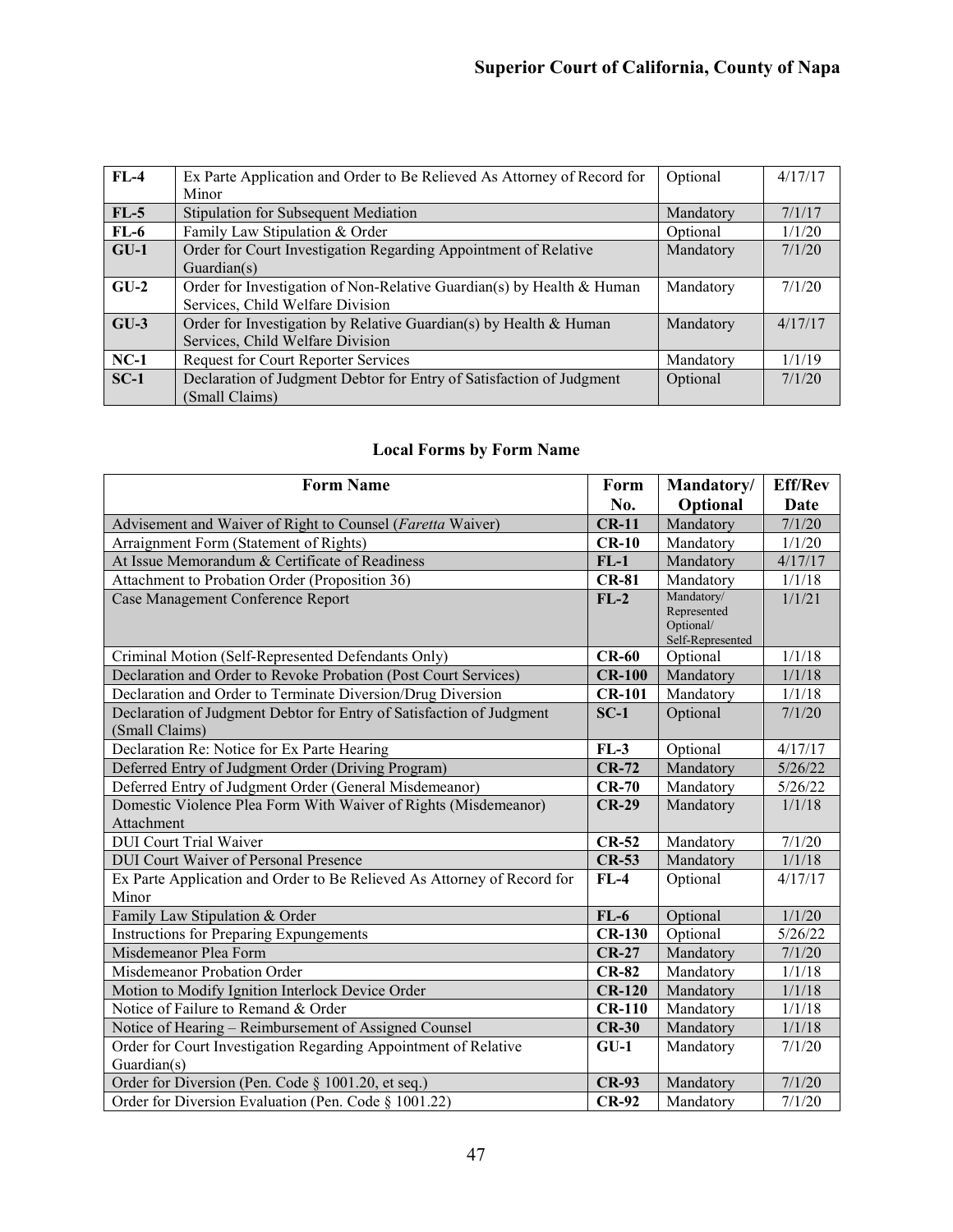| FL-4 | Ex Parte Application and Order to Be Relieved As Attorney of Record for Minor | Optional | 4/17/17 |
|---|---|---|---|
| FL-5 | Stipulation for Subsequent Mediation | Mandatory | 7/1/17 |
| FL-6 | Family Law Stipulation & Order | Optional | 1/1/20 |
| GU-1 | Order for Court Investigation Regarding Appointment of Relative Guardian(s) | Mandatory | 7/1/20 |
| GU-2 | Order for Investigation of Non-Relative Guardian(s) by Health & Human Services, Child Welfare Division | Mandatory | 7/1/20 |
| GU-3 | Order for Investigation by Relative Guardian(s) by Health & Human Services, Child Welfare Division | Mandatory | 4/17/17 |
| NC-1 | Request for Court Reporter Services | Mandatory | 1/1/19 |
| SC-1 | Declaration of Judgment Debtor for Entry of Satisfaction of Judgment (Small Claims) | Optional | 7/1/20 |

### Local Forms by Form Name

| Form Name | Form No. | Mandatory/ Optional | Eff/Rev Date |
|---|---|---|---|
| Advisement and Waiver of Right to Counsel (*Faretta* Waiver) | **CR-11** | Mandatory | 7/1/20 |
| Arraignment Form (Statement of Rights) | **CR-10** | Mandatory | 1/1/20 |
| At Issue Memorandum & Certificate of Readiness | **FL-1** | Mandatory | 4/17/17 |
| Attachment to Probation Order (Proposition 36) | **CR-81** | Mandatory | 1/1/18 |
| Case Management Conference Report | **FL-2** | Mandatory/ Represented Optional/ Self-Represented | 1/1/21 |
| Criminal Motion (Self-Represented Defendants Only) | **CR-60** | Optional | 1/1/18 |
| Declaration and Order to Revoke Probation (Post Court Services) | **CR-100** | Mandatory | 1/1/18 |
| Declaration and Order to Terminate Diversion/Drug Diversion | **CR-101** | Mandatory | 1/1/18 |
| Declaration of Judgment Debtor for Entry of Satisfaction of Judgment (Small Claims) | **SC-1** | Optional | 7/1/20 |
| Declaration Re: Notice for Ex Parte Hearing | **FL-3** | Optional | 4/17/17 |
| Deferred Entry of Judgment Order (Driving Program) | **CR-72** | Mandatory | 5/26/22 |
| Deferred Entry of Judgment Order (General Misdemeanor) | **CR-70** | Mandatory | 5/26/22 |
| Domestic Violence Plea Form With Waiver of Rights (Misdemeanor) Attachment | **CR-29** | Mandatory | 1/1/18 |
| DUI Court Trial Waiver | **CR-52** | Mandatory | 7/1/20 |
| DUI Court Waiver of Personal Presence | **CR-53** | Mandatory | 1/1/18 |
| Ex Parte Application and Order to Be Relieved As Attorney of Record for Minor | **FL-4** | Optional | 4/17/17 |
| Family Law Stipulation & Order | **FL-6** | Optional | 1/1/20 |
| Instructions for Preparing Expungements | **CR-130** | Optional | 5/26/22 |
| Misdemeanor Plea Form | **CR-27** | Mandatory | 7/1/20 |
| Misdemeanor Probation Order | **CR-82** | Mandatory | 1/1/18 |
| Motion to Modify Ignition Interlock Device Order | **CR-120** | Mandatory | 1/1/18 |
| Notice of Failure to Remand & Order | **CR-110** | Mandatory | 1/1/18 |
| Notice of Hearing – Reimbursement of Assigned Counsel | **CR-30** | Mandatory | 1/1/18 |
| Order for Court Investigation Regarding Appointment of Relative Guardian(s) | **GU-1** | Mandatory | 7/1/20 |
| Order for Diversion (Pen. Code § 1001.20, et seq.) | **CR-93** | Mandatory | 7/1/20 |
| Order for Diversion Evaluation (Pen. Code § 1001.22) | **CR-92** | Mandatory | 7/1/20 |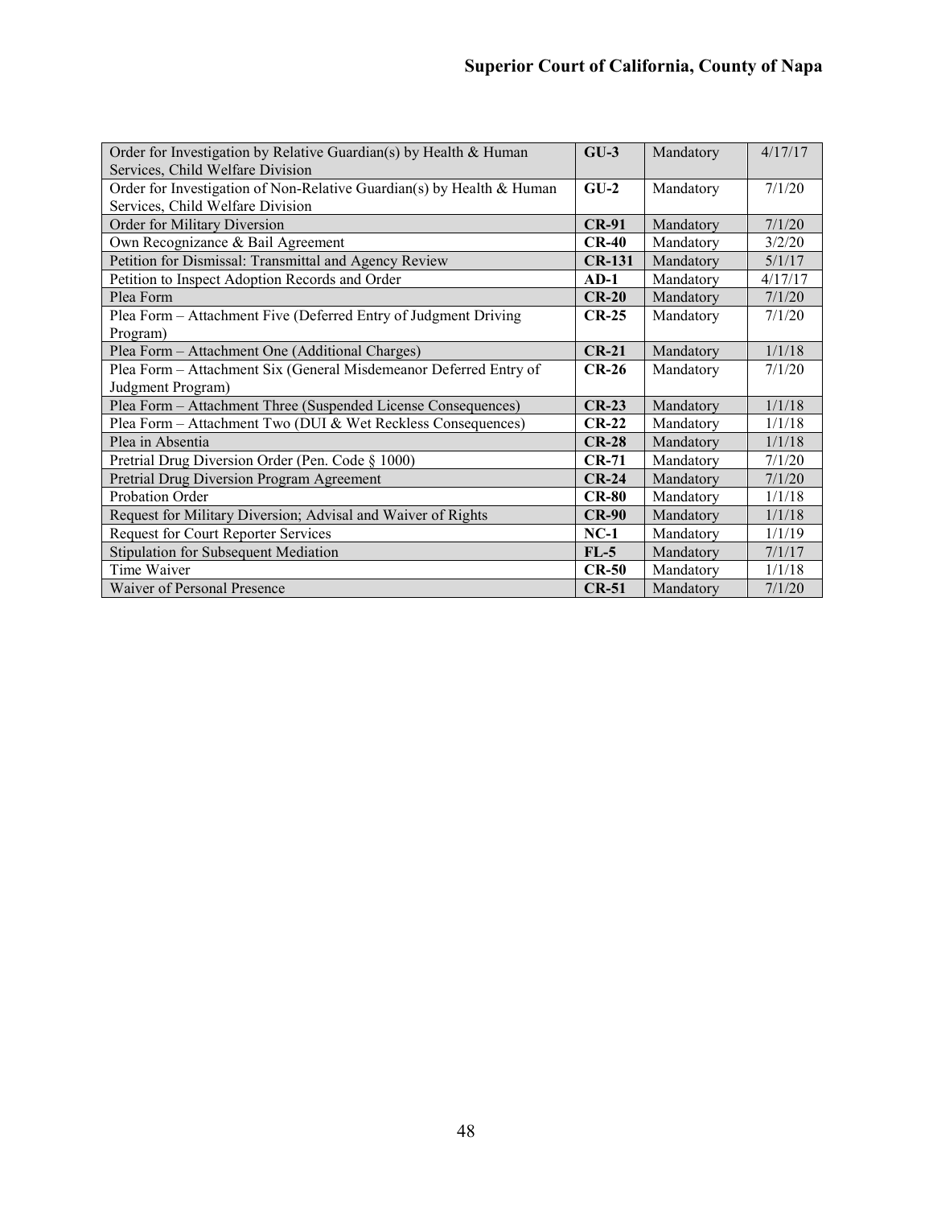| Order for Investigation by Relative Guardian(s) by Health & Human Services, Child Welfare Division | **GU-3** | Mandatory | 4/17/17 |
|---|---|---|---|
| Order for Investigation of Non-Relative Guardian(s) by Health & Human Services, Child Welfare Division | **GU-2** | Mandatory | 7/1/20 |
| Order for Military Diversion | **CR-91** | Mandatory | 7/1/20 |
| Own Recognizance & Bail Agreement | **CR-40** | Mandatory | 3/2/20 |
| Petition for Dismissal: Transmittal and Agency Review | **CR-131** | Mandatory | 5/1/17 |
| Petition to Inspect Adoption Records and Order | **AD-1** | Mandatory | 4/17/17 |
| Plea Form | **CR-20** | Mandatory | 7/1/20 |
| Plea Form – Attachment Five (Deferred Entry of Judgment Driving Program) | **CR-25** | Mandatory | 7/1/20 |
| Plea Form – Attachment One (Additional Charges) | **CR-21** | Mandatory | 1/1/18 |
| Plea Form – Attachment Six (General Misdemeanor Deferred Entry of Judgment Program) | **CR-26** | Mandatory | 7/1/20 |
| Plea Form – Attachment Three (Suspended License Consequences) | **CR-23** | Mandatory | 1/1/18 |
| Plea Form – Attachment Two (DUI & Wet Reckless Consequences) | **CR-22** | Mandatory | 1/1/18 |
| Plea in Absentia | **CR-28** | Mandatory | 1/1/18 |
| Pretrial Drug Diversion Order (Pen. Code § 1000) | **CR-71** | Mandatory | 7/1/20 |
| Pretrial Drug Diversion Program Agreement | **CR-24** | Mandatory | 7/1/20 |
| Probation Order | **CR-80** | Mandatory | 1/1/18 |
| Request for Military Diversion; Advisal and Waiver of Rights | **CR-90** | Mandatory | 1/1/18 |
| Request for Court Reporter Services | **NC-1** | Mandatory | 1/1/19 |
| Stipulation for Subsequent Mediation | **FL-5** | Mandatory | 7/1/17 |
| Time Waiver | **CR-50** | Mandatory | 1/1/18 |
| Waiver of Personal Presence | **CR-51** | Mandatory | 7/1/20 |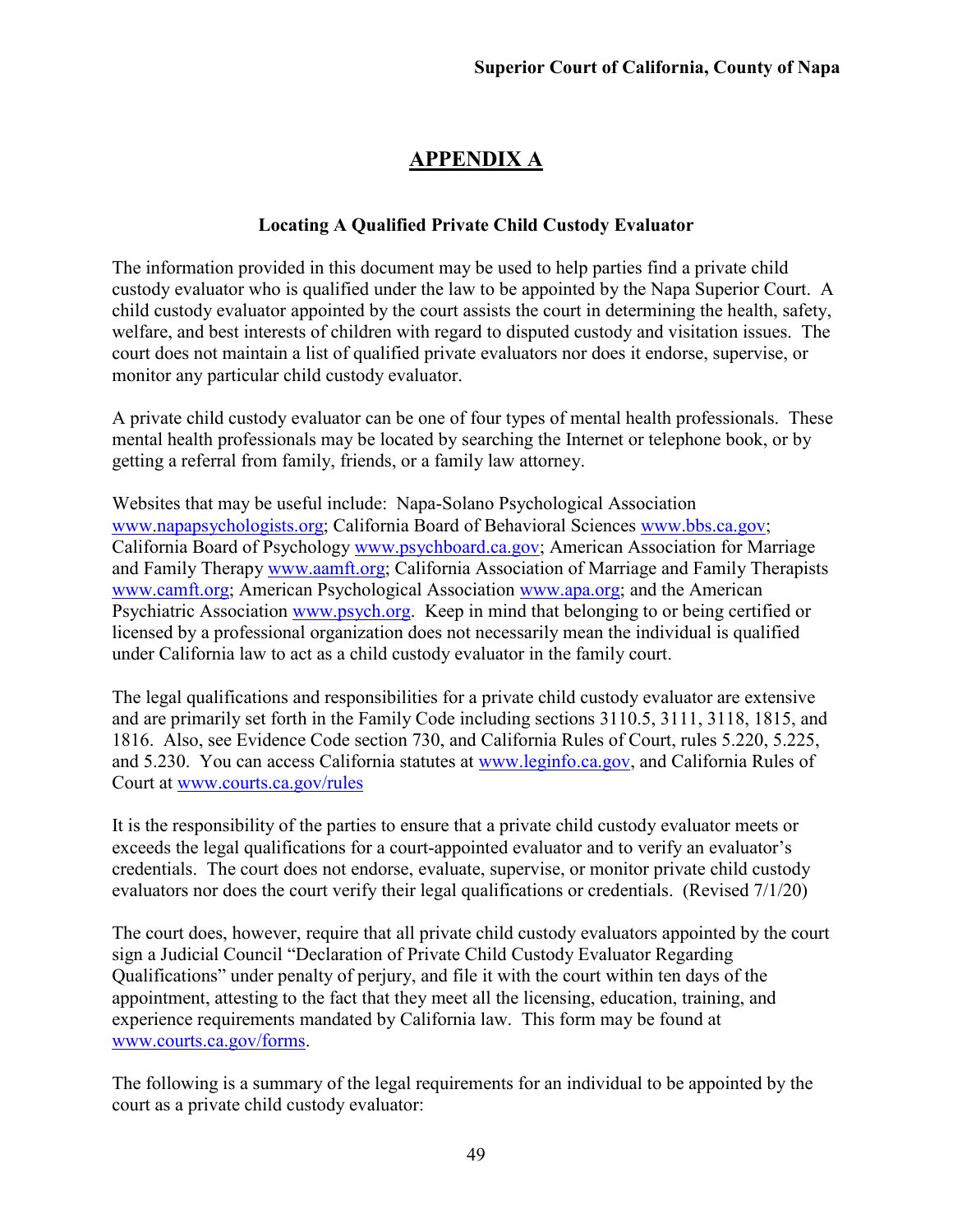## APPENDIX A

### Locating A Qualified Private Child Custody Evaluator

The information provided in this document may be used to help parties find a private child custody evaluator who is qualified under the law to be appointed by the Napa Superior Court. A child custody evaluator appointed by the court assists the court in determining the health, safety, welfare, and best interests of children with regard to disputed custody and visitation issues. The court does not maintain a list of qualified private evaluators nor does it endorse, supervise, or monitor any particular child custody evaluator.

A private child custody evaluator can be one of four types of mental health professionals. These mental health professionals may be located by searching the Internet or telephone book, or by getting a referral from family, friends, or a family law attorney.

Websites that may be useful include: Napa-Solano Psychological Association www.napapsychologists.org; California Board of Behavioral Sciences www.bbs.ca.gov; California Board of Psychology www.psychboard.ca.gov; American Association for Marriage and Family Therapy www.aamft.org; California Association of Marriage and Family Therapists www.camft.org; American Psychological Association www.apa.org; and the American Psychiatric Association www.psych.org. Keep in mind that belonging to or being certified or licensed by a professional organization does not necessarily mean the individual is qualified under California law to act as a child custody evaluator in the family court.

The legal qualifications and responsibilities for a private child custody evaluator are extensive and are primarily set forth in the Family Code including sections 3110.5, 3111, 3118, 1815, and 1816. Also, see Evidence Code section 730, and California Rules of Court, rules 5.220, 5.225, and 5.230. You can access California statutes at www.leginfo.ca.gov, and California Rules of Court at www.courts.ca.gov/rules

It is the responsibility of the parties to ensure that a private child custody evaluator meets or exceeds the legal qualifications for a court-appointed evaluator and to verify an evaluator's credentials. The court does not endorse, evaluate, supervise, or monitor private child custody evaluators nor does the court verify their legal qualifications or credentials. (Revised 7/1/20)

The court does, however, require that all private child custody evaluators appointed by the court sign a Judicial Council "Declaration of Private Child Custody Evaluator Regarding Qualifications" under penalty of perjury, and file it with the court within ten days of the appointment, attesting to the fact that they meet all the licensing, education, training, and experience requirements mandated by California law. This form may be found at www.courts.ca.gov/forms.

The following is a summary of the legal requirements for an individual to be appointed by the court as a private child custody evaluator: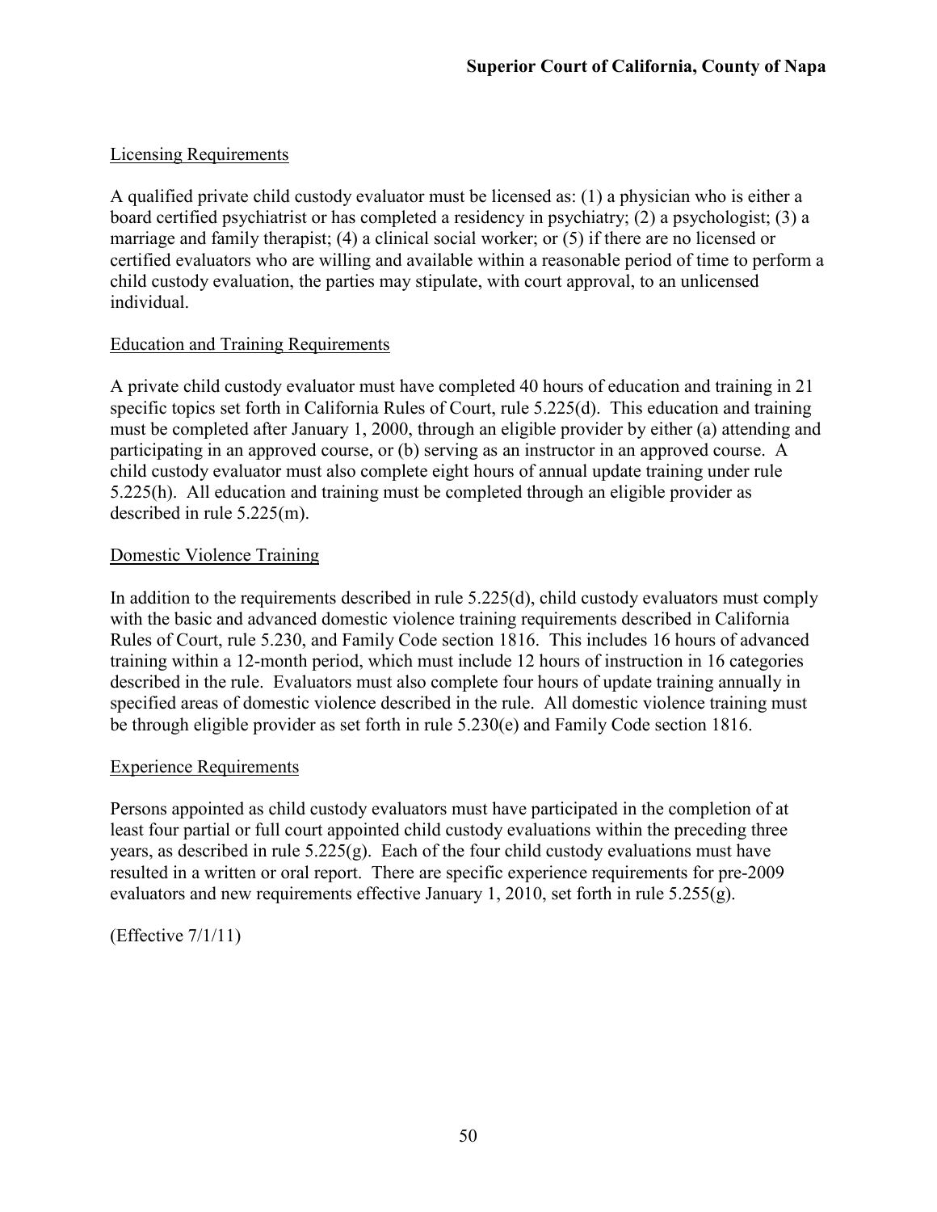Licensing Requirements

A qualified private child custody evaluator must be licensed as: (1) a physician who is either a board certified psychiatrist or has completed a residency in psychiatry; (2) a psychologist; (3) a marriage and family therapist; (4) a clinical social worker; or (5) if there are no licensed or certified evaluators who are willing and available within a reasonable period of time to perform a child custody evaluation, the parties may stipulate, with court approval, to an unlicensed individual.

Education and Training Requirements

A private child custody evaluator must have completed 40 hours of education and training in 21 specific topics set forth in California Rules of Court, rule 5.225(d). This education and training must be completed after January 1, 2000, through an eligible provider by either (a) attending and participating in an approved course, or (b) serving as an instructor in an approved course. A child custody evaluator must also complete eight hours of annual update training under rule 5.225(h). All education and training must be completed through an eligible provider as described in rule 5.225(m).

Domestic Violence Training

In addition to the requirements described in rule 5.225(d), child custody evaluators must comply with the basic and advanced domestic violence training requirements described in California Rules of Court, rule 5.230, and Family Code section 1816. This includes 16 hours of advanced training within a 12-month period, which must include 12 hours of instruction in 16 categories described in the rule. Evaluators must also complete four hours of update training annually in specified areas of domestic violence described in the rule. All domestic violence training must be through eligible provider as set forth in rule 5.230(e) and Family Code section 1816.

Experience Requirements

Persons appointed as child custody evaluators must have participated in the completion of at least four partial or full court appointed child custody evaluations within the preceding three years, as described in rule 5.225(g). Each of the four child custody evaluations must have resulted in a written or oral report. There are specific experience requirements for pre-2009 evaluators and new requirements effective January 1, 2010, set forth in rule 5.255(g).

(Effective 7/1/11)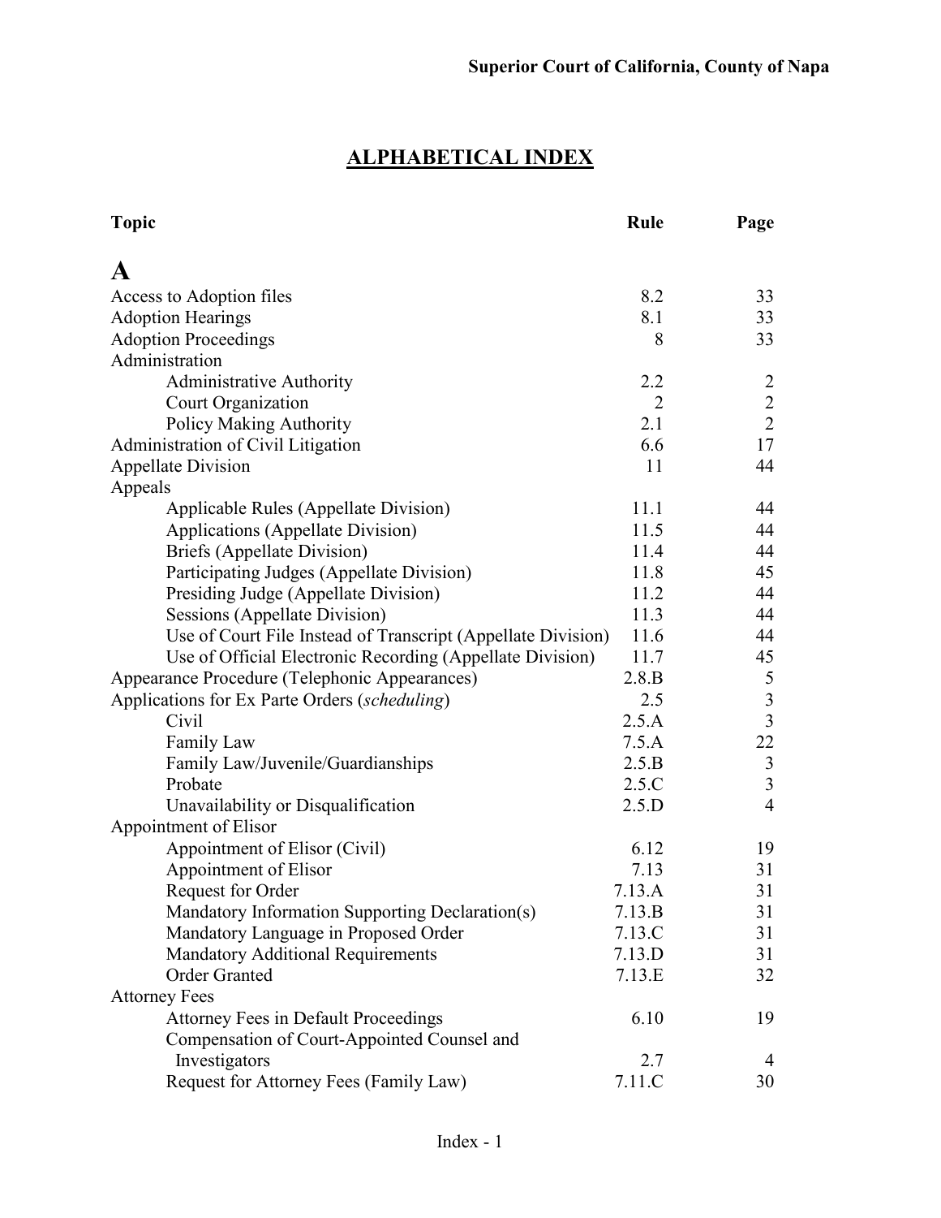## ALPHABETICAL INDEX

| Topic | Rule | Page |
|---|---|---|
| **A** | | |
| Access to Adoption files | 8.2 | 33 |
| Adoption Hearings | 8.1 | 33 |
| Adoption Proceedings | 8 | 33 |
| Administration | | |
| Administrative Authority | 2.2 | 2 |
| Court Organization | 2 | 2 |
| Policy Making Authority | 2.1 | 2 |
| Administration of Civil Litigation | 6.6 | 17 |
| Appellate Division | 11 | 44 |
| Appeals | | |
| Applicable Rules (Appellate Division) | 11.1 | 44 |
| Applications (Appellate Division) | 11.5 | 44 |
| Briefs (Appellate Division) | 11.4 | 44 |
| Participating Judges (Appellate Division) | 11.8 | 45 |
| Presiding Judge (Appellate Division) | 11.2 | 44 |
| Sessions (Appellate Division) | 11.3 | 44 |
| Use of Court File Instead of Transcript (Appellate Division) | 11.6 | 44 |
| Use of Official Electronic Recording (Appellate Division) | 11.7 | 45 |
| Appearance Procedure (Telephonic Appearances) | 2.8.B | 5 |
| Applications for Ex Parte Orders (*scheduling*) | 2.5 | 3 |
| Civil | 2.5.A | 3 |
| Family Law | 7.5.A | 22 |
| Family Law/Juvenile/Guardianships | 2.5.B | 3 |
| Probate | 2.5.C | 3 |
| Unavailability or Disqualification | 2.5.D | 4 |
| Appointment of Elisor | | |
| Appointment of Elisor (Civil) | 6.12 | 19 |
| Appointment of Elisor | 7.13 | 31 |
| Request for Order | 7.13.A | 31 |
| Mandatory Information Supporting Declaration(s) | 7.13.B | 31 |
| Mandatory Language in Proposed Order | 7.13.C | 31 |
| Mandatory Additional Requirements | 7.13.D | 31 |
| Order Granted | 7.13.E | 32 |
| Attorney Fees | | |
| Attorney Fees in Default Proceedings | 6.10 | 19 |
| Compensation of Court-Appointed Counsel and Investigators | 2.7 | 4 |
| Request for Attorney Fees (Family Law) | 7.11.C | 30 |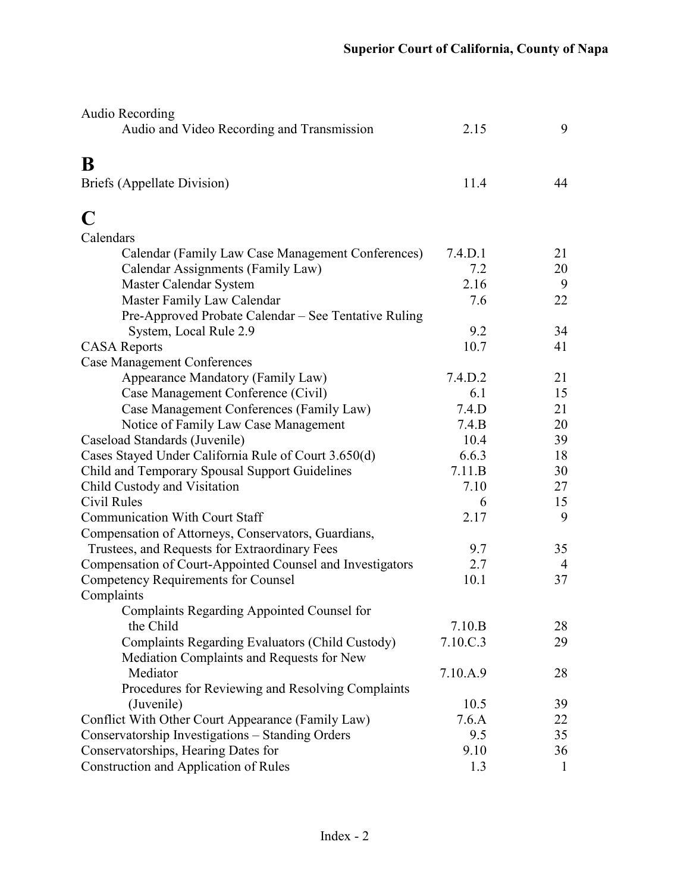| | | |
|---|---|---|
| Audio Recording | | |
| Audio and Video Recording and Transmission | 2.15 | 9 |

## B

| | | |
|---|---|---|
| Briefs (Appellate Division) | 11.4 | 44 |

## C

| | | |
|---|---|---|
| Calendars | | |
| Calendar (Family Law Case Management Conferences) | 7.4.D.1 | 21 |
| Calendar Assignments (Family Law) | 7.2 | 20 |
| Master Calendar System | 2.16 | 9 |
| Master Family Law Calendar | 7.6 | 22 |
| Pre-Approved Probate Calendar – See Tentative Ruling System, Local Rule 2.9 | 9.2 | 34 |
| CASA Reports | 10.7 | 41 |
| Case Management Conferences | | |
| Appearance Mandatory (Family Law) | 7.4.D.2 | 21 |
| Case Management Conference (Civil) | 6.1 | 15 |
| Case Management Conferences (Family Law) | 7.4.D | 21 |
| Notice of Family Law Case Management | 7.4.B | 20 |
| Caseload Standards (Juvenile) | 10.4 | 39 |
| Cases Stayed Under California Rule of Court 3.650(d) | 6.6.3 | 18 |
| Child and Temporary Spousal Support Guidelines | 7.11.B | 30 |
| Child Custody and Visitation | 7.10 | 27 |
| Civil Rules | 6 | 15 |
| Communication With Court Staff | 2.17 | 9 |
| Compensation of Attorneys, Conservators, Guardians, Trustees, and Requests for Extraordinary Fees | 9.7 | 35 |
| Compensation of Court-Appointed Counsel and Investigators | 2.7 | 4 |
| Competency Requirements for Counsel | 10.1 | 37 |
| Complaints | | |
| Complaints Regarding Appointed Counsel for the Child | 7.10.B | 28 |
| Complaints Regarding Evaluators (Child Custody) | 7.10.C.3 | 29 |
| Mediation Complaints and Requests for New Mediator | 7.10.A.9 | 28 |
| Procedures for Reviewing and Resolving Complaints (Juvenile) | 10.5 | 39 |
| Conflict With Other Court Appearance (Family Law) | 7.6.A | 22 |
| Conservatorship Investigations – Standing Orders | 9.5 | 35 |
| Conservatorships, Hearing Dates for | 9.10 | 36 |
| Construction and Application of Rules | 1.3 | 1 |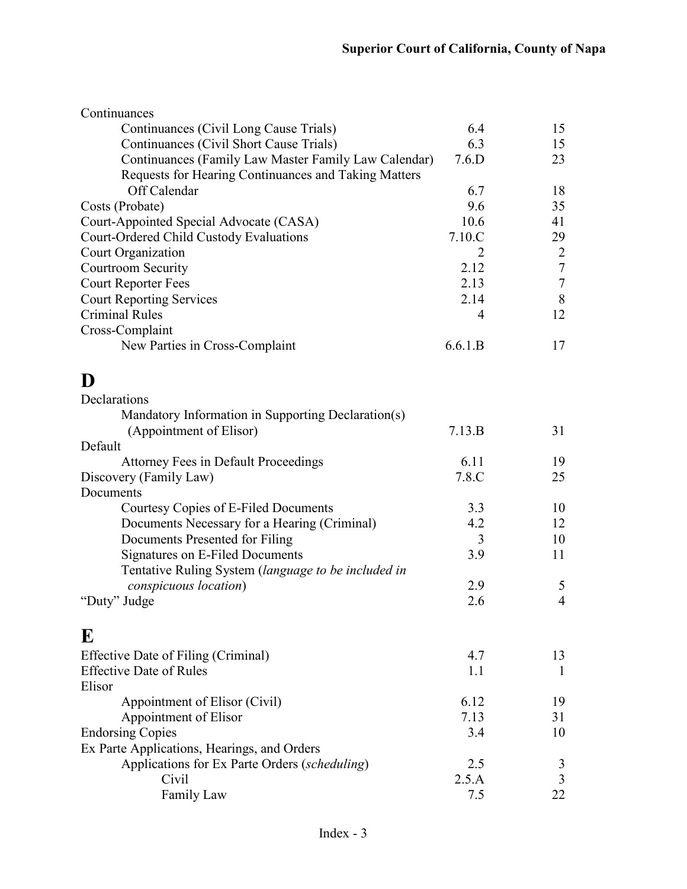| | | |
|---|---|---|
| Continuances | | |
| Continuances (Civil Long Cause Trials) | 6.4 | 15 |
| Continuances (Civil Short Cause Trials) | 6.3 | 15 |
| Continuances (Family Law Master Family Law Calendar) | 7.6.D | 23 |
| Requests for Hearing Continuances and Taking Matters Off Calendar | 6.7 | 18 |
| Costs (Probate) | 9.6 | 35 |
| Court-Appointed Special Advocate (CASA) | 10.6 | 41 |
| Court-Ordered Child Custody Evaluations | 7.10.C | 29 |
| Court Organization | 2 | 2 |
| Courtroom Security | 2.12 | 7 |
| Court Reporter Fees | 2.13 | 7 |
| Court Reporting Services | 2.14 | 8 |
| Criminal Rules | 4 | 12 |
| Cross-Complaint | | |
| New Parties in Cross-Complaint | 6.6.1.B | 17 |

# D

| | | |
|---|---|---|
| Declarations | | |
| Mandatory Information in Supporting Declaration(s) (Appointment of Elisor) | 7.13.B | 31 |
| Default | | |
| Attorney Fees in Default Proceedings | 6.11 | 19 |
| Discovery (Family Law) | 7.8.C | 25 |
| Documents | | |
| Courtesy Copies of E-Filed Documents | 3.3 | 10 |
| Documents Necessary for a Hearing (Criminal) | 4.2 | 12 |
| Documents Presented for Filing | 3 | 10 |
| Signatures on E-Filed Documents | 3.9 | 11 |
| Tentative Ruling System (*language to be included in conspicuous location*) | 2.9 | 5 |
| "Duty" Judge | 2.6 | 4 |

# E

| | | |
|---|---|---|
| Effective Date of Filing (Criminal) | 4.7 | 13 |
| Effective Date of Rules | 1.1 | 1 |
| Elisor | | |
| Appointment of Elisor (Civil) | 6.12 | 19 |
| Appointment of Elisor | 7.13 | 31 |
| Endorsing Copies | 3.4 | 10 |
| Ex Parte Applications, Hearings, and Orders | | |
| Applications for Ex Parte Orders (*scheduling*) | 2.5 | 3 |
| Civil | 2.5.A | 3 |
| Family Law | 7.5 | 22 |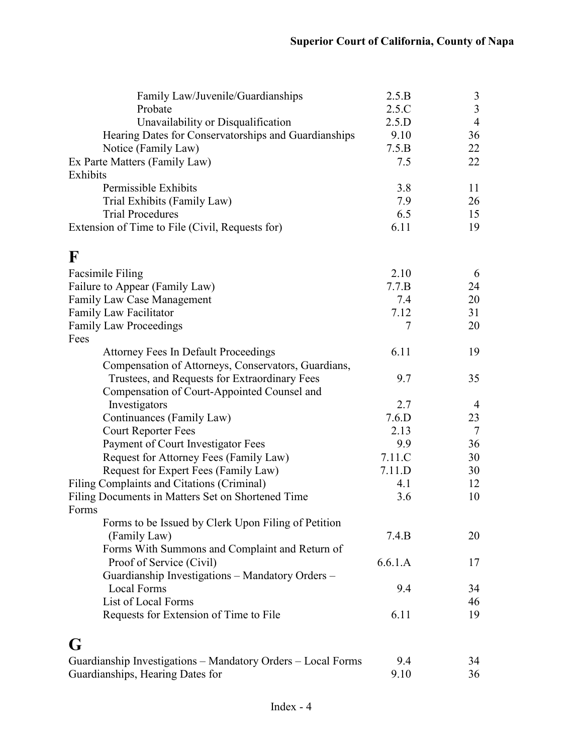| | | |
|---|---|---|
| Family Law/Juvenile/Guardianships | 2.5.B | 3 |
| Probate | 2.5.C | 3 |
| Unavailability or Disqualification | 2.5.D | 4 |
| Hearing Dates for Conservatorships and Guardianships | 9.10 | 36 |
| Notice (Family Law) | 7.5.B | 22 |
| Ex Parte Matters (Family Law) | 7.5 | 22 |
| Exhibits | | |
| Permissible Exhibits | 3.8 | 11 |
| Trial Exhibits (Family Law) | 7.9 | 26 |
| Trial Procedures | 6.5 | 15 |
| Extension of Time to File (Civil, Requests for) | 6.11 | 19 |

# F

| | | |
|---|---|---|
| Facsimile Filing | 2.10 | 6 |
| Failure to Appear (Family Law) | 7.7.B | 24 |
| Family Law Case Management | 7.4 | 20 |
| Family Law Facilitator | 7.12 | 31 |
| Family Law Proceedings | 7 | 20 |
| Fees | | |
| Attorney Fees In Default Proceedings | 6.11 | 19 |
| Compensation of Attorneys, Conservators, Guardians, Trustees, and Requests for Extraordinary Fees | 9.7 | 35 |
| Compensation of Court-Appointed Counsel and Investigators | 2.7 | 4 |
| Continuances (Family Law) | 7.6.D | 23 |
| Court Reporter Fees | 2.13 | 7 |
| Payment of Court Investigator Fees | 9.9 | 36 |
| Request for Attorney Fees (Family Law) | 7.11.C | 30 |
| Request for Expert Fees (Family Law) | 7.11.D | 30 |
| Filing Complaints and Citations (Criminal) | 4.1 | 12 |
| Filing Documents in Matters Set on Shortened Time | 3.6 | 10 |
| Forms | | |
| Forms to be Issued by Clerk Upon Filing of Petition (Family Law) | 7.4.B | 20 |
| Forms With Summons and Complaint and Return of Proof of Service (Civil) | 6.6.1.A | 17 |
| Guardianship Investigations – Mandatory Orders – Local Forms | 9.4 | 34 |
| List of Local Forms | | 46 |
| Requests for Extension of Time to File | 6.11 | 19 |

# G

| | | |
|---|---|---|
| Guardianship Investigations – Mandatory Orders – Local Forms | 9.4 | 34 |
| Guardianships, Hearing Dates for | 9.10 | 36 |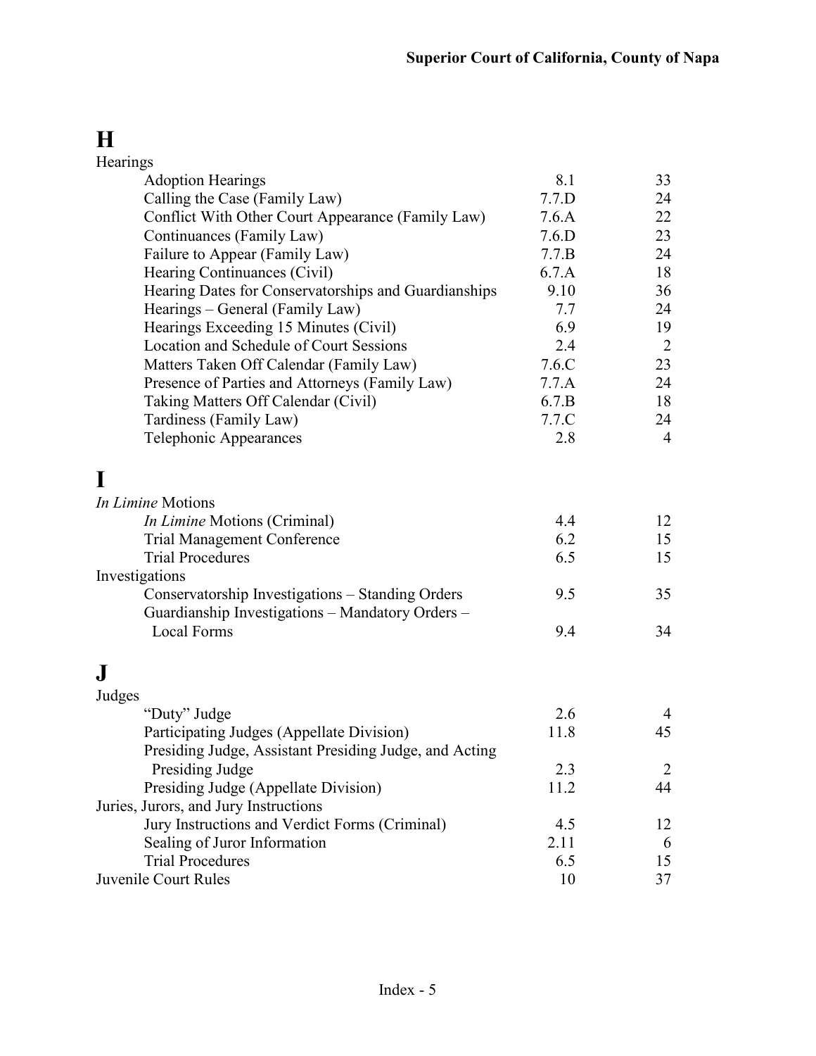# H

| Hearings | | |
|---|---|---|
| Adoption Hearings | 8.1 | 33 |
| Calling the Case (Family Law) | 7.7.D | 24 |
| Conflict With Other Court Appearance (Family Law) | 7.6.A | 22 |
| Continuances (Family Law) | 7.6.D | 23 |
| Failure to Appear (Family Law) | 7.7.B | 24 |
| Hearing Continuances (Civil) | 6.7.A | 18 |
| Hearing Dates for Conservatorships and Guardianships | 9.10 | 36 |
| Hearings – General (Family Law) | 7.7 | 24 |
| Hearings Exceeding 15 Minutes (Civil) | 6.9 | 19 |
| Location and Schedule of Court Sessions | 2.4 | 2 |
| Matters Taken Off Calendar (Family Law) | 7.6.C | 23 |
| Presence of Parties and Attorneys (Family Law) | 7.7.A | 24 |
| Taking Matters Off Calendar (Civil) | 6.7.B | 18 |
| Tardiness (Family Law) | 7.7.C | 24 |
| Telephonic Appearances | 2.8 | 4 |

# I

| *In Limine* Motions | | |
|---|---|---|
| *In Limine* Motions (Criminal) | 4.4 | 12 |
| Trial Management Conference | 6.2 | 15 |
| Trial Procedures | 6.5 | 15 |
| Investigations | | |
| Conservatorship Investigations – Standing Orders | 9.5 | 35 |
| Guardianship Investigations – Mandatory Orders – Local Forms | 9.4 | 34 |

# J

| Judges | | |
|---|---|---|
| "Duty" Judge | 2.6 | 4 |
| Participating Judges (Appellate Division) | 11.8 | 45 |
| Presiding Judge, Assistant Presiding Judge, and Acting Presiding Judge | 2.3 | 2 |
| Presiding Judge (Appellate Division) | 11.2 | 44 |
| Juries, Jurors, and Jury Instructions | | |
| Jury Instructions and Verdict Forms (Criminal) | 4.5 | 12 |
| Sealing of Juror Information | 2.11 | 6 |
| Trial Procedures | 6.5 | 15 |
| Juvenile Court Rules | 10 | 37 |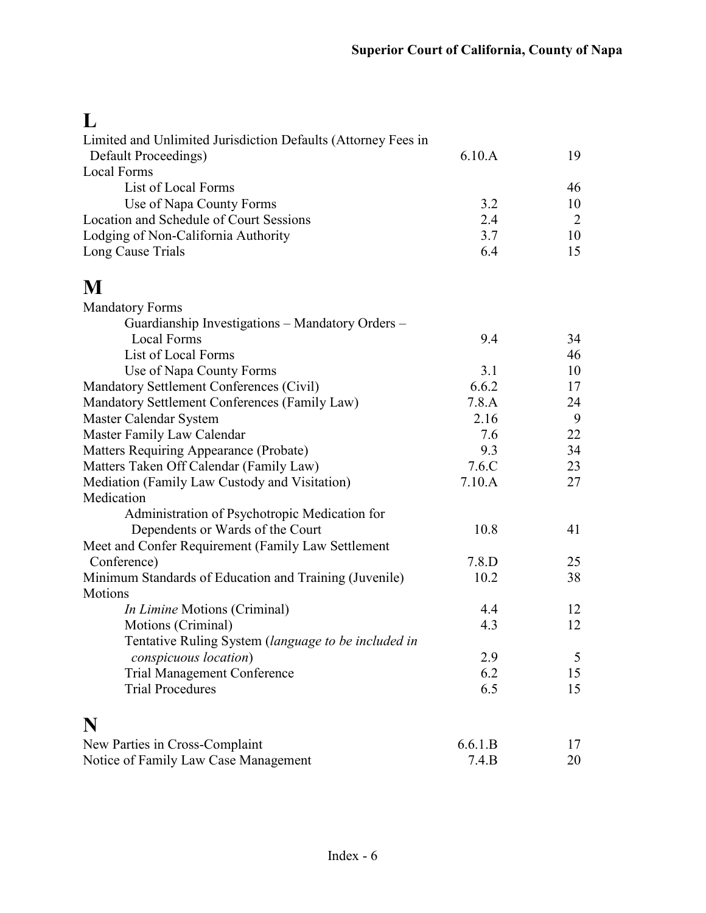# L

| | | |
|---|---|---|
| Limited and Unlimited Jurisdiction Defaults (Attorney Fees in Default Proceedings) | 6.10.A | 19 |
| Local Forms | | |
| List of Local Forms | | 46 |
| Use of Napa County Forms | 3.2 | 10 |
| Location and Schedule of Court Sessions | 2.4 | 2 |
| Lodging of Non-California Authority | 3.7 | 10 |
| Long Cause Trials | 6.4 | 15 |

# M

| | | |
|---|---|---|
| Mandatory Forms | | |
| Guardianship Investigations – Mandatory Orders – Local Forms | 9.4 | 34 |
| List of Local Forms | | 46 |
| Use of Napa County Forms | 3.1 | 10 |
| Mandatory Settlement Conferences (Civil) | 6.6.2 | 17 |
| Mandatory Settlement Conferences (Family Law) | 7.8.A | 24 |
| Master Calendar System | 2.16 | 9 |
| Master Family Law Calendar | 7.6 | 22 |
| Matters Requiring Appearance (Probate) | 9.3 | 34 |
| Matters Taken Off Calendar (Family Law) | 7.6.C | 23 |
| Mediation (Family Law Custody and Visitation) | 7.10.A | 27 |
| Medication | | |
| Administration of Psychotropic Medication for Dependents or Wards of the Court | 10.8 | 41 |
| Meet and Confer Requirement (Family Law Settlement Conference) | 7.8.D | 25 |
| Minimum Standards of Education and Training (Juvenile) | 10.2 | 38 |
| Motions | | |
| *In Limine* Motions (Criminal) | 4.4 | 12 |
| Motions (Criminal) | 4.3 | 12 |
| Tentative Ruling System (*language to be included in conspicuous location*) | 2.9 | 5 |
| Trial Management Conference | 6.2 | 15 |
| Trial Procedures | 6.5 | 15 |

# N

| | | |
|---|---|---|
| New Parties in Cross-Complaint | 6.6.1.B | 17 |
| Notice of Family Law Case Management | 7.4.B | 20 |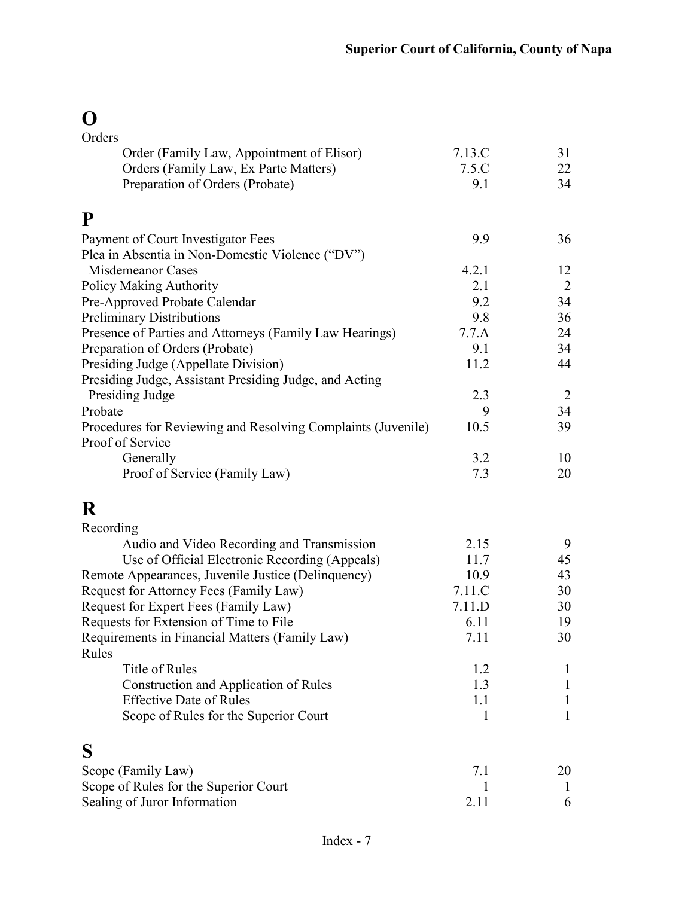# O

| Entry | Rule | Page |
|---|---|---|
| Orders | | |
| Order (Family Law, Appointment of Elisor) | 7.13.C | 31 |
| Orders (Family Law, Ex Parte Matters) | 7.5.C | 22 |
| Preparation of Orders (Probate) | 9.1 | 34 |

# P

| Entry | Rule | Page |
|---|---|---|
| Payment of Court Investigator Fees | 9.9 | 36 |
| Plea in Absentia in Non-Domestic Violence ("DV") Misdemeanor Cases | 4.2.1 | 12 |
| Policy Making Authority | 2.1 | 2 |
| Pre-Approved Probate Calendar | 9.2 | 34 |
| Preliminary Distributions | 9.8 | 36 |
| Presence of Parties and Attorneys (Family Law Hearings) | 7.7.A | 24 |
| Preparation of Orders (Probate) | 9.1 | 34 |
| Presiding Judge (Appellate Division) | 11.2 | 44 |
| Presiding Judge, Assistant Presiding Judge, and Acting Presiding Judge | 2.3 | 2 |
| Probate | 9 | 34 |
| Procedures for Reviewing and Resolving Complaints (Juvenile) | 10.5 | 39 |
| Proof of Service | | |
| Generally | 3.2 | 10 |
| Proof of Service (Family Law) | 7.3 | 20 |

# R

| Entry | Rule | Page |
|---|---|---|
| Recording | | |
| Audio and Video Recording and Transmission | 2.15 | 9 |
| Use of Official Electronic Recording (Appeals) | 11.7 | 45 |
| Remote Appearances, Juvenile Justice (Delinquency) | 10.9 | 43 |
| Request for Attorney Fees (Family Law) | 7.11.C | 30 |
| Request for Expert Fees (Family Law) | 7.11.D | 30 |
| Requests for Extension of Time to File | 6.11 | 19 |
| Requirements in Financial Matters (Family Law) | 7.11 | 30 |
| Rules | | |
| Title of Rules | 1.2 | 1 |
| Construction and Application of Rules | 1.3 | 1 |
| Effective Date of Rules | 1.1 | 1 |
| Scope of Rules for the Superior Court | 1 | 1 |

# S

| Entry | Rule | Page |
|---|---|---|
| Scope (Family Law) | 7.1 | 20 |
| Scope of Rules for the Superior Court | 1 | 1 |
| Sealing of Juror Information | 2.11 | 6 |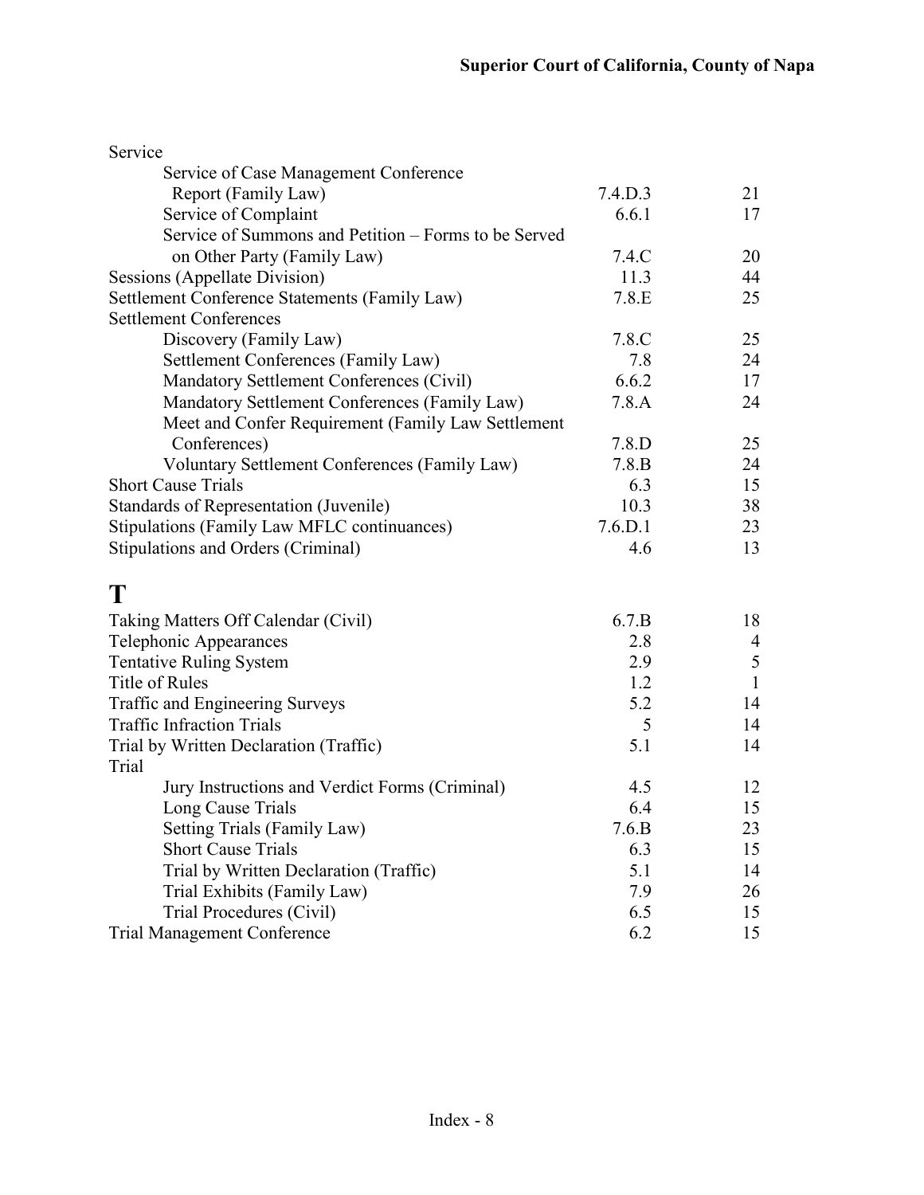| Entry | Rule | Page |
|---|---|---|
| Service | | |
| Service of Case Management Conference Report (Family Law) | 7.4.D.3 | 21 |
| Service of Complaint | 6.6.1 | 17 |
| Service of Summons and Petition – Forms to be Served on Other Party (Family Law) | 7.4.C | 20 |
| Sessions (Appellate Division) | 11.3 | 44 |
| Settlement Conference Statements (Family Law) | 7.8.E | 25 |
| Settlement Conferences | | |
| Discovery (Family Law) | 7.8.C | 25 |
| Settlement Conferences (Family Law) | 7.8 | 24 |
| Mandatory Settlement Conferences (Civil) | 6.6.2 | 17 |
| Mandatory Settlement Conferences (Family Law) | 7.8.A | 24 |
| Meet and Confer Requirement (Family Law Settlement Conferences) | 7.8.D | 25 |
| Voluntary Settlement Conferences (Family Law) | 7.8.B | 24 |
| Short Cause Trials | 6.3 | 15 |
| Standards of Representation (Juvenile) | 10.3 | 38 |
| Stipulations (Family Law MFLC continuances) | 7.6.D.1 | 23 |
| Stipulations and Orders (Criminal) | 4.6 | 13 |

# T

| Entry | Rule | Page |
|---|---|---|
| Taking Matters Off Calendar (Civil) | 6.7.B | 18 |
| Telephonic Appearances | 2.8 | 4 |
| Tentative Ruling System | 2.9 | 5 |
| Title of Rules | 1.2 | 1 |
| Traffic and Engineering Surveys | 5.2 | 14 |
| Traffic Infraction Trials | 5 | 14 |
| Trial by Written Declaration (Traffic) | 5.1 | 14 |
| Trial | | |
| Jury Instructions and Verdict Forms (Criminal) | 4.5 | 12 |
| Long Cause Trials | 6.4 | 15 |
| Setting Trials (Family Law) | 7.6.B | 23 |
| Short Cause Trials | 6.3 | 15 |
| Trial by Written Declaration (Traffic) | 5.1 | 14 |
| Trial Exhibits (Family Law) | 7.9 | 26 |
| Trial Procedures (Civil) | 6.5 | 15 |
| Trial Management Conference | 6.2 | 15 |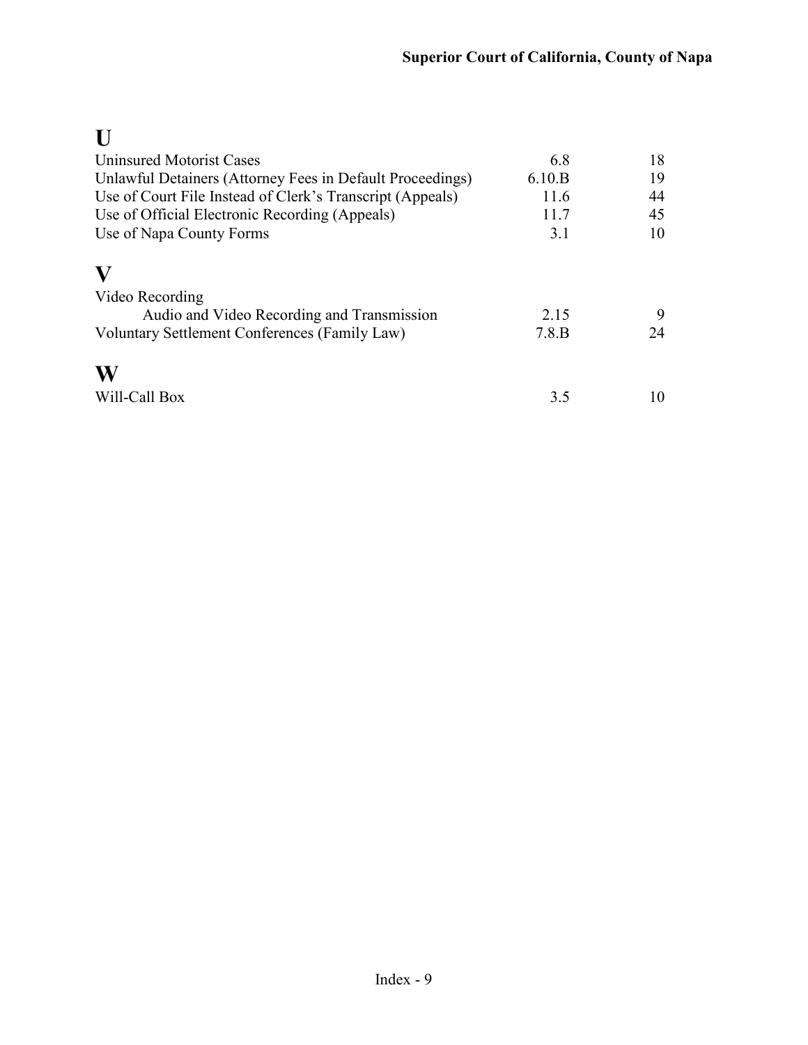# U

| | | |
|---|---|---|
| Uninsured Motorist Cases | 6.8 | 18 |
| Unlawful Detainers (Attorney Fees in Default Proceedings) | 6.10.B | 19 |
| Use of Court File Instead of Clerk's Transcript (Appeals) | 11.6 | 44 |
| Use of Official Electronic Recording (Appeals) | 11.7 | 45 |
| Use of Napa County Forms | 3.1 | 10 |

# V

| | | |
|---|---|---|
| Video Recording | | |
| Audio and Video Recording and Transmission | 2.15 | 9 |
| Voluntary Settlement Conferences (Family Law) | 7.8.B | 24 |

# W

| | | |
|---|---|---|
| Will-Call Box | 3.5 | 10 |